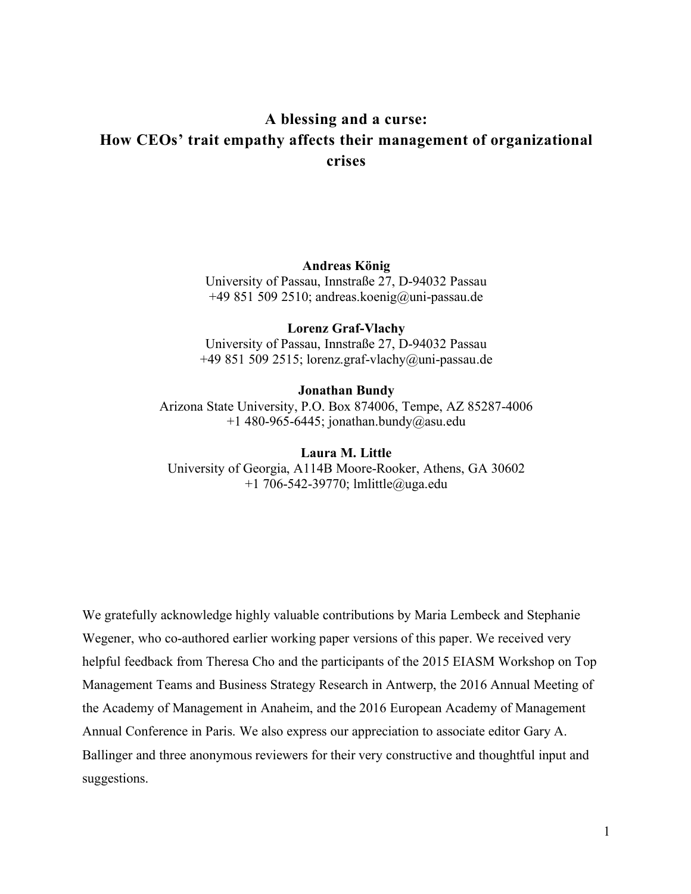# A blessing and a curse: How CEOs' trait empathy affects their management of organizational crises

**Andreas König**
University of Passau, Innstraße 27, D-94032 Passau
+49 851 509 2510; andreas.koenig@uni-passau.de

**Lorenz Graf-Vlachy**
University of Passau, Innstraße 27, D-94032 Passau
+49 851 509 2515; lorenz.graf-vlachy@uni-passau.de

**Jonathan Bundy**
Arizona State University, P.O. Box 874006, Tempe, AZ 85287-4006
+1 480-965-6445; jonathan.bundy@asu.edu

**Laura M. Little**
University of Georgia, A114B Moore-Rooker, Athens, GA 30602
+1 706-542-39770; lmlittle@uga.edu

We gratefully acknowledge highly valuable contributions by Maria Lembeck and Stephanie Wegener, who co-authored earlier working paper versions of this paper. We received very helpful feedback from Theresa Cho and the participants of the 2015 EIASM Workshop on Top Management Teams and Business Strategy Research in Antwerp, the 2016 Annual Meeting of the Academy of Management in Anaheim, and the 2016 European Academy of Management Annual Conference in Paris. We also express our appreciation to associate editor Gary A. Ballinger and three anonymous reviewers for their very constructive and thoughtful input and suggestions.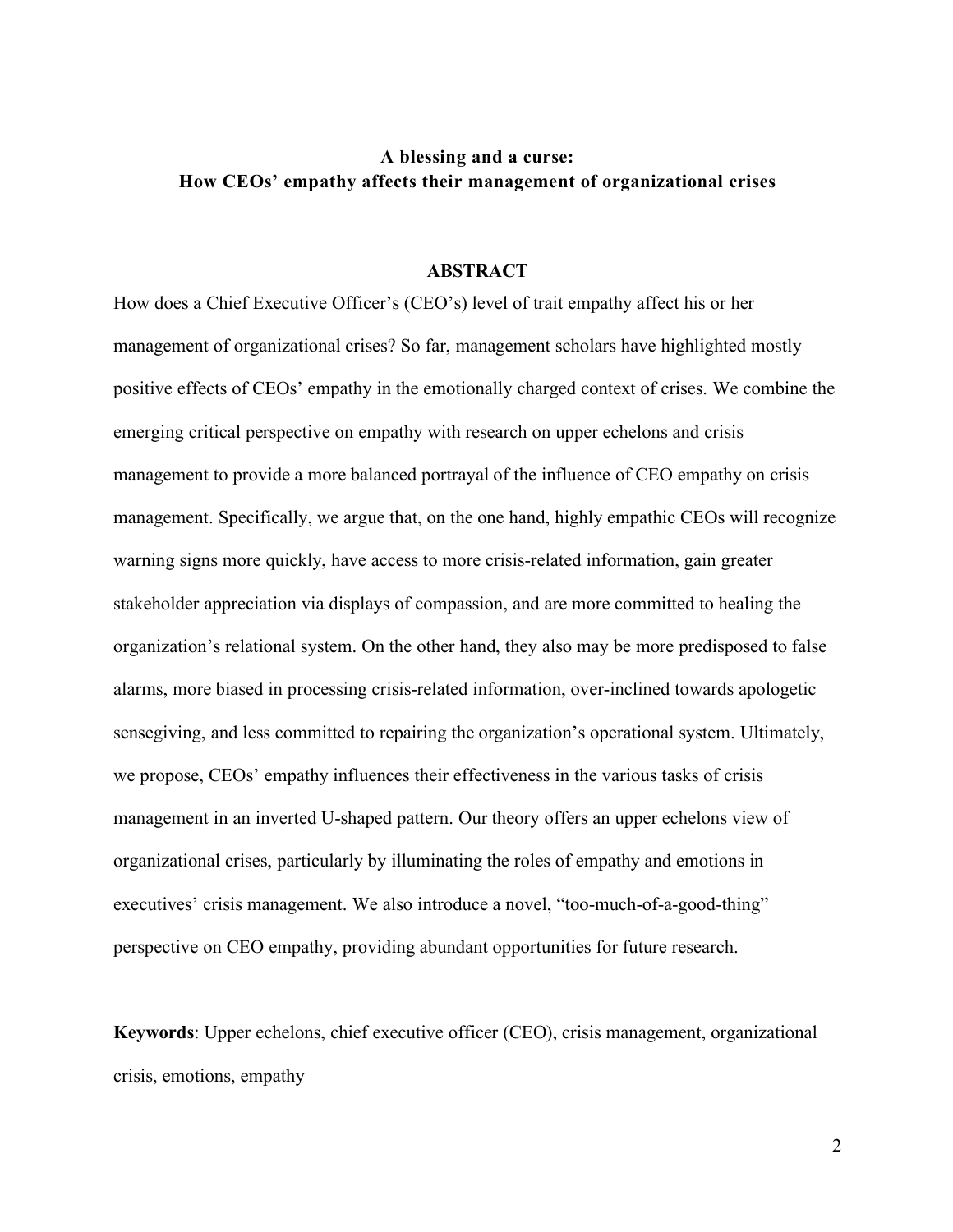**A blessing and a curse:**
**How CEOs' empathy affects their management of organizational crises**

## ABSTRACT

How does a Chief Executive Officer's (CEO's) level of trait empathy affect his or her management of organizational crises? So far, management scholars have highlighted mostly positive effects of CEOs' empathy in the emotionally charged context of crises. We combine the emerging critical perspective on empathy with research on upper echelons and crisis management to provide a more balanced portrayal of the influence of CEO empathy on crisis management. Specifically, we argue that, on the one hand, highly empathic CEOs will recognize warning signs more quickly, have access to more crisis-related information, gain greater stakeholder appreciation via displays of compassion, and are more committed to healing the organization's relational system. On the other hand, they also may be more predisposed to false alarms, more biased in processing crisis-related information, over-inclined towards apologetic sensegiving, and less committed to repairing the organization's operational system. Ultimately, we propose, CEOs' empathy influences their effectiveness in the various tasks of crisis management in an inverted U-shaped pattern. Our theory offers an upper echelons view of organizational crises, particularly by illuminating the roles of empathy and emotions in executives' crisis management. We also introduce a novel, "too-much-of-a-good-thing" perspective on CEO empathy, providing abundant opportunities for future research.

**Keywords**: Upper echelons, chief executive officer (CEO), crisis management, organizational crisis, emotions, empathy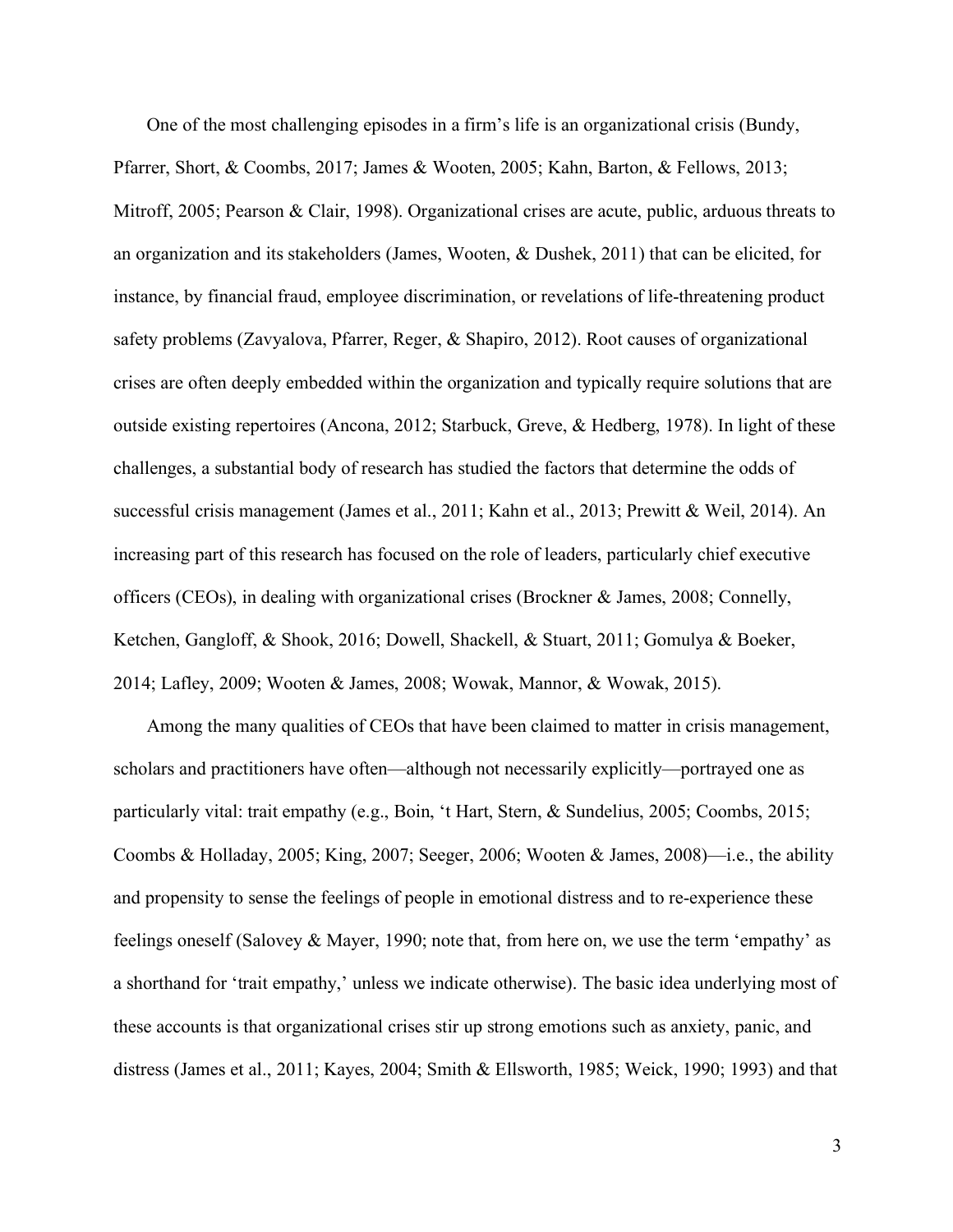One of the most challenging episodes in a firm's life is an organizational crisis (Bundy, Pfarrer, Short, & Coombs, 2017; James & Wooten, 2005; Kahn, Barton, & Fellows, 2013; Mitroff, 2005; Pearson & Clair, 1998). Organizational crises are acute, public, arduous threats to an organization and its stakeholders (James, Wooten, & Dushek, 2011) that can be elicited, for instance, by financial fraud, employee discrimination, or revelations of life-threatening product safety problems (Zavyalova, Pfarrer, Reger, & Shapiro, 2012). Root causes of organizational crises are often deeply embedded within the organization and typically require solutions that are outside existing repertoires (Ancona, 2012; Starbuck, Greve, & Hedberg, 1978). In light of these challenges, a substantial body of research has studied the factors that determine the odds of successful crisis management (James et al., 2011; Kahn et al., 2013; Prewitt & Weil, 2014). An increasing part of this research has focused on the role of leaders, particularly chief executive officers (CEOs), in dealing with organizational crises (Brockner & James, 2008; Connelly, Ketchen, Gangloff, & Shook, 2016; Dowell, Shackell, & Stuart, 2011; Gomulya & Boeker, 2014; Lafley, 2009; Wooten & James, 2008; Wowak, Mannor, & Wowak, 2015).

Among the many qualities of CEOs that have been claimed to matter in crisis management, scholars and practitioners have often—although not necessarily explicitly—portrayed one as particularly vital: trait empathy (e.g., Boin, 't Hart, Stern, & Sundelius, 2005; Coombs, 2015; Coombs & Holladay, 2005; King, 2007; Seeger, 2006; Wooten & James, 2008)—i.e., the ability and propensity to sense the feelings of people in emotional distress and to re-experience these feelings oneself (Salovey & Mayer, 1990; note that, from here on, we use the term 'empathy' as a shorthand for 'trait empathy,' unless we indicate otherwise). The basic idea underlying most of these accounts is that organizational crises stir up strong emotions such as anxiety, panic, and distress (James et al., 2011; Kayes, 2004; Smith & Ellsworth, 1985; Weick, 1990; 1993) and that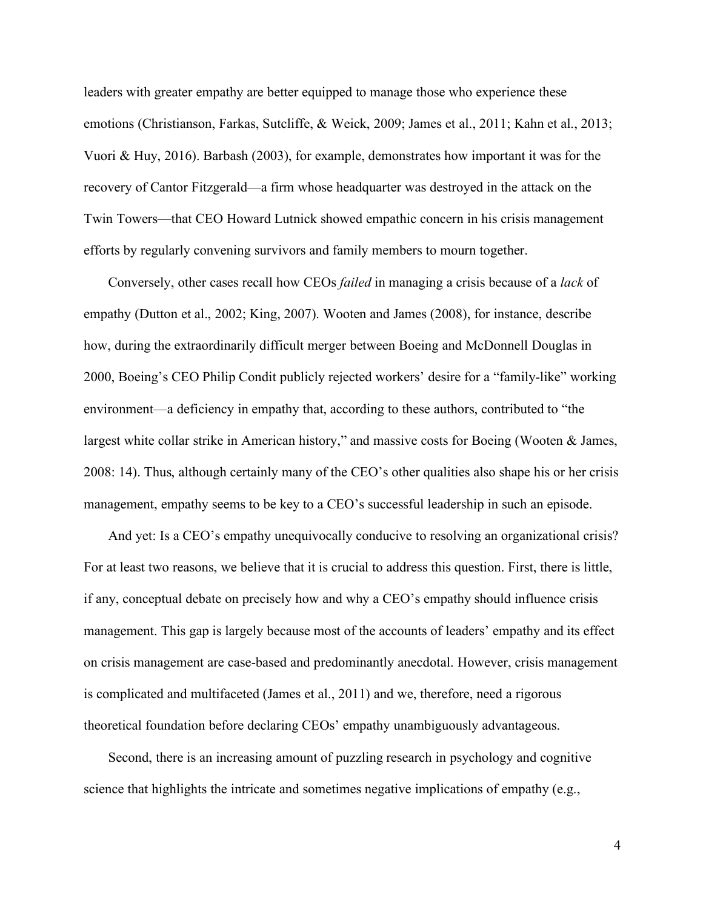leaders with greater empathy are better equipped to manage those who experience these emotions (Christianson, Farkas, Sutcliffe, & Weick, 2009; James et al., 2011; Kahn et al., 2013; Vuori & Huy, 2016). Barbash (2003), for example, demonstrates how important it was for the recovery of Cantor Fitzgerald—a firm whose headquarter was destroyed in the attack on the Twin Towers—that CEO Howard Lutnick showed empathic concern in his crisis management efforts by regularly convening survivors and family members to mourn together.

Conversely, other cases recall how CEOs *failed* in managing a crisis because of a *lack* of empathy (Dutton et al., 2002; King, 2007). Wooten and James (2008), for instance, describe how, during the extraordinarily difficult merger between Boeing and McDonnell Douglas in 2000, Boeing's CEO Philip Condit publicly rejected workers' desire for a "family-like" working environment—a deficiency in empathy that, according to these authors, contributed to "the largest white collar strike in American history," and massive costs for Boeing (Wooten & James, 2008: 14). Thus, although certainly many of the CEO's other qualities also shape his or her crisis management, empathy seems to be key to a CEO's successful leadership in such an episode.

And yet: Is a CEO's empathy unequivocally conducive to resolving an organizational crisis? For at least two reasons, we believe that it is crucial to address this question. First, there is little, if any, conceptual debate on precisely how and why a CEO's empathy should influence crisis management. This gap is largely because most of the accounts of leaders' empathy and its effect on crisis management are case-based and predominantly anecdotal. However, crisis management is complicated and multifaceted (James et al., 2011) and we, therefore, need a rigorous theoretical foundation before declaring CEOs' empathy unambiguously advantageous.

Second, there is an increasing amount of puzzling research in psychology and cognitive science that highlights the intricate and sometimes negative implications of empathy (e.g.,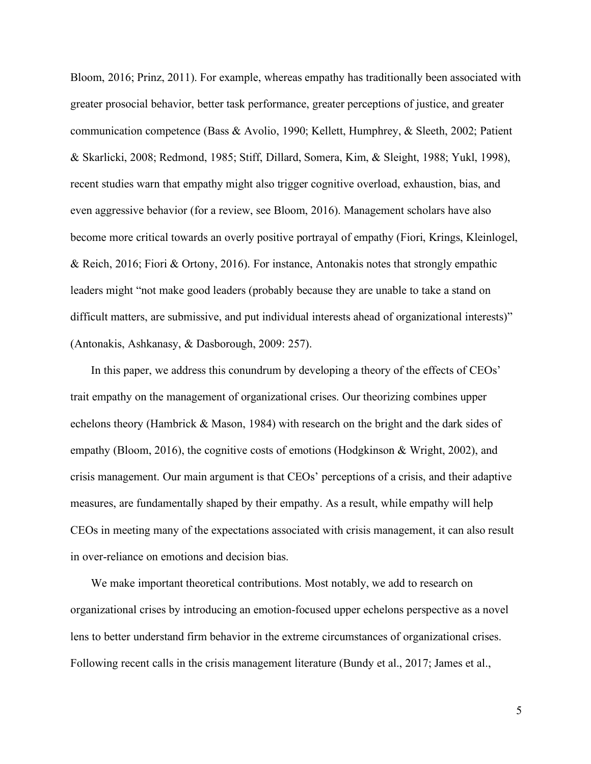Bloom, 2016; Prinz, 2011). For example, whereas empathy has traditionally been associated with greater prosocial behavior, better task performance, greater perceptions of justice, and greater communication competence (Bass & Avolio, 1990; Kellett, Humphrey, & Sleeth, 2002; Patient & Skarlicki, 2008; Redmond, 1985; Stiff, Dillard, Somera, Kim, & Sleight, 1988; Yukl, 1998), recent studies warn that empathy might also trigger cognitive overload, exhaustion, bias, and even aggressive behavior (for a review, see Bloom, 2016). Management scholars have also become more critical towards an overly positive portrayal of empathy (Fiori, Krings, Kleinlogel, & Reich, 2016; Fiori & Ortony, 2016). For instance, Antonakis notes that strongly empathic leaders might "not make good leaders (probably because they are unable to take a stand on difficult matters, are submissive, and put individual interests ahead of organizational interests)" (Antonakis, Ashkanasy, & Dasborough, 2009: 257).

In this paper, we address this conundrum by developing a theory of the effects of CEOs' trait empathy on the management of organizational crises. Our theorizing combines upper echelons theory (Hambrick & Mason, 1984) with research on the bright and the dark sides of empathy (Bloom, 2016), the cognitive costs of emotions (Hodgkinson & Wright, 2002), and crisis management. Our main argument is that CEOs' perceptions of a crisis, and their adaptive measures, are fundamentally shaped by their empathy. As a result, while empathy will help CEOs in meeting many of the expectations associated with crisis management, it can also result in over-reliance on emotions and decision bias.

We make important theoretical contributions. Most notably, we add to research on organizational crises by introducing an emotion-focused upper echelons perspective as a novel lens to better understand firm behavior in the extreme circumstances of organizational crises. Following recent calls in the crisis management literature (Bundy et al., 2017; James et al.,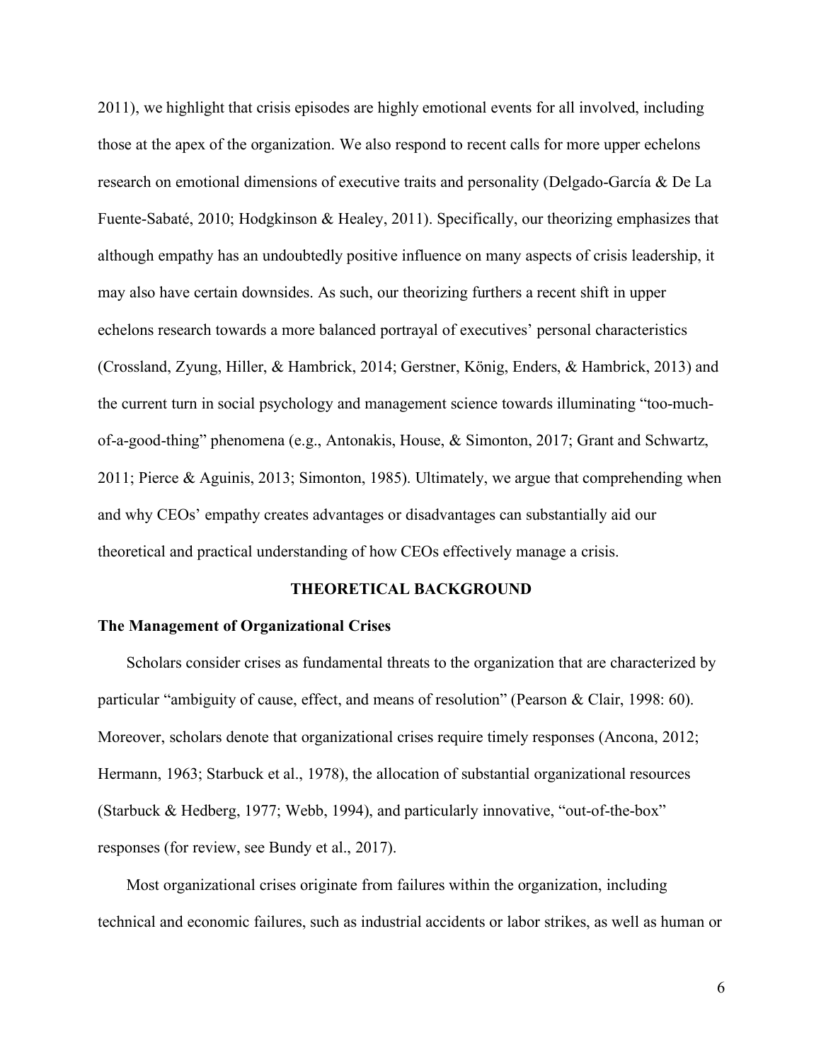2011), we highlight that crisis episodes are highly emotional events for all involved, including those at the apex of the organization. We also respond to recent calls for more upper echelons research on emotional dimensions of executive traits and personality (Delgado-García & De La Fuente-Sabaté, 2010; Hodgkinson & Healey, 2011). Specifically, our theorizing emphasizes that although empathy has an undoubtedly positive influence on many aspects of crisis leadership, it may also have certain downsides. As such, our theorizing furthers a recent shift in upper echelons research towards a more balanced portrayal of executives' personal characteristics (Crossland, Zyung, Hiller, & Hambrick, 2014; Gerstner, König, Enders, & Hambrick, 2013) and the current turn in social psychology and management science towards illuminating "too-much-of-a-good-thing" phenomena (e.g., Antonakis, House, & Simonton, 2017; Grant and Schwartz, 2011; Pierce & Aguinis, 2013; Simonton, 1985). Ultimately, we argue that comprehending when and why CEOs' empathy creates advantages or disadvantages can substantially aid our theoretical and practical understanding of how CEOs effectively manage a crisis.

## THEORETICAL BACKGROUND

### The Management of Organizational Crises

Scholars consider crises as fundamental threats to the organization that are characterized by particular "ambiguity of cause, effect, and means of resolution" (Pearson & Clair, 1998: 60). Moreover, scholars denote that organizational crises require timely responses (Ancona, 2012; Hermann, 1963; Starbuck et al., 1978), the allocation of substantial organizational resources (Starbuck & Hedberg, 1977; Webb, 1994), and particularly innovative, "out-of-the-box" responses (for review, see Bundy et al., 2017).

Most organizational crises originate from failures within the organization, including technical and economic failures, such as industrial accidents or labor strikes, as well as human or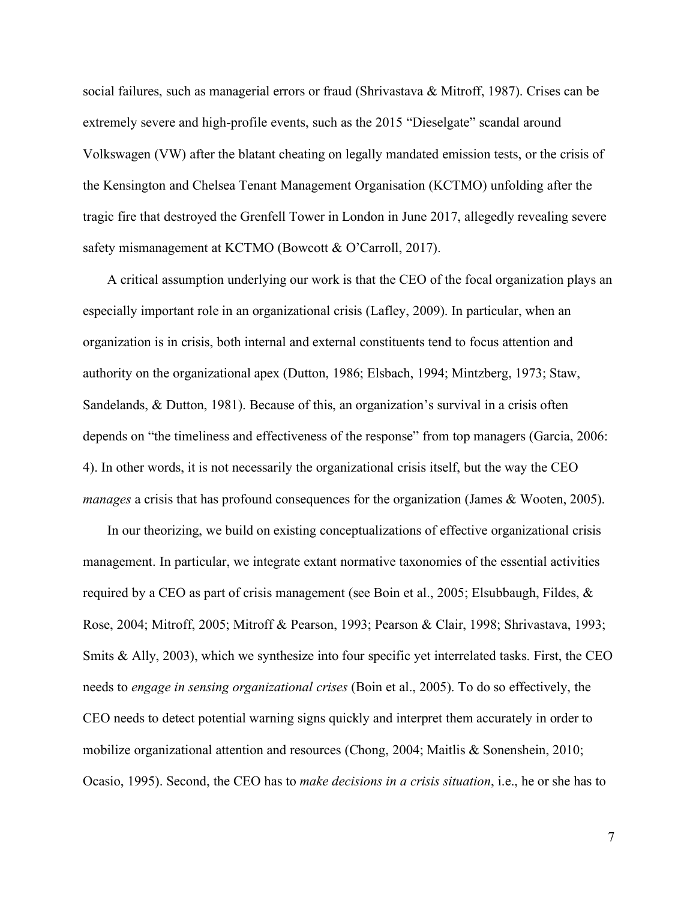social failures, such as managerial errors or fraud (Shrivastava & Mitroff, 1987). Crises can be extremely severe and high-profile events, such as the 2015 "Dieselgate" scandal around Volkswagen (VW) after the blatant cheating on legally mandated emission tests, or the crisis of the Kensington and Chelsea Tenant Management Organisation (KCTMO) unfolding after the tragic fire that destroyed the Grenfell Tower in London in June 2017, allegedly revealing severe safety mismanagement at KCTMO (Bowcott & O'Carroll, 2017).

A critical assumption underlying our work is that the CEO of the focal organization plays an especially important role in an organizational crisis (Lafley, 2009). In particular, when an organization is in crisis, both internal and external constituents tend to focus attention and authority on the organizational apex (Dutton, 1986; Elsbach, 1994; Mintzberg, 1973; Staw, Sandelands, & Dutton, 1981). Because of this, an organization's survival in a crisis often depends on "the timeliness and effectiveness of the response" from top managers (Garcia, 2006: 4). In other words, it is not necessarily the organizational crisis itself, but the way the CEO *manages* a crisis that has profound consequences for the organization (James & Wooten, 2005).

In our theorizing, we build on existing conceptualizations of effective organizational crisis management. In particular, we integrate extant normative taxonomies of the essential activities required by a CEO as part of crisis management (see Boin et al., 2005; Elsubbaugh, Fildes, & Rose, 2004; Mitroff, 2005; Mitroff & Pearson, 1993; Pearson & Clair, 1998; Shrivastava, 1993; Smits & Ally, 2003), which we synthesize into four specific yet interrelated tasks. First, the CEO needs to *engage in sensing organizational crises* (Boin et al., 2005). To do so effectively, the CEO needs to detect potential warning signs quickly and interpret them accurately in order to mobilize organizational attention and resources (Chong, 2004; Maitlis & Sonenshein, 2010; Ocasio, 1995). Second, the CEO has to *make decisions in a crisis situation*, i.e., he or she has to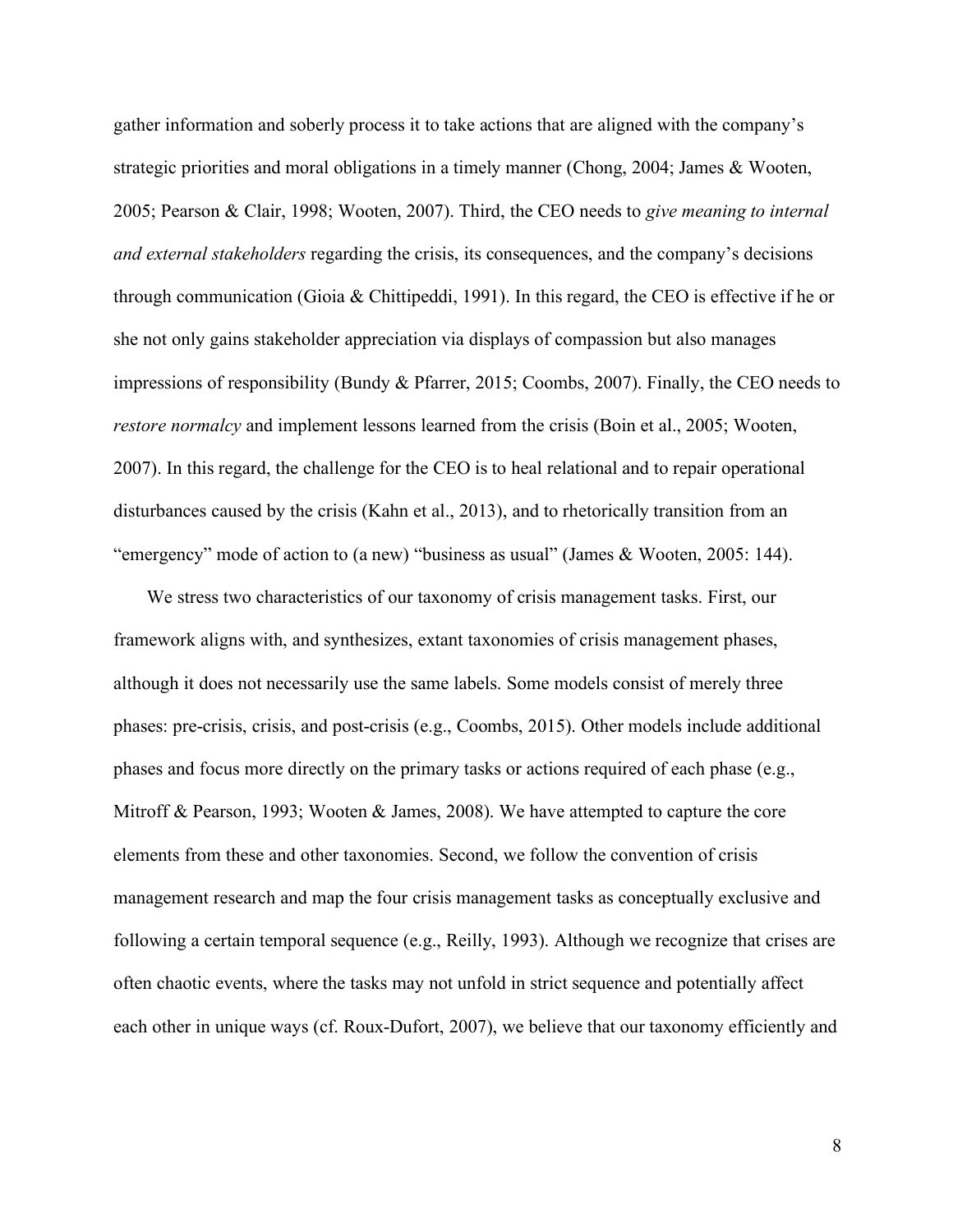gather information and soberly process it to take actions that are aligned with the company's strategic priorities and moral obligations in a timely manner (Chong, 2004; James & Wooten, 2005; Pearson & Clair, 1998; Wooten, 2007). Third, the CEO needs to *give meaning to internal and external stakeholders* regarding the crisis, its consequences, and the company's decisions through communication (Gioia & Chittipeddi, 1991). In this regard, the CEO is effective if he or she not only gains stakeholder appreciation via displays of compassion but also manages impressions of responsibility (Bundy & Pfarrer, 2015; Coombs, 2007). Finally, the CEO needs to *restore normalcy* and implement lessons learned from the crisis (Boin et al., 2005; Wooten, 2007). In this regard, the challenge for the CEO is to heal relational and to repair operational disturbances caused by the crisis (Kahn et al., 2013), and to rhetorically transition from an "emergency" mode of action to (a new) "business as usual" (James & Wooten, 2005: 144).

We stress two characteristics of our taxonomy of crisis management tasks. First, our framework aligns with, and synthesizes, extant taxonomies of crisis management phases, although it does not necessarily use the same labels. Some models consist of merely three phases: pre-crisis, crisis, and post-crisis (e.g., Coombs, 2015). Other models include additional phases and focus more directly on the primary tasks or actions required of each phase (e.g., Mitroff & Pearson, 1993; Wooten & James, 2008). We have attempted to capture the core elements from these and other taxonomies. Second, we follow the convention of crisis management research and map the four crisis management tasks as conceptually exclusive and following a certain temporal sequence (e.g., Reilly, 1993). Although we recognize that crises are often chaotic events, where the tasks may not unfold in strict sequence and potentially affect each other in unique ways (cf. Roux-Dufort, 2007), we believe that our taxonomy efficiently and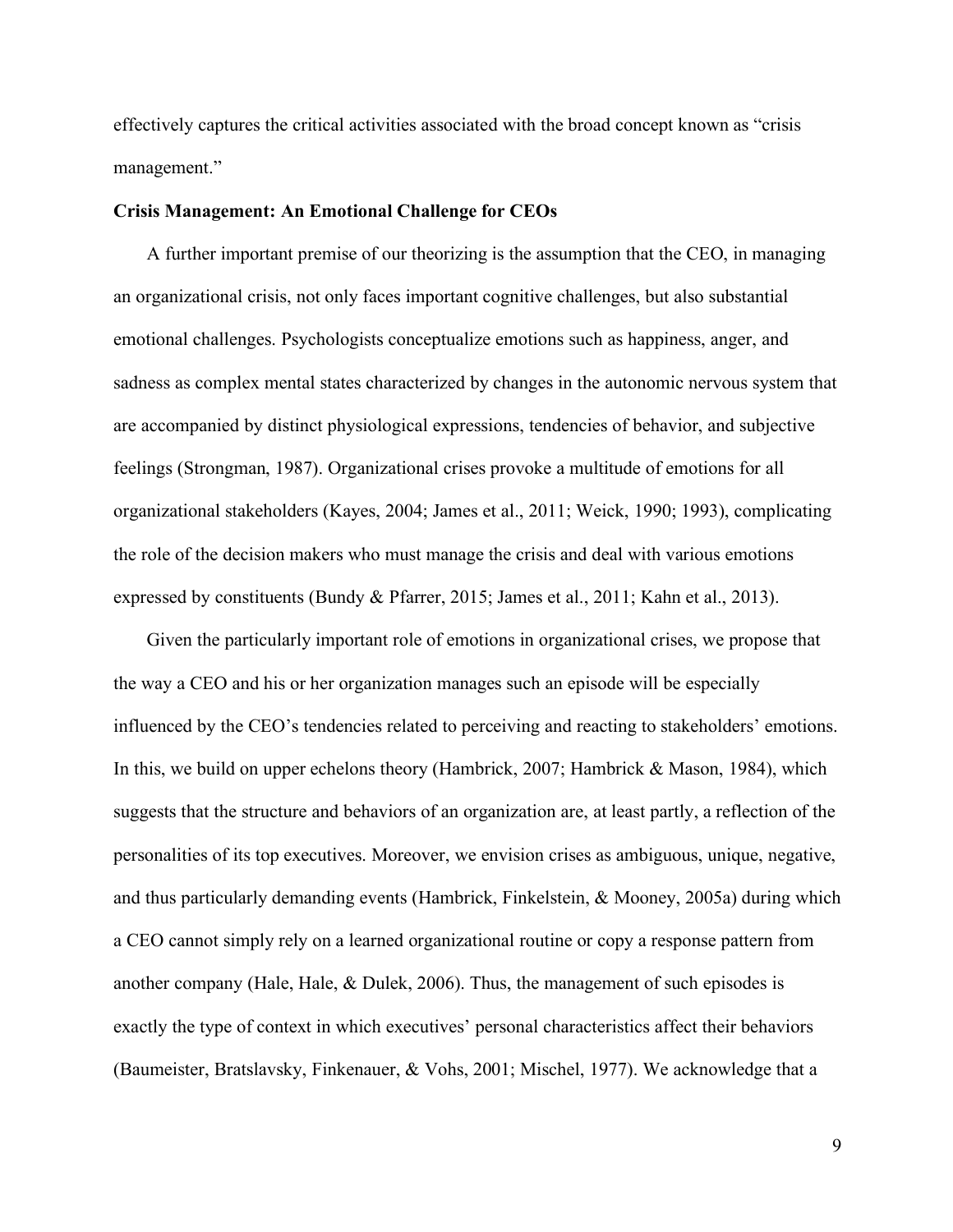effectively captures the critical activities associated with the broad concept known as "crisis management."

**Crisis Management: An Emotional Challenge for CEOs**

A further important premise of our theorizing is the assumption that the CEO, in managing an organizational crisis, not only faces important cognitive challenges, but also substantial emotional challenges. Psychologists conceptualize emotions such as happiness, anger, and sadness as complex mental states characterized by changes in the autonomic nervous system that are accompanied by distinct physiological expressions, tendencies of behavior, and subjective feelings (Strongman, 1987). Organizational crises provoke a multitude of emotions for all organizational stakeholders (Kayes, 2004; James et al., 2011; Weick, 1990; 1993), complicating the role of the decision makers who must manage the crisis and deal with various emotions expressed by constituents (Bundy & Pfarrer, 2015; James et al., 2011; Kahn et al., 2013).

Given the particularly important role of emotions in organizational crises, we propose that the way a CEO and his or her organization manages such an episode will be especially influenced by the CEO's tendencies related to perceiving and reacting to stakeholders' emotions. In this, we build on upper echelons theory (Hambrick, 2007; Hambrick & Mason, 1984), which suggests that the structure and behaviors of an organization are, at least partly, a reflection of the personalities of its top executives. Moreover, we envision crises as ambiguous, unique, negative, and thus particularly demanding events (Hambrick, Finkelstein, & Mooney, 2005a) during which a CEO cannot simply rely on a learned organizational routine or copy a response pattern from another company (Hale, Hale, & Dulek, 2006). Thus, the management of such episodes is exactly the type of context in which executives' personal characteristics affect their behaviors (Baumeister, Bratslavsky, Finkenauer, & Vohs, 2001; Mischel, 1977). We acknowledge that a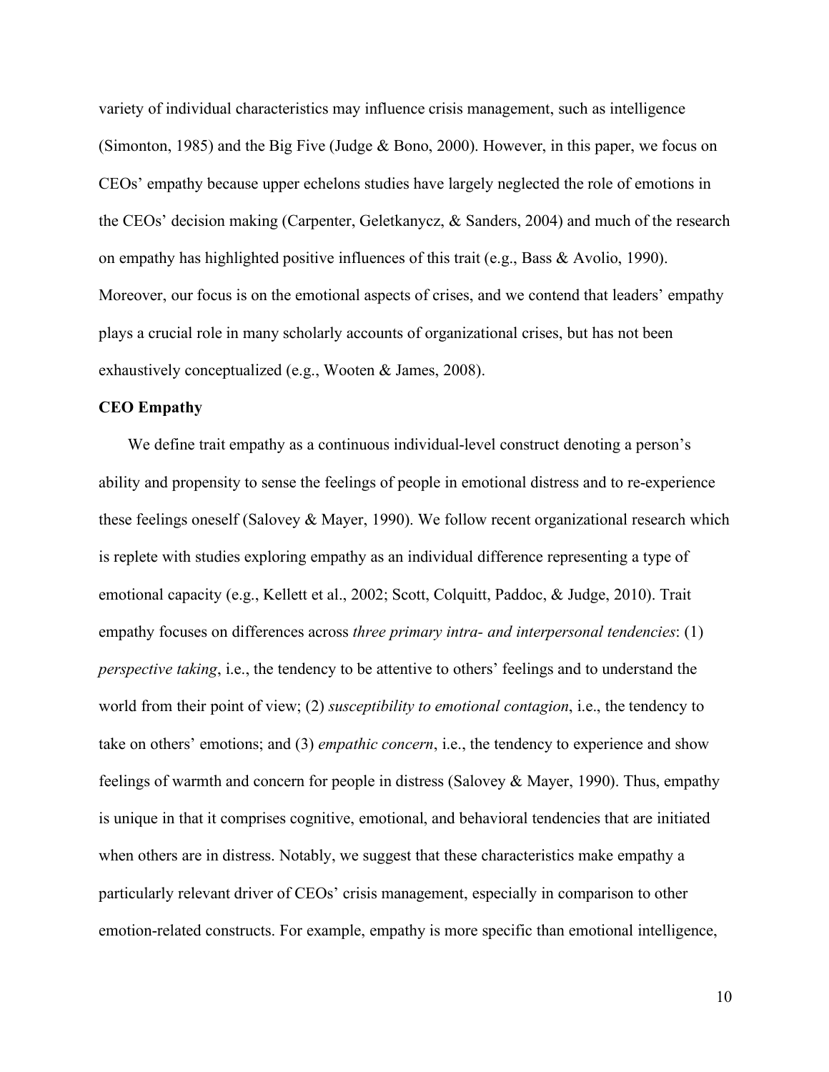variety of individual characteristics may influence crisis management, such as intelligence (Simonton, 1985) and the Big Five (Judge & Bono, 2000). However, in this paper, we focus on CEOs' empathy because upper echelons studies have largely neglected the role of emotions in the CEOs' decision making (Carpenter, Geletkanycz, & Sanders, 2004) and much of the research on empathy has highlighted positive influences of this trait (e.g., Bass & Avolio, 1990). Moreover, our focus is on the emotional aspects of crises, and we contend that leaders' empathy plays a crucial role in many scholarly accounts of organizational crises, but has not been exhaustively conceptualized (e.g., Wooten & James, 2008).

**CEO Empathy**

We define trait empathy as a continuous individual-level construct denoting a person's ability and propensity to sense the feelings of people in emotional distress and to re-experience these feelings oneself (Salovey & Mayer, 1990). We follow recent organizational research which is replete with studies exploring empathy as an individual difference representing a type of emotional capacity (e.g., Kellett et al., 2002; Scott, Colquitt, Paddoc, & Judge, 2010). Trait empathy focuses on differences across *three primary intra- and interpersonal tendencies*: (1) *perspective taking*, i.e., the tendency to be attentive to others' feelings and to understand the world from their point of view; (2) *susceptibility to emotional contagion*, i.e., the tendency to take on others' emotions; and (3) *empathic concern*, i.e., the tendency to experience and show feelings of warmth and concern for people in distress (Salovey & Mayer, 1990). Thus, empathy is unique in that it comprises cognitive, emotional, and behavioral tendencies that are initiated when others are in distress. Notably, we suggest that these characteristics make empathy a particularly relevant driver of CEOs' crisis management, especially in comparison to other emotion-related constructs. For example, empathy is more specific than emotional intelligence,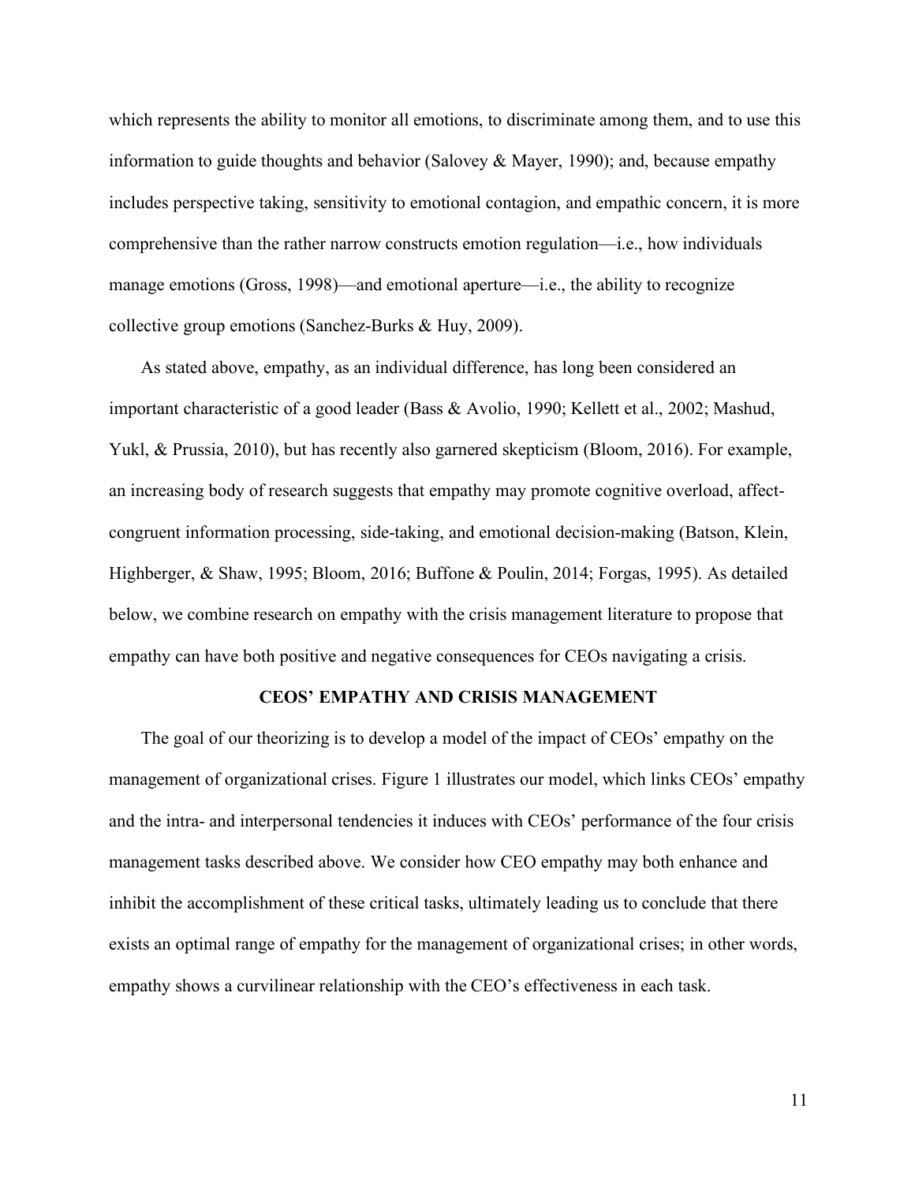which represents the ability to monitor all emotions, to discriminate among them, and to use this information to guide thoughts and behavior (Salovey & Mayer, 1990); and, because empathy includes perspective taking, sensitivity to emotional contagion, and empathic concern, it is more comprehensive than the rather narrow constructs emotion regulation—i.e., how individuals manage emotions (Gross, 1998)—and emotional aperture—i.e., the ability to recognize collective group emotions (Sanchez-Burks & Huy, 2009).

As stated above, empathy, as an individual difference, has long been considered an important characteristic of a good leader (Bass & Avolio, 1990; Kellett et al., 2002; Mashud, Yukl, & Prussia, 2010), but has recently also garnered skepticism (Bloom, 2016). For example, an increasing body of research suggests that empathy may promote cognitive overload, affect-congruent information processing, side-taking, and emotional decision-making (Batson, Klein, Highberger, & Shaw, 1995; Bloom, 2016; Buffone & Poulin, 2014; Forgas, 1995). As detailed below, we combine research on empathy with the crisis management literature to propose that empathy can have both positive and negative consequences for CEOs navigating a crisis.

## CEOS' EMPATHY AND CRISIS MANAGEMENT

The goal of our theorizing is to develop a model of the impact of CEOs' empathy on the management of organizational crises. Figure 1 illustrates our model, which links CEOs' empathy and the intra- and interpersonal tendencies it induces with CEOs' performance of the four crisis management tasks described above. We consider how CEO empathy may both enhance and inhibit the accomplishment of these critical tasks, ultimately leading us to conclude that there exists an optimal range of empathy for the management of organizational crises; in other words, empathy shows a curvilinear relationship with the CEO's effectiveness in each task.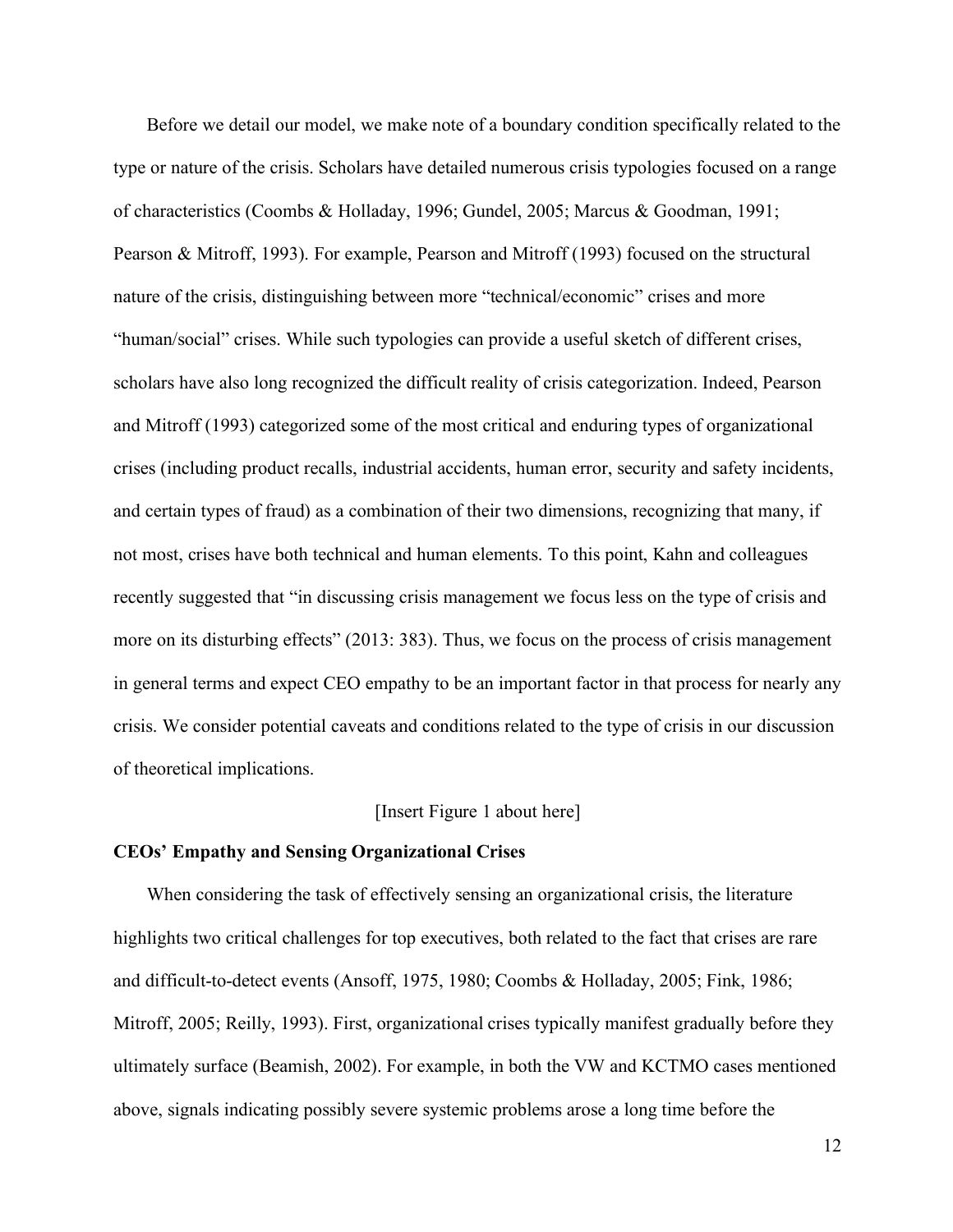Before we detail our model, we make note of a boundary condition specifically related to the type or nature of the crisis. Scholars have detailed numerous crisis typologies focused on a range of characteristics (Coombs & Holladay, 1996; Gundel, 2005; Marcus & Goodman, 1991; Pearson & Mitroff, 1993). For example, Pearson and Mitroff (1993) focused on the structural nature of the crisis, distinguishing between more "technical/economic" crises and more "human/social" crises. While such typologies can provide a useful sketch of different crises, scholars have also long recognized the difficult reality of crisis categorization. Indeed, Pearson and Mitroff (1993) categorized some of the most critical and enduring types of organizational crises (including product recalls, industrial accidents, human error, security and safety incidents, and certain types of fraud) as a combination of their two dimensions, recognizing that many, if not most, crises have both technical and human elements. To this point, Kahn and colleagues recently suggested that "in discussing crisis management we focus less on the type of crisis and more on its disturbing effects" (2013: 383). Thus, we focus on the process of crisis management in general terms and expect CEO empathy to be an important factor in that process for nearly any crisis. We consider potential caveats and conditions related to the type of crisis in our discussion of theoretical implications.

[Insert Figure 1 about here]

**CEOs' Empathy and Sensing Organizational Crises**

When considering the task of effectively sensing an organizational crisis, the literature highlights two critical challenges for top executives, both related to the fact that crises are rare and difficult-to-detect events (Ansoff, 1975, 1980; Coombs & Holladay, 2005; Fink, 1986; Mitroff, 2005; Reilly, 1993). First, organizational crises typically manifest gradually before they ultimately surface (Beamish, 2002). For example, in both the VW and KCTMO cases mentioned above, signals indicating possibly severe systemic problems arose a long time before the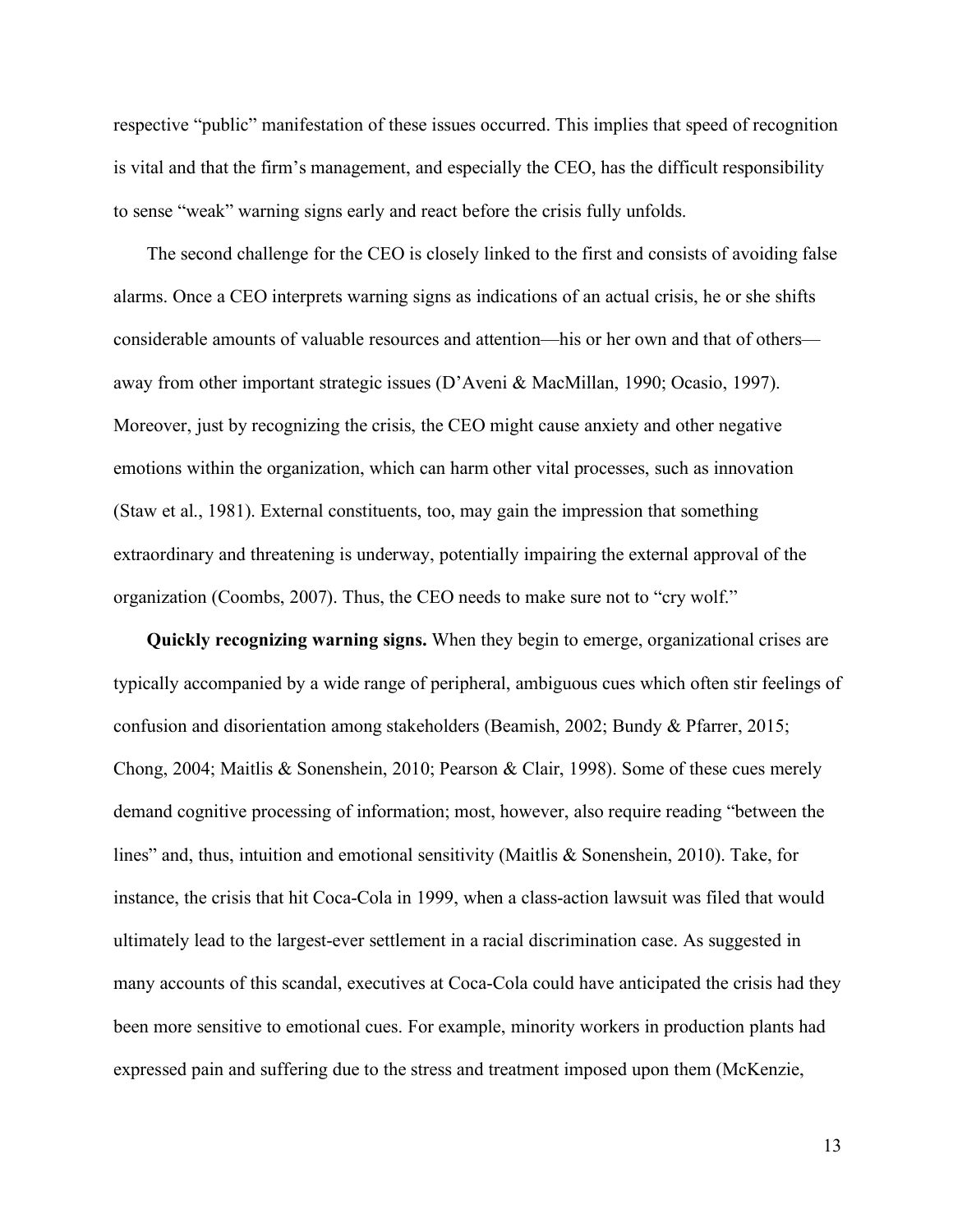respective "public" manifestation of these issues occurred. This implies that speed of recognition is vital and that the firm's management, and especially the CEO, has the difficult responsibility to sense "weak" warning signs early and react before the crisis fully unfolds.

The second challenge for the CEO is closely linked to the first and consists of avoiding false alarms. Once a CEO interprets warning signs as indications of an actual crisis, he or she shifts considerable amounts of valuable resources and attention—his or her own and that of others—away from other important strategic issues (D'Aveni & MacMillan, 1990; Ocasio, 1997). Moreover, just by recognizing the crisis, the CEO might cause anxiety and other negative emotions within the organization, which can harm other vital processes, such as innovation (Staw et al., 1981). External constituents, too, may gain the impression that something extraordinary and threatening is underway, potentially impairing the external approval of the organization (Coombs, 2007). Thus, the CEO needs to make sure not to "cry wolf."

**Quickly recognizing warning signs.** When they begin to emerge, organizational crises are typically accompanied by a wide range of peripheral, ambiguous cues which often stir feelings of confusion and disorientation among stakeholders (Beamish, 2002; Bundy & Pfarrer, 2015; Chong, 2004; Maitlis & Sonenshein, 2010; Pearson & Clair, 1998). Some of these cues merely demand cognitive processing of information; most, however, also require reading "between the lines" and, thus, intuition and emotional sensitivity (Maitlis & Sonenshein, 2010). Take, for instance, the crisis that hit Coca-Cola in 1999, when a class-action lawsuit was filed that would ultimately lead to the largest-ever settlement in a racial discrimination case. As suggested in many accounts of this scandal, executives at Coca-Cola could have anticipated the crisis had they been more sensitive to emotional cues. For example, minority workers in production plants had expressed pain and suffering due to the stress and treatment imposed upon them (McKenzie,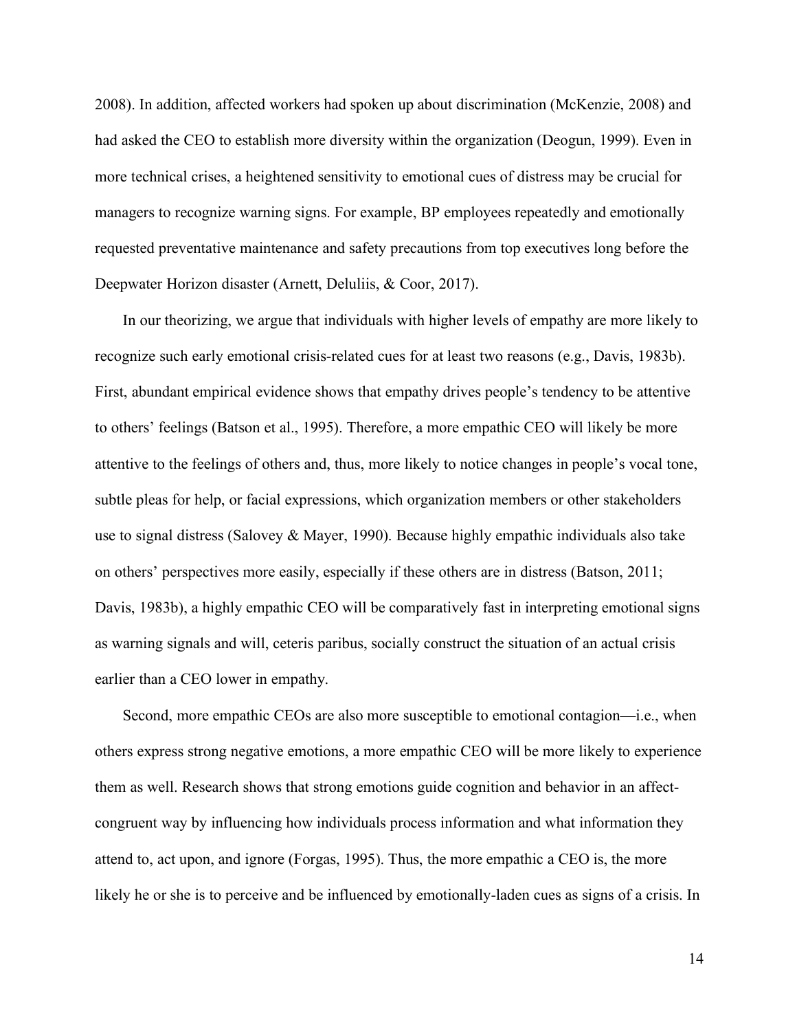2008). In addition, affected workers had spoken up about discrimination (McKenzie, 2008) and had asked the CEO to establish more diversity within the organization (Deogun, 1999). Even in more technical crises, a heightened sensitivity to emotional cues of distress may be crucial for managers to recognize warning signs. For example, BP employees repeatedly and emotionally requested preventative maintenance and safety precautions from top executives long before the Deepwater Horizon disaster (Arnett, Deluliis, & Coor, 2017).

In our theorizing, we argue that individuals with higher levels of empathy are more likely to recognize such early emotional crisis-related cues for at least two reasons (e.g., Davis, 1983b). First, abundant empirical evidence shows that empathy drives people's tendency to be attentive to others' feelings (Batson et al., 1995). Therefore, a more empathic CEO will likely be more attentive to the feelings of others and, thus, more likely to notice changes in people's vocal tone, subtle pleas for help, or facial expressions, which organization members or other stakeholders use to signal distress (Salovey & Mayer, 1990). Because highly empathic individuals also take on others' perspectives more easily, especially if these others are in distress (Batson, 2011; Davis, 1983b), a highly empathic CEO will be comparatively fast in interpreting emotional signs as warning signals and will, ceteris paribus, socially construct the situation of an actual crisis earlier than a CEO lower in empathy.

Second, more empathic CEOs are also more susceptible to emotional contagion—i.e., when others express strong negative emotions, a more empathic CEO will be more likely to experience them as well. Research shows that strong emotions guide cognition and behavior in an affect-congruent way by influencing how individuals process information and what information they attend to, act upon, and ignore (Forgas, 1995). Thus, the more empathic a CEO is, the more likely he or she is to perceive and be influenced by emotionally-laden cues as signs of a crisis. In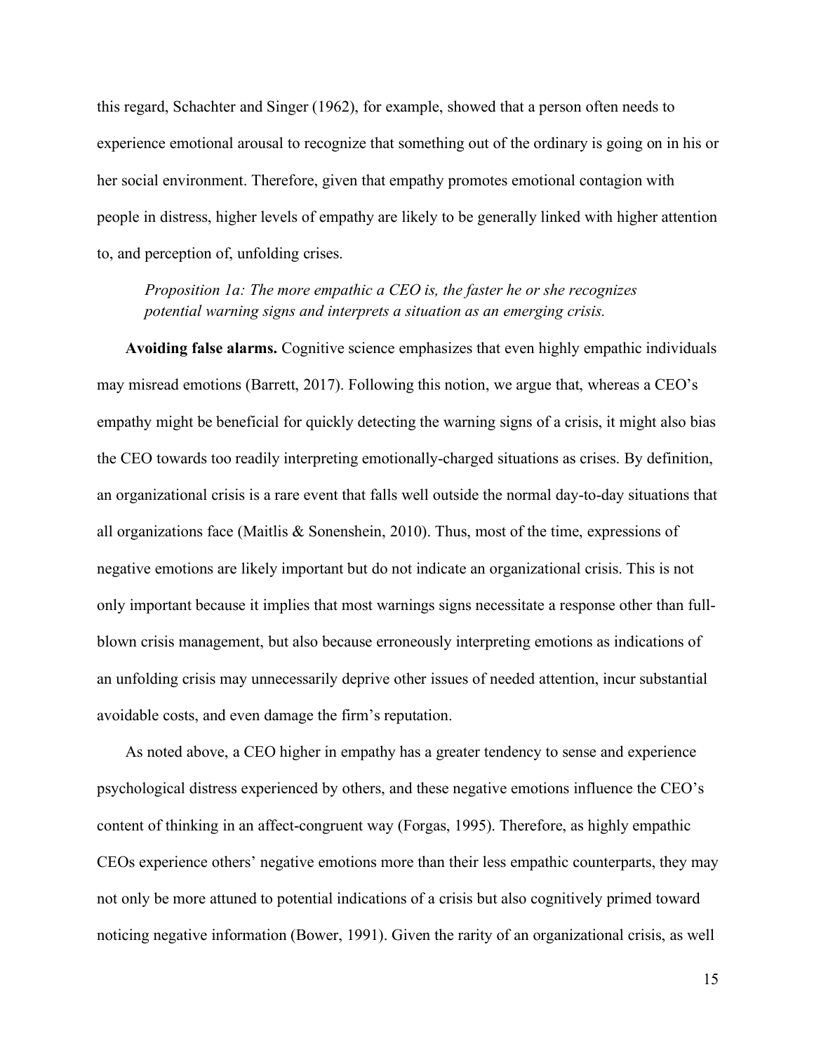this regard, Schachter and Singer (1962), for example, showed that a person often needs to experience emotional arousal to recognize that something out of the ordinary is going on in his or her social environment. Therefore, given that empathy promotes emotional contagion with people in distress, higher levels of empathy are likely to be generally linked with higher attention to, and perception of, unfolding crises.

> *Proposition 1a: The more empathic a CEO is, the faster he or she recognizes potential warning signs and interprets a situation as an emerging crisis.*

**Avoiding false alarms.** Cognitive science emphasizes that even highly empathic individuals may misread emotions (Barrett, 2017). Following this notion, we argue that, whereas a CEO's empathy might be beneficial for quickly detecting the warning signs of a crisis, it might also bias the CEO towards too readily interpreting emotionally-charged situations as crises. By definition, an organizational crisis is a rare event that falls well outside the normal day-to-day situations that all organizations face (Maitlis & Sonenshein, 2010). Thus, most of the time, expressions of negative emotions are likely important but do not indicate an organizational crisis. This is not only important because it implies that most warnings signs necessitate a response other than full-blown crisis management, but also because erroneously interpreting emotions as indications of an unfolding crisis may unnecessarily deprive other issues of needed attention, incur substantial avoidable costs, and even damage the firm's reputation.

As noted above, a CEO higher in empathy has a greater tendency to sense and experience psychological distress experienced by others, and these negative emotions influence the CEO's content of thinking in an affect-congruent way (Forgas, 1995). Therefore, as highly empathic CEOs experience others' negative emotions more than their less empathic counterparts, they may not only be more attuned to potential indications of a crisis but also cognitively primed toward noticing negative information (Bower, 1991). Given the rarity of an organizational crisis, as well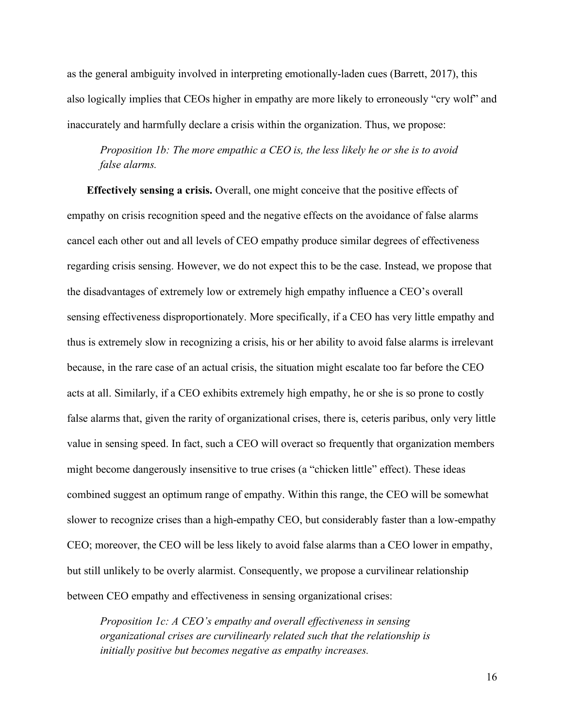as the general ambiguity involved in interpreting emotionally-laden cues (Barrett, 2017), this also logically implies that CEOs higher in empathy are more likely to erroneously "cry wolf" and inaccurately and harmfully declare a crisis within the organization. Thus, we propose:

> *Proposition 1b: The more empathic a CEO is, the less likely he or she is to avoid false alarms.*

**Effectively sensing a crisis.** Overall, one might conceive that the positive effects of empathy on crisis recognition speed and the negative effects on the avoidance of false alarms cancel each other out and all levels of CEO empathy produce similar degrees of effectiveness regarding crisis sensing. However, we do not expect this to be the case. Instead, we propose that the disadvantages of extremely low or extremely high empathy influence a CEO's overall sensing effectiveness disproportionately. More specifically, if a CEO has very little empathy and thus is extremely slow in recognizing a crisis, his or her ability to avoid false alarms is irrelevant because, in the rare case of an actual crisis, the situation might escalate too far before the CEO acts at all. Similarly, if a CEO exhibits extremely high empathy, he or she is so prone to costly false alarms that, given the rarity of organizational crises, there is, ceteris paribus, only very little value in sensing speed. In fact, such a CEO will overact so frequently that organization members might become dangerously insensitive to true crises (a "chicken little" effect). These ideas combined suggest an optimum range of empathy. Within this range, the CEO will be somewhat slower to recognize crises than a high-empathy CEO, but considerably faster than a low-empathy CEO; moreover, the CEO will be less likely to avoid false alarms than a CEO lower in empathy, but still unlikely to be overly alarmist. Consequently, we propose a curvilinear relationship between CEO empathy and effectiveness in sensing organizational crises:

> *Proposition 1c: A CEO's empathy and overall effectiveness in sensing organizational crises are curvilinearly related such that the relationship is initially positive but becomes negative as empathy increases.*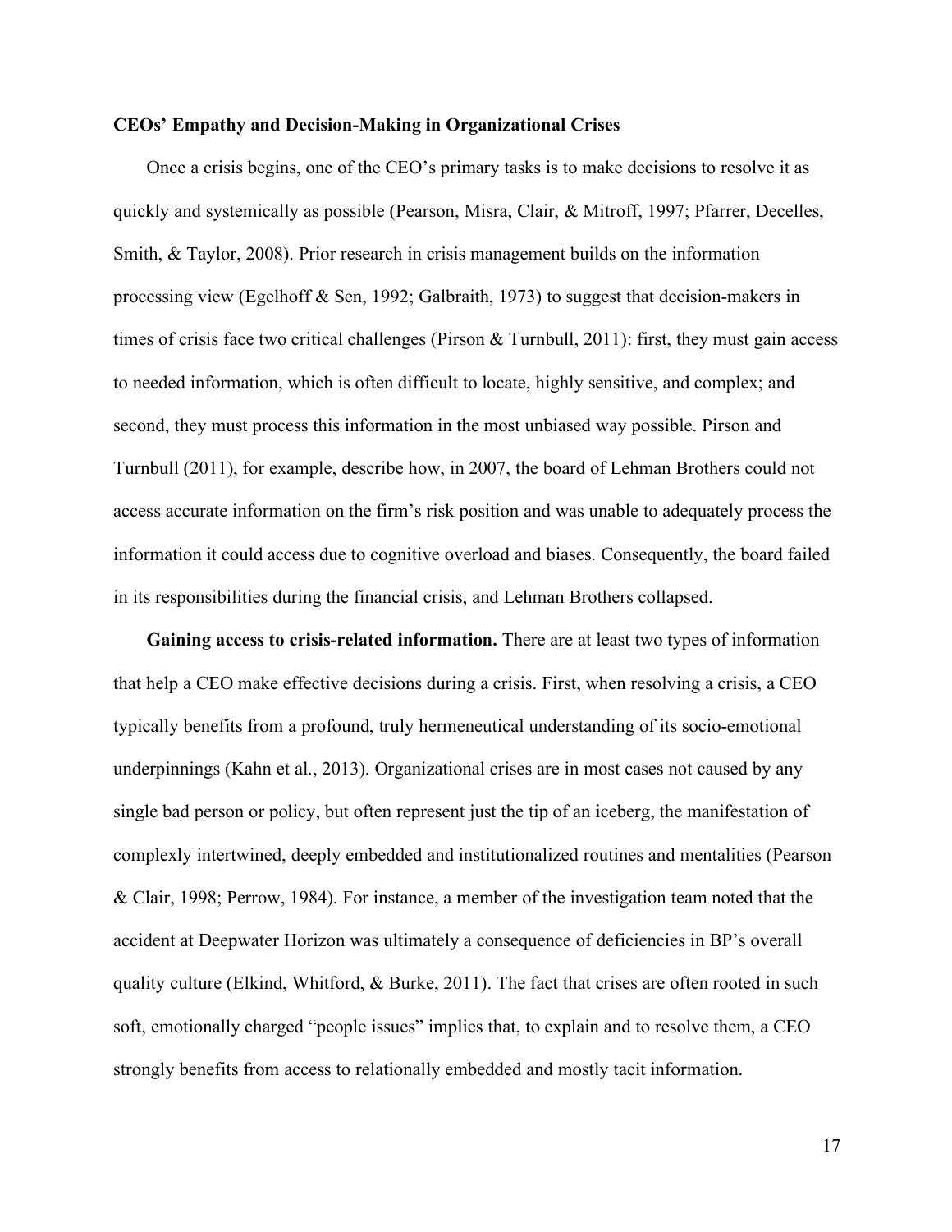**CEOs' Empathy and Decision-Making in Organizational Crises**

Once a crisis begins, one of the CEO's primary tasks is to make decisions to resolve it as quickly and systemically as possible (Pearson, Misra, Clair, & Mitroff, 1997; Pfarrer, Decelles, Smith, & Taylor, 2008). Prior research in crisis management builds on the information processing view (Egelhoff & Sen, 1992; Galbraith, 1973) to suggest that decision-makers in times of crisis face two critical challenges (Pirson & Turnbull, 2011): first, they must gain access to needed information, which is often difficult to locate, highly sensitive, and complex; and second, they must process this information in the most unbiased way possible. Pirson and Turnbull (2011), for example, describe how, in 2007, the board of Lehman Brothers could not access accurate information on the firm's risk position and was unable to adequately process the information it could access due to cognitive overload and biases. Consequently, the board failed in its responsibilities during the financial crisis, and Lehman Brothers collapsed.

**Gaining access to crisis-related information.** There are at least two types of information that help a CEO make effective decisions during a crisis. First, when resolving a crisis, a CEO typically benefits from a profound, truly hermeneutical understanding of its socio-emotional underpinnings (Kahn et al., 2013). Organizational crises are in most cases not caused by any single bad person or policy, but often represent just the tip of an iceberg, the manifestation of complexly intertwined, deeply embedded and institutionalized routines and mentalities (Pearson & Clair, 1998; Perrow, 1984). For instance, a member of the investigation team noted that the accident at Deepwater Horizon was ultimately a consequence of deficiencies in BP's overall quality culture (Elkind, Whitford, & Burke, 2011). The fact that crises are often rooted in such soft, emotionally charged "people issues" implies that, to explain and to resolve them, a CEO strongly benefits from access to relationally embedded and mostly tacit information.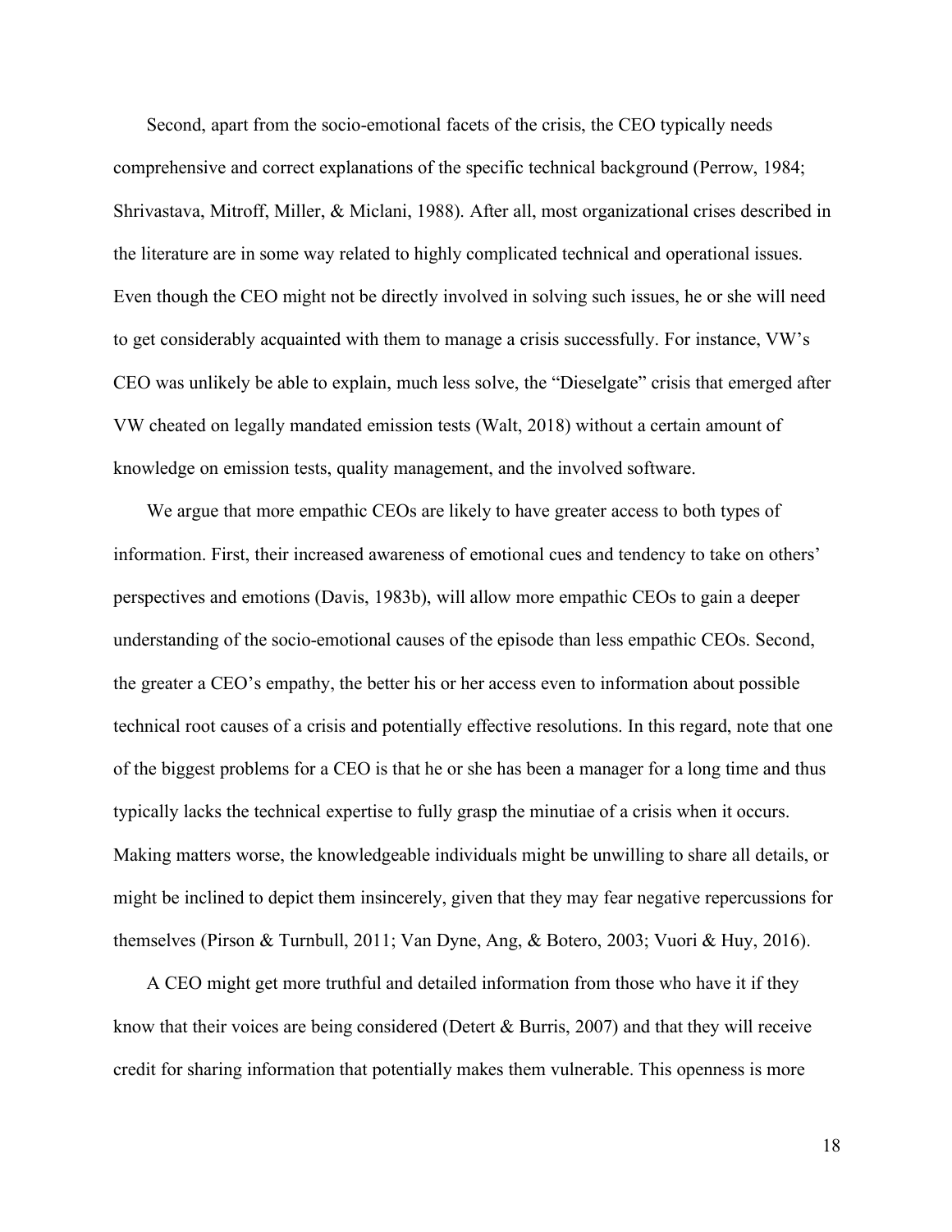Second, apart from the socio-emotional facets of the crisis, the CEO typically needs comprehensive and correct explanations of the specific technical background (Perrow, 1984; Shrivastava, Mitroff, Miller, & Miclani, 1988). After all, most organizational crises described in the literature are in some way related to highly complicated technical and operational issues. Even though the CEO might not be directly involved in solving such issues, he or she will need to get considerably acquainted with them to manage a crisis successfully. For instance, VW's CEO was unlikely be able to explain, much less solve, the "Dieselgate" crisis that emerged after VW cheated on legally mandated emission tests (Walt, 2018) without a certain amount of knowledge on emission tests, quality management, and the involved software.

We argue that more empathic CEOs are likely to have greater access to both types of information. First, their increased awareness of emotional cues and tendency to take on others' perspectives and emotions (Davis, 1983b), will allow more empathic CEOs to gain a deeper understanding of the socio-emotional causes of the episode than less empathic CEOs. Second, the greater a CEO's empathy, the better his or her access even to information about possible technical root causes of a crisis and potentially effective resolutions. In this regard, note that one of the biggest problems for a CEO is that he or she has been a manager for a long time and thus typically lacks the technical expertise to fully grasp the minutiae of a crisis when it occurs. Making matters worse, the knowledgeable individuals might be unwilling to share all details, or might be inclined to depict them insincerely, given that they may fear negative repercussions for themselves (Pirson & Turnbull, 2011; Van Dyne, Ang, & Botero, 2003; Vuori & Huy, 2016).

A CEO might get more truthful and detailed information from those who have it if they know that their voices are being considered (Detert & Burris, 2007) and that they will receive credit for sharing information that potentially makes them vulnerable. This openness is more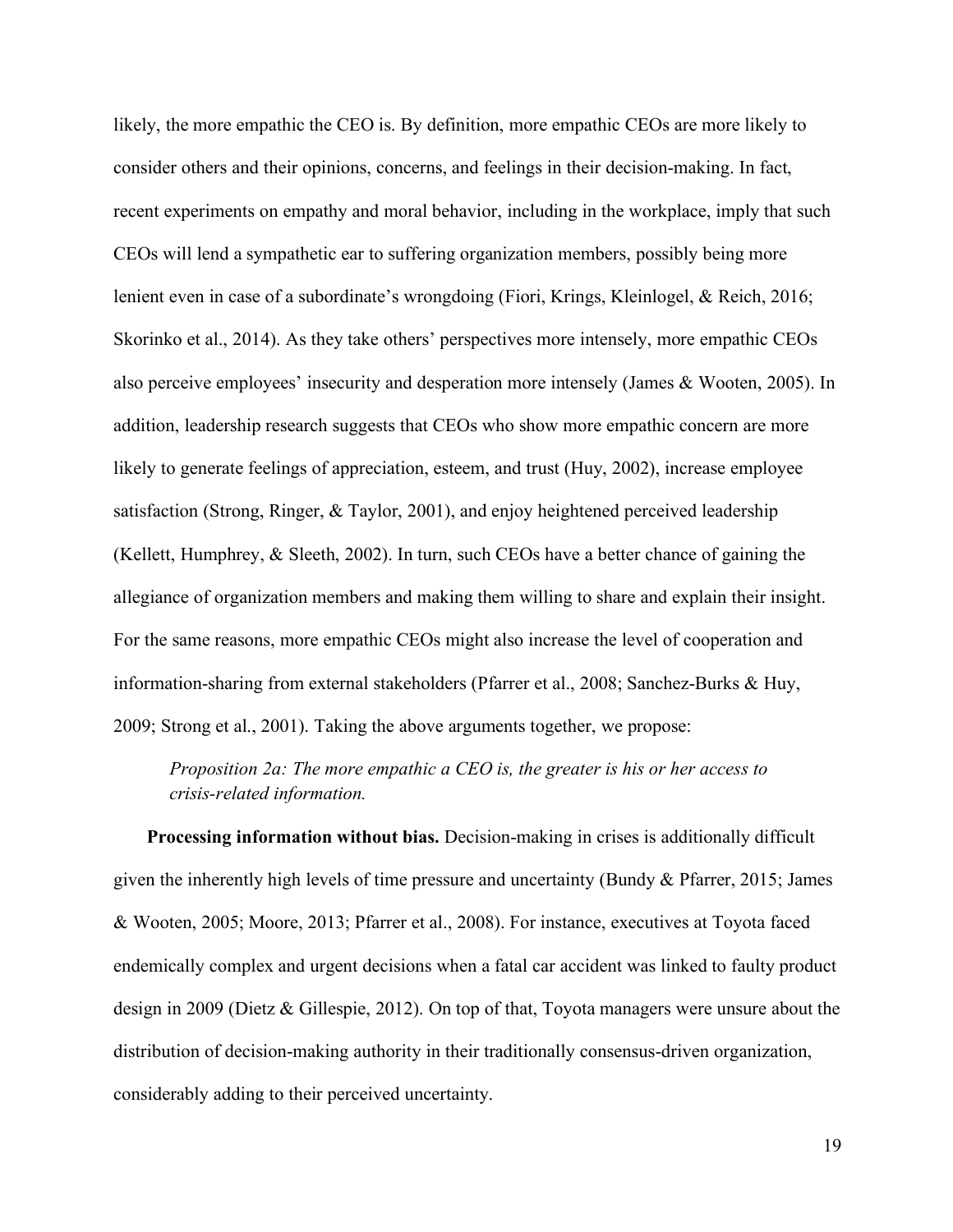likely, the more empathic the CEO is. By definition, more empathic CEOs are more likely to consider others and their opinions, concerns, and feelings in their decision-making. In fact, recent experiments on empathy and moral behavior, including in the workplace, imply that such CEOs will lend a sympathetic ear to suffering organization members, possibly being more lenient even in case of a subordinate's wrongdoing (Fiori, Krings, Kleinlogel, & Reich, 2016; Skorinko et al., 2014). As they take others' perspectives more intensely, more empathic CEOs also perceive employees' insecurity and desperation more intensely (James & Wooten, 2005). In addition, leadership research suggests that CEOs who show more empathic concern are more likely to generate feelings of appreciation, esteem, and trust (Huy, 2002), increase employee satisfaction (Strong, Ringer, & Taylor, 2001), and enjoy heightened perceived leadership (Kellett, Humphrey, & Sleeth, 2002). In turn, such CEOs have a better chance of gaining the allegiance of organization members and making them willing to share and explain their insight. For the same reasons, more empathic CEOs might also increase the level of cooperation and information-sharing from external stakeholders (Pfarrer et al., 2008; Sanchez-Burks & Huy, 2009; Strong et al., 2001). Taking the above arguments together, we propose:

> *Proposition 2a: The more empathic a CEO is, the greater is his or her access to crisis-related information.*

**Processing information without bias.** Decision-making in crises is additionally difficult given the inherently high levels of time pressure and uncertainty (Bundy & Pfarrer, 2015; James & Wooten, 2005; Moore, 2013; Pfarrer et al., 2008). For instance, executives at Toyota faced endemically complex and urgent decisions when a fatal car accident was linked to faulty product design in 2009 (Dietz & Gillespie, 2012). On top of that, Toyota managers were unsure about the distribution of decision-making authority in their traditionally consensus-driven organization, considerably adding to their perceived uncertainty.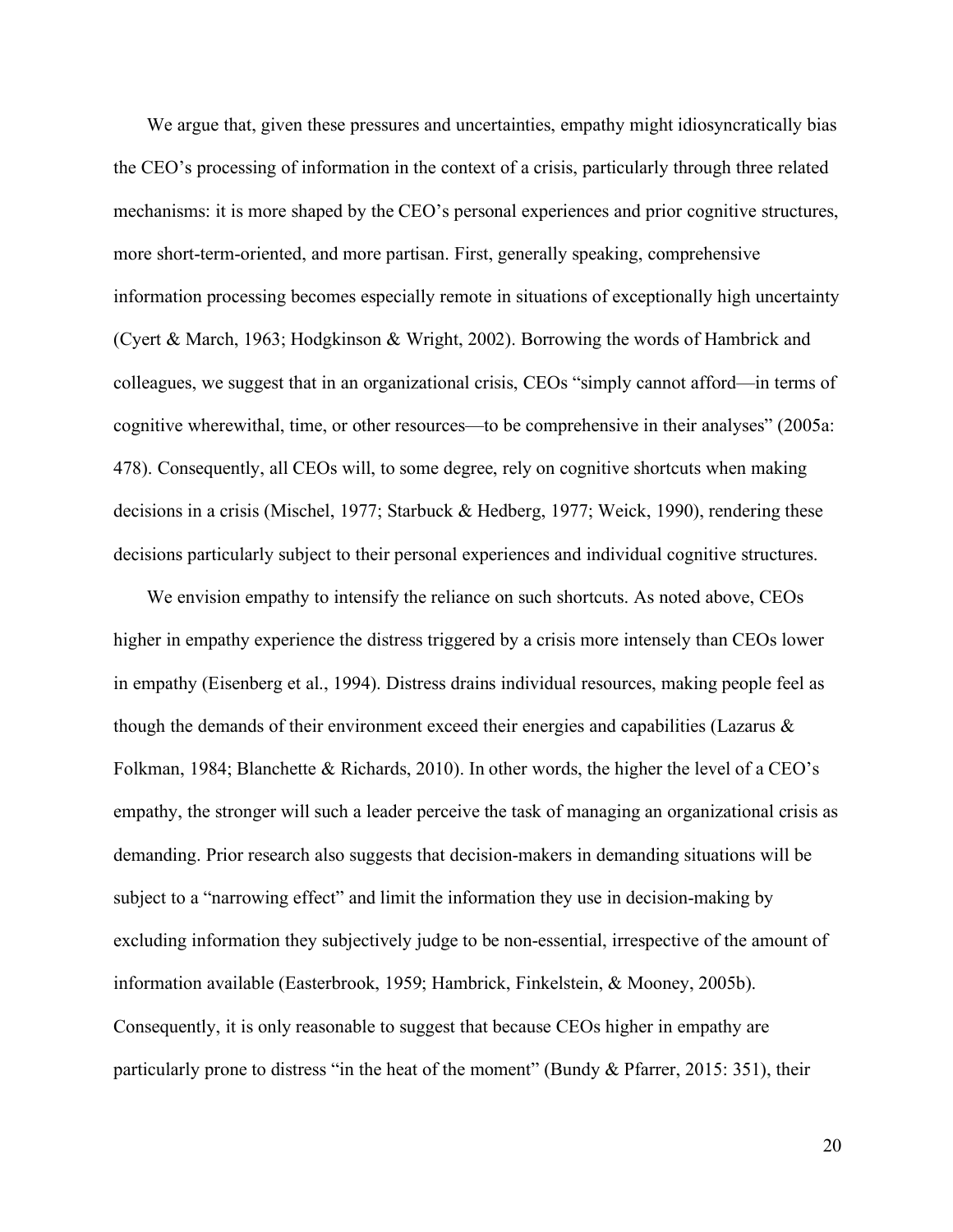We argue that, given these pressures and uncertainties, empathy might idiosyncratically bias the CEO's processing of information in the context of a crisis, particularly through three related mechanisms: it is more shaped by the CEO's personal experiences and prior cognitive structures, more short-term-oriented, and more partisan. First, generally speaking, comprehensive information processing becomes especially remote in situations of exceptionally high uncertainty (Cyert & March, 1963; Hodgkinson & Wright, 2002). Borrowing the words of Hambrick and colleagues, we suggest that in an organizational crisis, CEOs "simply cannot afford—in terms of cognitive wherewithal, time, or other resources—to be comprehensive in their analyses" (2005a: 478). Consequently, all CEOs will, to some degree, rely on cognitive shortcuts when making decisions in a crisis (Mischel, 1977; Starbuck & Hedberg, 1977; Weick, 1990), rendering these decisions particularly subject to their personal experiences and individual cognitive structures.

We envision empathy to intensify the reliance on such shortcuts. As noted above, CEOs higher in empathy experience the distress triggered by a crisis more intensely than CEOs lower in empathy (Eisenberg et al., 1994). Distress drains individual resources, making people feel as though the demands of their environment exceed their energies and capabilities (Lazarus & Folkman, 1984; Blanchette & Richards, 2010). In other words, the higher the level of a CEO's empathy, the stronger will such a leader perceive the task of managing an organizational crisis as demanding. Prior research also suggests that decision-makers in demanding situations will be subject to a "narrowing effect" and limit the information they use in decision-making by excluding information they subjectively judge to be non-essential, irrespective of the amount of information available (Easterbrook, 1959; Hambrick, Finkelstein, & Mooney, 2005b). Consequently, it is only reasonable to suggest that because CEOs higher in empathy are particularly prone to distress "in the heat of the moment" (Bundy & Pfarrer, 2015: 351), their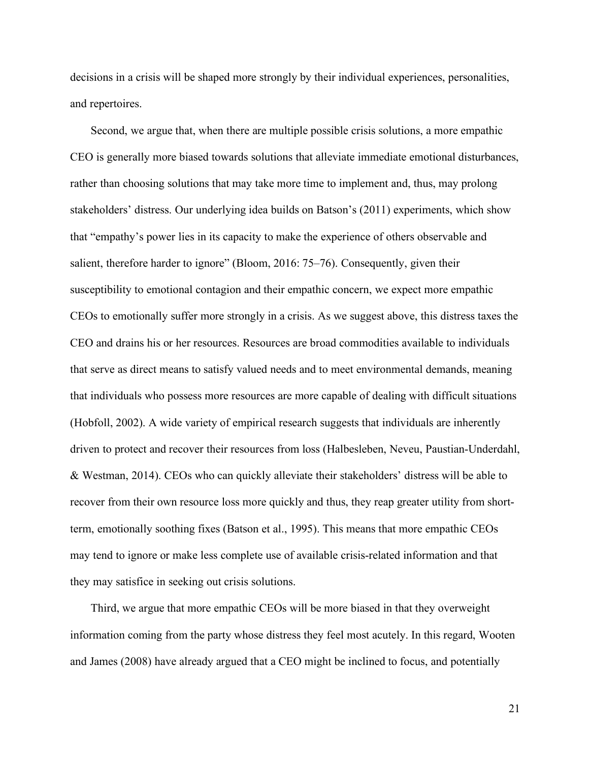decisions in a crisis will be shaped more strongly by their individual experiences, personalities, and repertoires.

Second, we argue that, when there are multiple possible crisis solutions, a more empathic CEO is generally more biased towards solutions that alleviate immediate emotional disturbances, rather than choosing solutions that may take more time to implement and, thus, may prolong stakeholders' distress. Our underlying idea builds on Batson's (2011) experiments, which show that "empathy's power lies in its capacity to make the experience of others observable and salient, therefore harder to ignore" (Bloom, 2016: 75–76). Consequently, given their susceptibility to emotional contagion and their empathic concern, we expect more empathic CEOs to emotionally suffer more strongly in a crisis. As we suggest above, this distress taxes the CEO and drains his or her resources. Resources are broad commodities available to individuals that serve as direct means to satisfy valued needs and to meet environmental demands, meaning that individuals who possess more resources are more capable of dealing with difficult situations (Hobfoll, 2002). A wide variety of empirical research suggests that individuals are inherently driven to protect and recover their resources from loss (Halbesleben, Neveu, Paustian-Underdahl, & Westman, 2014). CEOs who can quickly alleviate their stakeholders' distress will be able to recover from their own resource loss more quickly and thus, they reap greater utility from short-term, emotionally soothing fixes (Batson et al., 1995). This means that more empathic CEOs may tend to ignore or make less complete use of available crisis-related information and that they may satisfice in seeking out crisis solutions.

Third, we argue that more empathic CEOs will be more biased in that they overweight information coming from the party whose distress they feel most acutely. In this regard, Wooten and James (2008) have already argued that a CEO might be inclined to focus, and potentially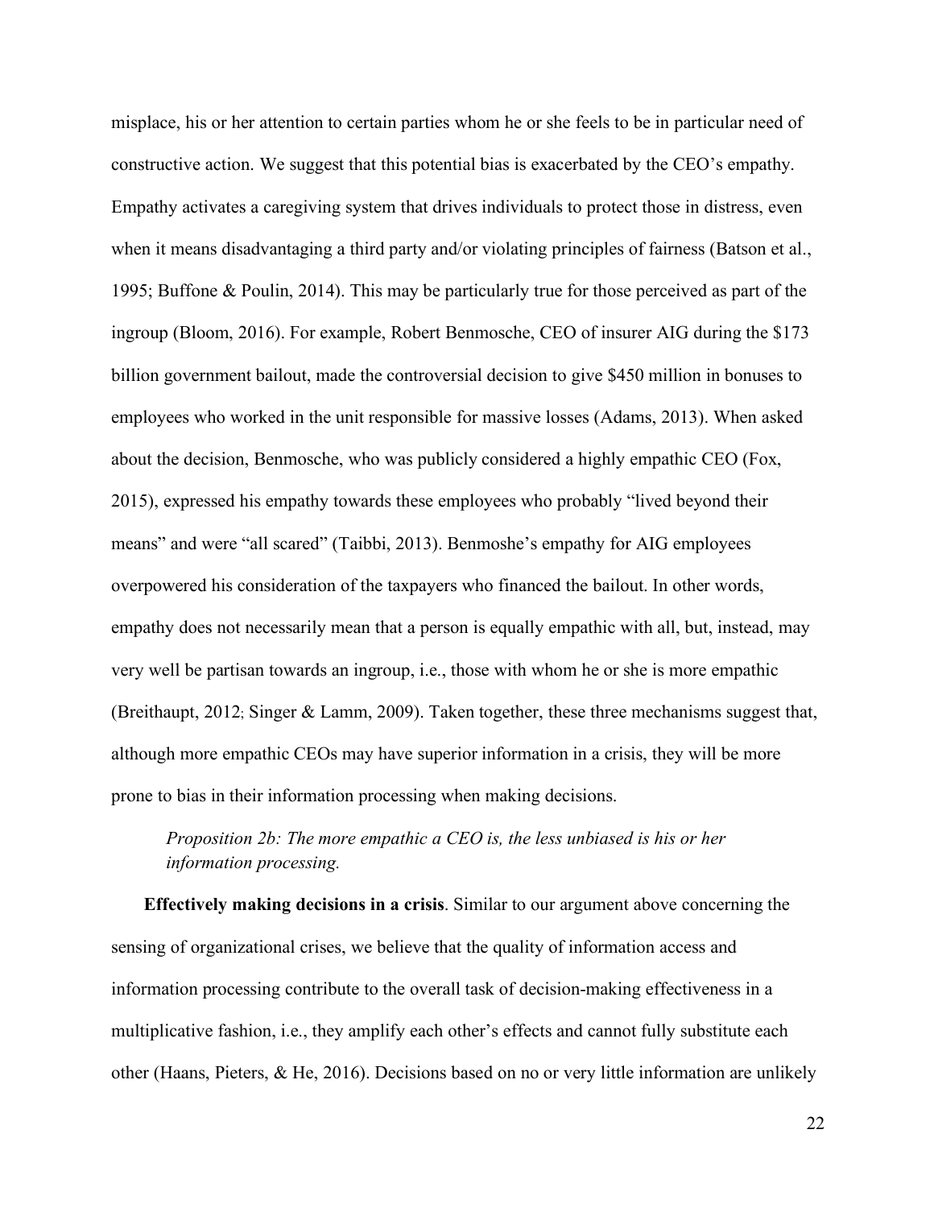misplace, his or her attention to certain parties whom he or she feels to be in particular need of constructive action. We suggest that this potential bias is exacerbated by the CEO's empathy. Empathy activates a caregiving system that drives individuals to protect those in distress, even when it means disadvantaging a third party and/or violating principles of fairness (Batson et al., 1995; Buffone & Poulin, 2014). This may be particularly true for those perceived as part of the ingroup (Bloom, 2016). For example, Robert Benmosche, CEO of insurer AIG during the $173 billion government bailout, made the controversial decision to give $450 million in bonuses to employees who worked in the unit responsible for massive losses (Adams, 2013). When asked about the decision, Benmosche, who was publicly considered a highly empathic CEO (Fox, 2015), expressed his empathy towards these employees who probably "lived beyond their means" and were "all scared" (Taibbi, 2013). Benmoshe's empathy for AIG employees overpowered his consideration of the taxpayers who financed the bailout. In other words, empathy does not necessarily mean that a person is equally empathic with all, but, instead, may very well be partisan towards an ingroup, i.e., those with whom he or she is more empathic (Breithaupt, 2012; Singer & Lamm, 2009). Taken together, these three mechanisms suggest that, although more empathic CEOs may have superior information in a crisis, they will be more prone to bias in their information processing when making decisions.

> *Proposition 2b: The more empathic a CEO is, the less unbiased is his or her information processing.*

**Effectively making decisions in a crisis**. Similar to our argument above concerning the sensing of organizational crises, we believe that the quality of information access and information processing contribute to the overall task of decision-making effectiveness in a multiplicative fashion, i.e., they amplify each other's effects and cannot fully substitute each other (Haans, Pieters, & He, 2016). Decisions based on no or very little information are unlikely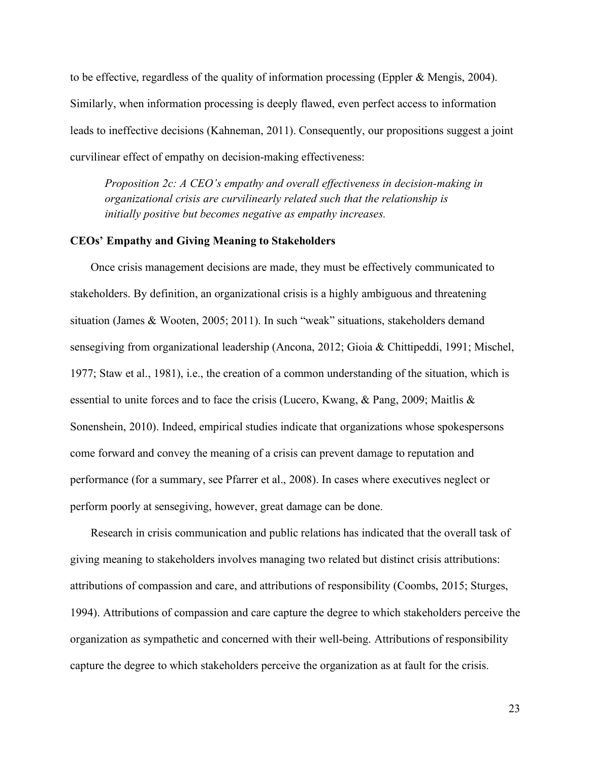to be effective, regardless of the quality of information processing (Eppler & Mengis, 2004). Similarly, when information processing is deeply flawed, even perfect access to information leads to ineffective decisions (Kahneman, 2011). Consequently, our propositions suggest a joint curvilinear effect of empathy on decision-making effectiveness:

> *Proposition 2c: A CEO's empathy and overall effectiveness in decision-making in organizational crisis are curvilinearly related such that the relationship is initially positive but becomes negative as empathy increases.*

**CEOs' Empathy and Giving Meaning to Stakeholders**

Once crisis management decisions are made, they must be effectively communicated to stakeholders. By definition, an organizational crisis is a highly ambiguous and threatening situation (James & Wooten, 2005; 2011). In such "weak" situations, stakeholders demand sensegiving from organizational leadership (Ancona, 2012; Gioia & Chittipeddi, 1991; Mischel, 1977; Staw et al., 1981), i.e., the creation of a common understanding of the situation, which is essential to unite forces and to face the crisis (Lucero, Kwang, & Pang, 2009; Maitlis & Sonenshein, 2010). Indeed, empirical studies indicate that organizations whose spokespersons come forward and convey the meaning of a crisis can prevent damage to reputation and performance (for a summary, see Pfarrer et al., 2008). In cases where executives neglect or perform poorly at sensegiving, however, great damage can be done.

Research in crisis communication and public relations has indicated that the overall task of giving meaning to stakeholders involves managing two related but distinct crisis attributions: attributions of compassion and care, and attributions of responsibility (Coombs, 2015; Sturges, 1994). Attributions of compassion and care capture the degree to which stakeholders perceive the organization as sympathetic and concerned with their well-being. Attributions of responsibility capture the degree to which stakeholders perceive the organization as at fault for the crisis.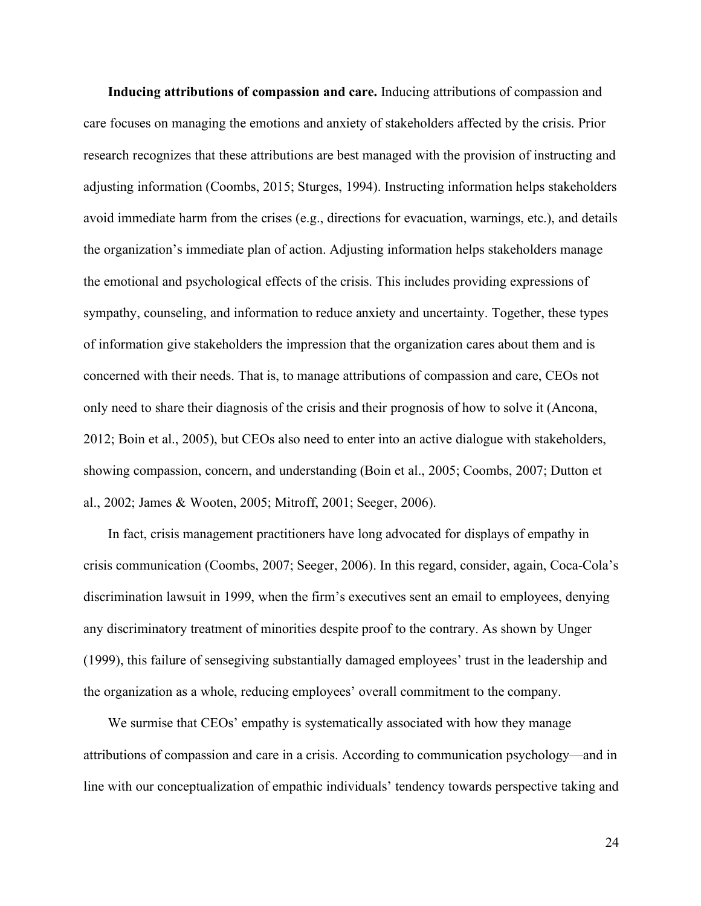**Inducing attributions of compassion and care.** Inducing attributions of compassion and care focuses on managing the emotions and anxiety of stakeholders affected by the crisis. Prior research recognizes that these attributions are best managed with the provision of instructing and adjusting information (Coombs, 2015; Sturges, 1994). Instructing information helps stakeholders avoid immediate harm from the crises (e.g., directions for evacuation, warnings, etc.), and details the organization's immediate plan of action. Adjusting information helps stakeholders manage the emotional and psychological effects of the crisis. This includes providing expressions of sympathy, counseling, and information to reduce anxiety and uncertainty. Together, these types of information give stakeholders the impression that the organization cares about them and is concerned with their needs. That is, to manage attributions of compassion and care, CEOs not only need to share their diagnosis of the crisis and their prognosis of how to solve it (Ancona, 2012; Boin et al., 2005), but CEOs also need to enter into an active dialogue with stakeholders, showing compassion, concern, and understanding (Boin et al., 2005; Coombs, 2007; Dutton et al., 2002; James & Wooten, 2005; Mitroff, 2001; Seeger, 2006).

In fact, crisis management practitioners have long advocated for displays of empathy in crisis communication (Coombs, 2007; Seeger, 2006). In this regard, consider, again, Coca-Cola's discrimination lawsuit in 1999, when the firm's executives sent an email to employees, denying any discriminatory treatment of minorities despite proof to the contrary. As shown by Unger (1999), this failure of sensegiving substantially damaged employees' trust in the leadership and the organization as a whole, reducing employees' overall commitment to the company.

We surmise that CEOs' empathy is systematically associated with how they manage attributions of compassion and care in a crisis. According to communication psychology—and in line with our conceptualization of empathic individuals' tendency towards perspective taking and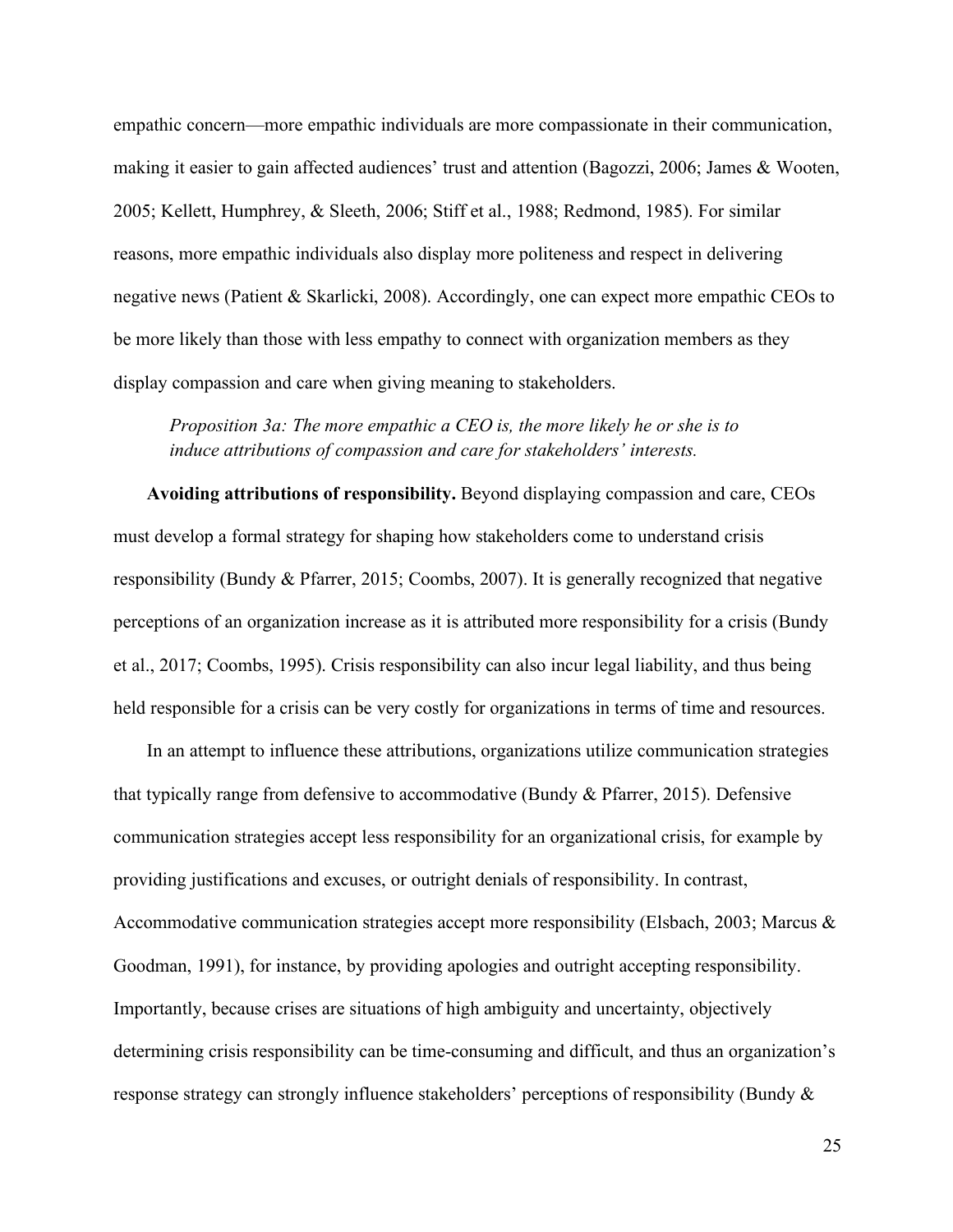empathic concern—more empathic individuals are more compassionate in their communication, making it easier to gain affected audiences' trust and attention (Bagozzi, 2006; James & Wooten, 2005; Kellett, Humphrey, & Sleeth, 2006; Stiff et al., 1988; Redmond, 1985). For similar reasons, more empathic individuals also display more politeness and respect in delivering negative news (Patient & Skarlicki, 2008). Accordingly, one can expect more empathic CEOs to be more likely than those with less empathy to connect with organization members as they display compassion and care when giving meaning to stakeholders.

> *Proposition 3a: The more empathic a CEO is, the more likely he or she is to induce attributions of compassion and care for stakeholders' interests.*

**Avoiding attributions of responsibility.** Beyond displaying compassion and care, CEOs must develop a formal strategy for shaping how stakeholders come to understand crisis responsibility (Bundy & Pfarrer, 2015; Coombs, 2007). It is generally recognized that negative perceptions of an organization increase as it is attributed more responsibility for a crisis (Bundy et al., 2017; Coombs, 1995). Crisis responsibility can also incur legal liability, and thus being held responsible for a crisis can be very costly for organizations in terms of time and resources.

In an attempt to influence these attributions, organizations utilize communication strategies that typically range from defensive to accommodative (Bundy & Pfarrer, 2015). Defensive communication strategies accept less responsibility for an organizational crisis, for example by providing justifications and excuses, or outright denials of responsibility. In contrast, Accommodative communication strategies accept more responsibility (Elsbach, 2003; Marcus & Goodman, 1991), for instance, by providing apologies and outright accepting responsibility. Importantly, because crises are situations of high ambiguity and uncertainty, objectively determining crisis responsibility can be time-consuming and difficult, and thus an organization's response strategy can strongly influence stakeholders' perceptions of responsibility (Bundy &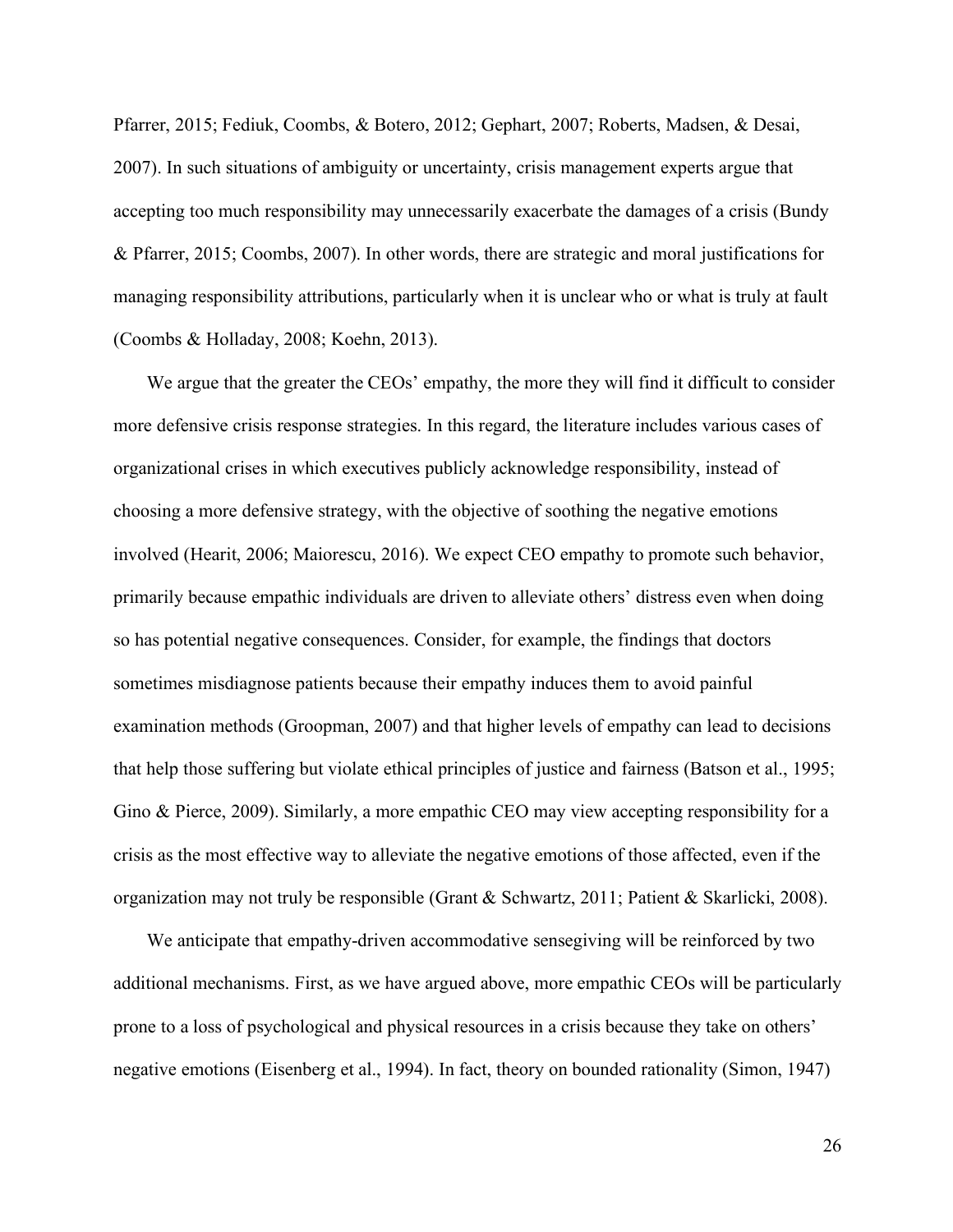Pfarrer, 2015; Fediuk, Coombs, & Botero, 2012; Gephart, 2007; Roberts, Madsen, & Desai, 2007). In such situations of ambiguity or uncertainty, crisis management experts argue that accepting too much responsibility may unnecessarily exacerbate the damages of a crisis (Bundy & Pfarrer, 2015; Coombs, 2007). In other words, there are strategic and moral justifications for managing responsibility attributions, particularly when it is unclear who or what is truly at fault (Coombs & Holladay, 2008; Koehn, 2013).

We argue that the greater the CEOs' empathy, the more they will find it difficult to consider more defensive crisis response strategies. In this regard, the literature includes various cases of organizational crises in which executives publicly acknowledge responsibility, instead of choosing a more defensive strategy, with the objective of soothing the negative emotions involved (Hearit, 2006; Maiorescu, 2016). We expect CEO empathy to promote such behavior, primarily because empathic individuals are driven to alleviate others' distress even when doing so has potential negative consequences. Consider, for example, the findings that doctors sometimes misdiagnose patients because their empathy induces them to avoid painful examination methods (Groopman, 2007) and that higher levels of empathy can lead to decisions that help those suffering but violate ethical principles of justice and fairness (Batson et al., 1995; Gino & Pierce, 2009). Similarly, a more empathic CEO may view accepting responsibility for a crisis as the most effective way to alleviate the negative emotions of those affected, even if the organization may not truly be responsible (Grant & Schwartz, 2011; Patient & Skarlicki, 2008).

We anticipate that empathy-driven accommodative sensegiving will be reinforced by two additional mechanisms. First, as we have argued above, more empathic CEOs will be particularly prone to a loss of psychological and physical resources in a crisis because they take on others' negative emotions (Eisenberg et al., 1994). In fact, theory on bounded rationality (Simon, 1947)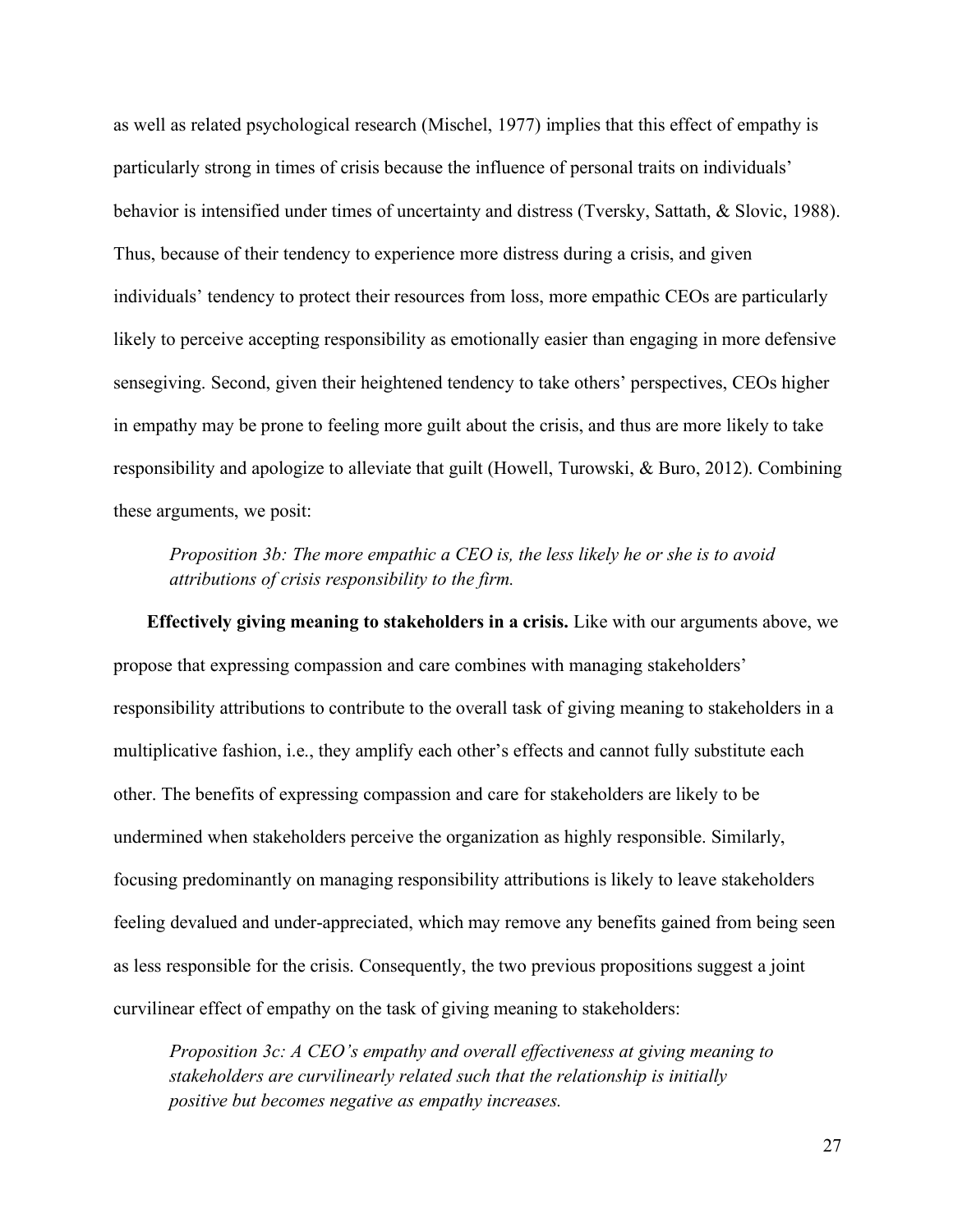as well as related psychological research (Mischel, 1977) implies that this effect of empathy is particularly strong in times of crisis because the influence of personal traits on individuals' behavior is intensified under times of uncertainty and distress (Tversky, Sattath, & Slovic, 1988). Thus, because of their tendency to experience more distress during a crisis, and given individuals' tendency to protect their resources from loss, more empathic CEOs are particularly likely to perceive accepting responsibility as emotionally easier than engaging in more defensive sensegiving. Second, given their heightened tendency to take others' perspectives, CEOs higher in empathy may be prone to feeling more guilt about the crisis, and thus are more likely to take responsibility and apologize to alleviate that guilt (Howell, Turowski, & Buro, 2012). Combining these arguments, we posit:

> *Proposition 3b: The more empathic a CEO is, the less likely he or she is to avoid attributions of crisis responsibility to the firm.*

**Effectively giving meaning to stakeholders in a crisis.** Like with our arguments above, we propose that expressing compassion and care combines with managing stakeholders' responsibility attributions to contribute to the overall task of giving meaning to stakeholders in a multiplicative fashion, i.e., they amplify each other's effects and cannot fully substitute each other. The benefits of expressing compassion and care for stakeholders are likely to be undermined when stakeholders perceive the organization as highly responsible. Similarly, focusing predominantly on managing responsibility attributions is likely to leave stakeholders feeling devalued and under-appreciated, which may remove any benefits gained from being seen as less responsible for the crisis. Consequently, the two previous propositions suggest a joint curvilinear effect of empathy on the task of giving meaning to stakeholders:

> *Proposition 3c: A CEO's empathy and overall effectiveness at giving meaning to stakeholders are curvilinearly related such that the relationship is initially positive but becomes negative as empathy increases.*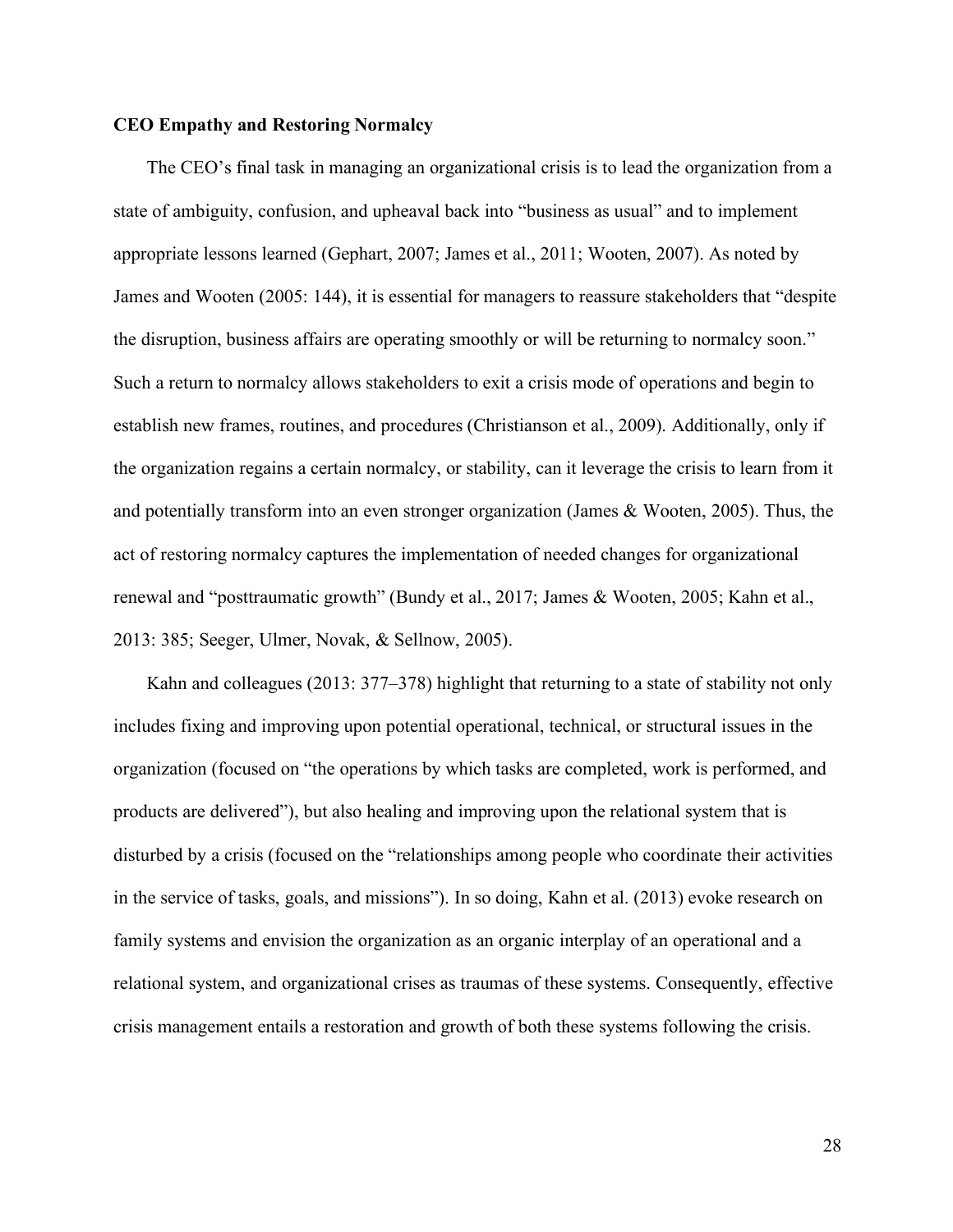**CEO Empathy and Restoring Normalcy**

The CEO's final task in managing an organizational crisis is to lead the organization from a state of ambiguity, confusion, and upheaval back into "business as usual" and to implement appropriate lessons learned (Gephart, 2007; James et al., 2011; Wooten, 2007). As noted by James and Wooten (2005: 144), it is essential for managers to reassure stakeholders that "despite the disruption, business affairs are operating smoothly or will be returning to normalcy soon." Such a return to normalcy allows stakeholders to exit a crisis mode of operations and begin to establish new frames, routines, and procedures (Christianson et al., 2009). Additionally, only if the organization regains a certain normalcy, or stability, can it leverage the crisis to learn from it and potentially transform into an even stronger organization (James & Wooten, 2005). Thus, the act of restoring normalcy captures the implementation of needed changes for organizational renewal and "posttraumatic growth" (Bundy et al., 2017; James & Wooten, 2005; Kahn et al., 2013: 385; Seeger, Ulmer, Novak, & Sellnow, 2005).

Kahn and colleagues (2013: 377–378) highlight that returning to a state of stability not only includes fixing and improving upon potential operational, technical, or structural issues in the organization (focused on "the operations by which tasks are completed, work is performed, and products are delivered"), but also healing and improving upon the relational system that is disturbed by a crisis (focused on the "relationships among people who coordinate their activities in the service of tasks, goals, and missions"). In so doing, Kahn et al. (2013) evoke research on family systems and envision the organization as an organic interplay of an operational and a relational system, and organizational crises as traumas of these systems. Consequently, effective crisis management entails a restoration and growth of both these systems following the crisis.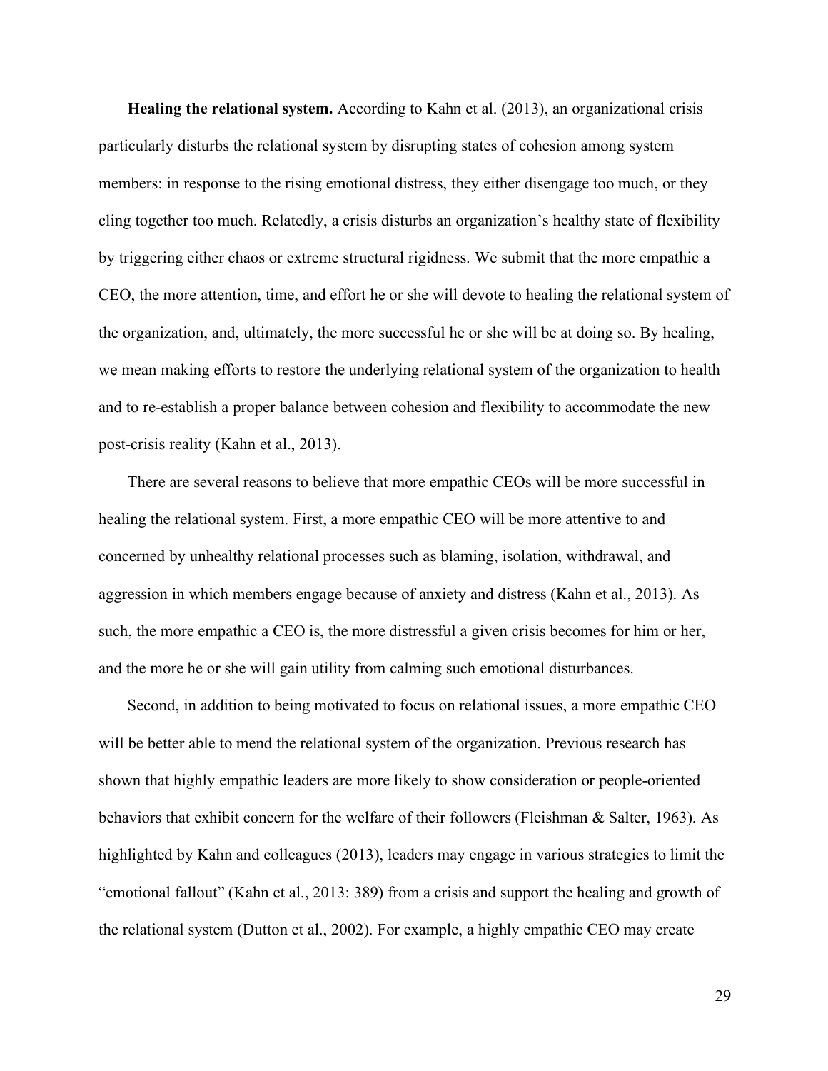**Healing the relational system.** According to Kahn et al. (2013), an organizational crisis particularly disturbs the relational system by disrupting states of cohesion among system members: in response to the rising emotional distress, they either disengage too much, or they cling together too much. Relatedly, a crisis disturbs an organization's healthy state of flexibility by triggering either chaos or extreme structural rigidness. We submit that the more empathic a CEO, the more attention, time, and effort he or she will devote to healing the relational system of the organization, and, ultimately, the more successful he or she will be at doing so. By healing, we mean making efforts to restore the underlying relational system of the organization to health and to re-establish a proper balance between cohesion and flexibility to accommodate the new post-crisis reality (Kahn et al., 2013).

There are several reasons to believe that more empathic CEOs will be more successful in healing the relational system. First, a more empathic CEO will be more attentive to and concerned by unhealthy relational processes such as blaming, isolation, withdrawal, and aggression in which members engage because of anxiety and distress (Kahn et al., 2013). As such, the more empathic a CEO is, the more distressful a given crisis becomes for him or her, and the more he or she will gain utility from calming such emotional disturbances.

Second, in addition to being motivated to focus on relational issues, a more empathic CEO will be better able to mend the relational system of the organization. Previous research has shown that highly empathic leaders are more likely to show consideration or people-oriented behaviors that exhibit concern for the welfare of their followers (Fleishman & Salter, 1963). As highlighted by Kahn and colleagues (2013), leaders may engage in various strategies to limit the "emotional fallout" (Kahn et al., 2013: 389) from a crisis and support the healing and growth of the relational system (Dutton et al., 2002). For example, a highly empathic CEO may create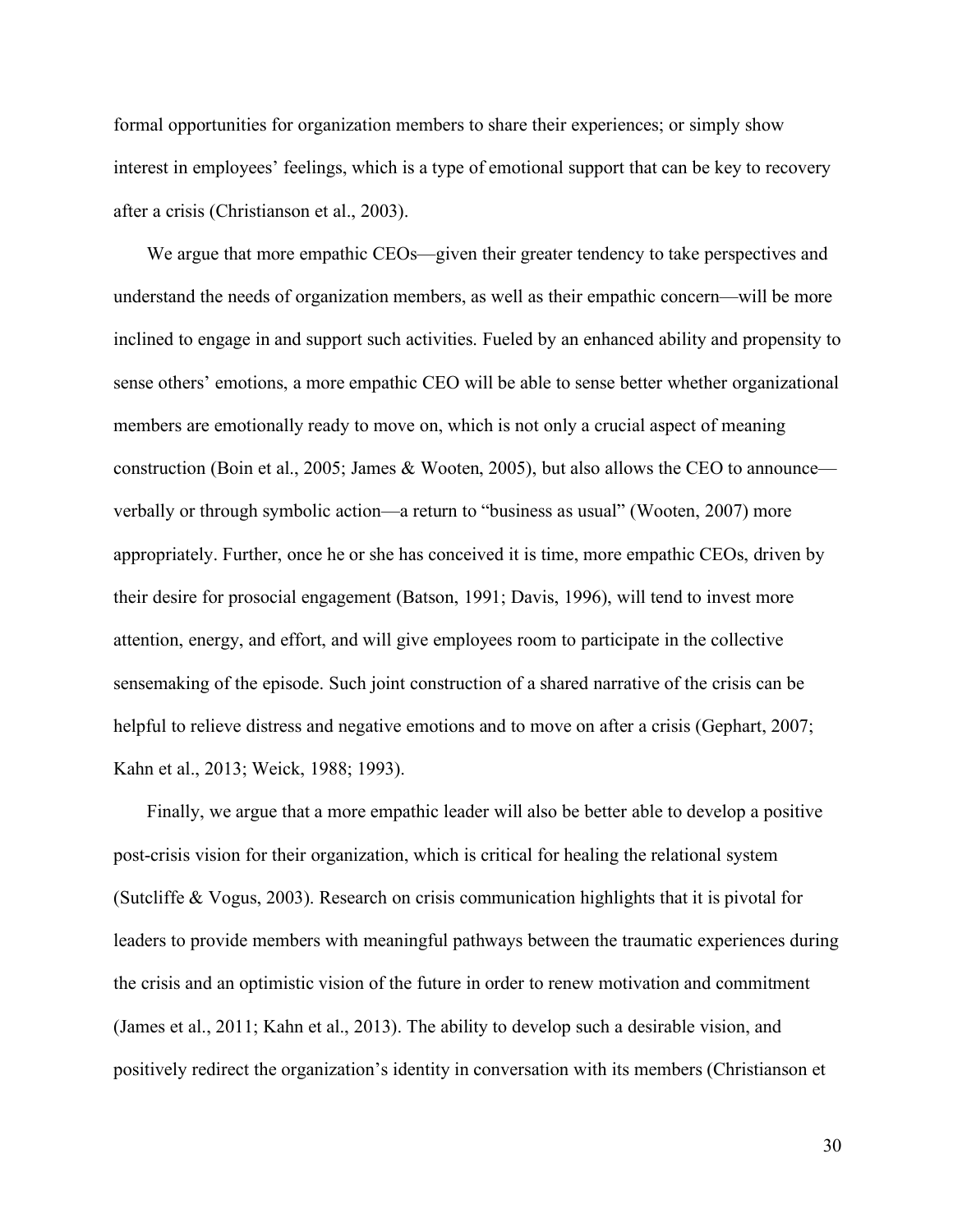formal opportunities for organization members to share their experiences; or simply show interest in employees' feelings, which is a type of emotional support that can be key to recovery after a crisis (Christianson et al., 2003).

We argue that more empathic CEOs—given their greater tendency to take perspectives and understand the needs of organization members, as well as their empathic concern—will be more inclined to engage in and support such activities. Fueled by an enhanced ability and propensity to sense others' emotions, a more empathic CEO will be able to sense better whether organizational members are emotionally ready to move on, which is not only a crucial aspect of meaning construction (Boin et al., 2005; James & Wooten, 2005), but also allows the CEO to announce—verbally or through symbolic action—a return to "business as usual" (Wooten, 2007) more appropriately. Further, once he or she has conceived it is time, more empathic CEOs, driven by their desire for prosocial engagement (Batson, 1991; Davis, 1996), will tend to invest more attention, energy, and effort, and will give employees room to participate in the collective sensemaking of the episode. Such joint construction of a shared narrative of the crisis can be helpful to relieve distress and negative emotions and to move on after a crisis (Gephart, 2007; Kahn et al., 2013; Weick, 1988; 1993).

Finally, we argue that a more empathic leader will also be better able to develop a positive post-crisis vision for their organization, which is critical for healing the relational system (Sutcliffe & Vogus, 2003). Research on crisis communication highlights that it is pivotal for leaders to provide members with meaningful pathways between the traumatic experiences during the crisis and an optimistic vision of the future in order to renew motivation and commitment (James et al., 2011; Kahn et al., 2013). The ability to develop such a desirable vision, and positively redirect the organization's identity in conversation with its members (Christianson et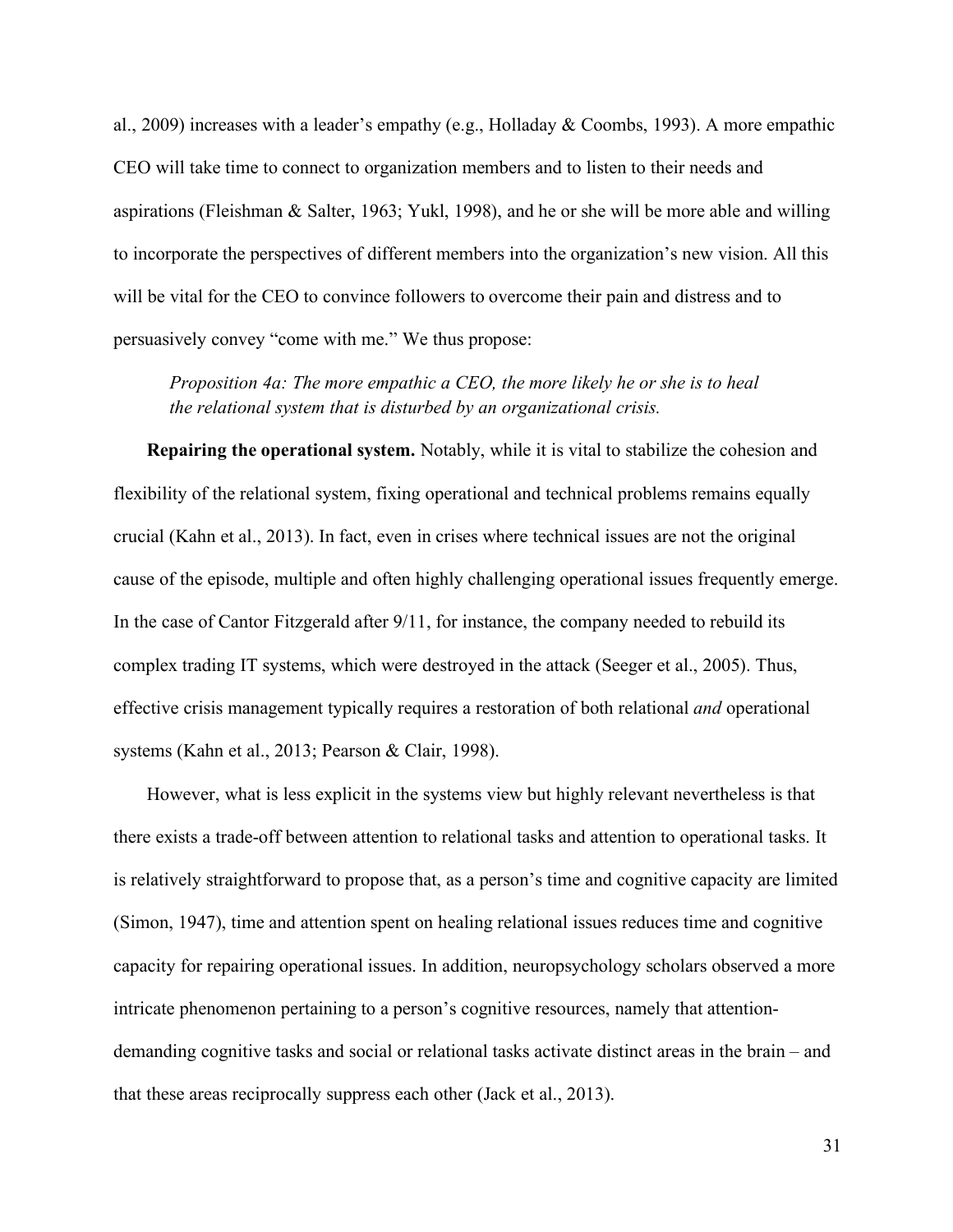al., 2009) increases with a leader's empathy (e.g., Holladay & Coombs, 1993). A more empathic CEO will take time to connect to organization members and to listen to their needs and aspirations (Fleishman & Salter, 1963; Yukl, 1998), and he or she will be more able and willing to incorporate the perspectives of different members into the organization's new vision. All this will be vital for the CEO to convince followers to overcome their pain and distress and to persuasively convey "come with me." We thus propose:

> *Proposition 4a: The more empathic a CEO, the more likely he or she is to heal the relational system that is disturbed by an organizational crisis.*

**Repairing the operational system.** Notably, while it is vital to stabilize the cohesion and flexibility of the relational system, fixing operational and technical problems remains equally crucial (Kahn et al., 2013). In fact, even in crises where technical issues are not the original cause of the episode, multiple and often highly challenging operational issues frequently emerge. In the case of Cantor Fitzgerald after 9/11, for instance, the company needed to rebuild its complex trading IT systems, which were destroyed in the attack (Seeger et al., 2005). Thus, effective crisis management typically requires a restoration of both relational *and* operational systems (Kahn et al., 2013; Pearson & Clair, 1998).

However, what is less explicit in the systems view but highly relevant nevertheless is that there exists a trade-off between attention to relational tasks and attention to operational tasks. It is relatively straightforward to propose that, as a person's time and cognitive capacity are limited (Simon, 1947), time and attention spent on healing relational issues reduces time and cognitive capacity for repairing operational issues. In addition, neuropsychology scholars observed a more intricate phenomenon pertaining to a person's cognitive resources, namely that attention-demanding cognitive tasks and social or relational tasks activate distinct areas in the brain – and that these areas reciprocally suppress each other (Jack et al., 2013).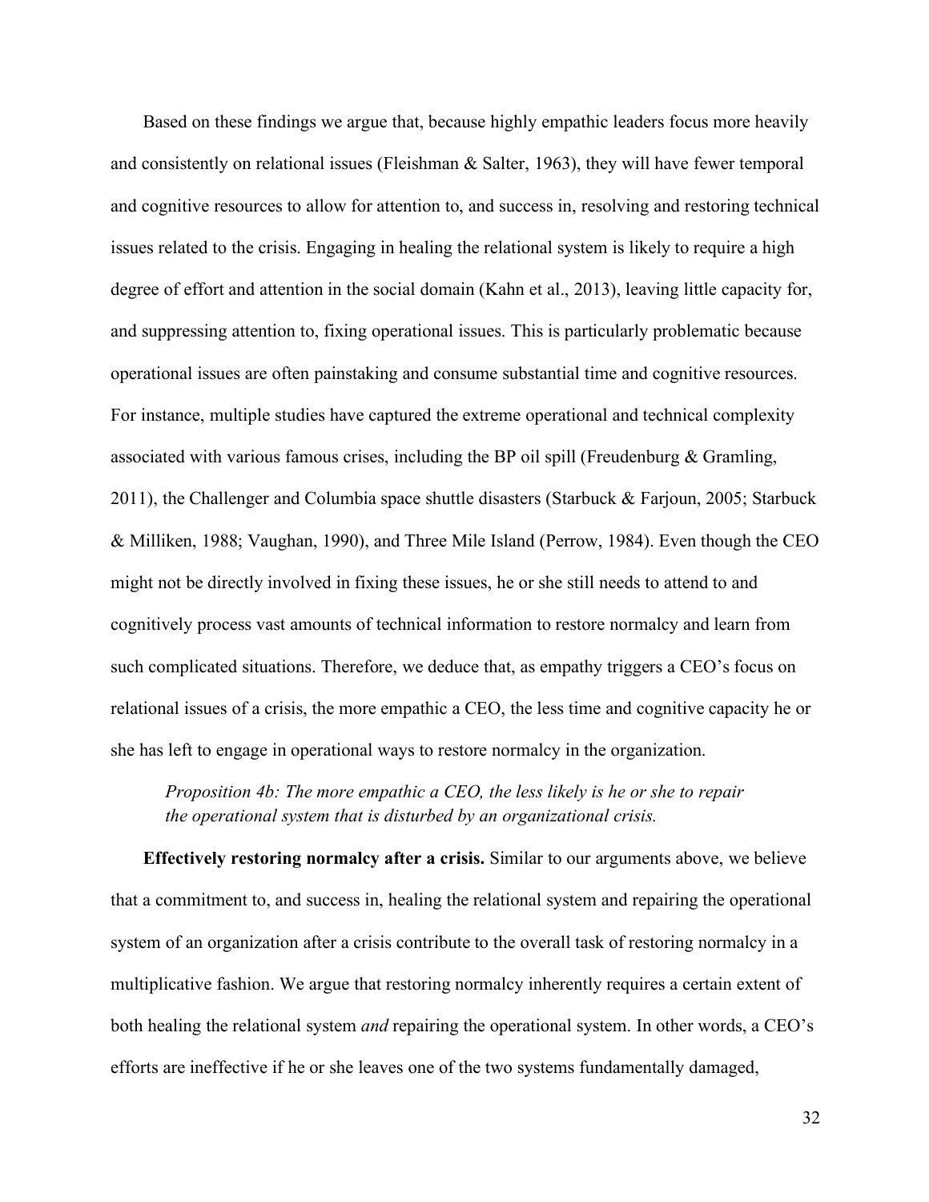Based on these findings we argue that, because highly empathic leaders focus more heavily and consistently on relational issues (Fleishman & Salter, 1963), they will have fewer temporal and cognitive resources to allow for attention to, and success in, resolving and restoring technical issues related to the crisis. Engaging in healing the relational system is likely to require a high degree of effort and attention in the social domain (Kahn et al., 2013), leaving little capacity for, and suppressing attention to, fixing operational issues. This is particularly problematic because operational issues are often painstaking and consume substantial time and cognitive resources. For instance, multiple studies have captured the extreme operational and technical complexity associated with various famous crises, including the BP oil spill (Freudenburg & Gramling, 2011), the Challenger and Columbia space shuttle disasters (Starbuck & Farjoun, 2005; Starbuck & Milliken, 1988; Vaughan, 1990), and Three Mile Island (Perrow, 1984). Even though the CEO might not be directly involved in fixing these issues, he or she still needs to attend to and cognitively process vast amounts of technical information to restore normalcy and learn from such complicated situations. Therefore, we deduce that, as empathy triggers a CEO's focus on relational issues of a crisis, the more empathic a CEO, the less time and cognitive capacity he or she has left to engage in operational ways to restore normalcy in the organization.

> *Proposition 4b: The more empathic a CEO, the less likely is he or she to repair the operational system that is disturbed by an organizational crisis.*

**Effectively restoring normalcy after a crisis.** Similar to our arguments above, we believe that a commitment to, and success in, healing the relational system and repairing the operational system of an organization after a crisis contribute to the overall task of restoring normalcy in a multiplicative fashion. We argue that restoring normalcy inherently requires a certain extent of both healing the relational system *and* repairing the operational system. In other words, a CEO's efforts are ineffective if he or she leaves one of the two systems fundamentally damaged,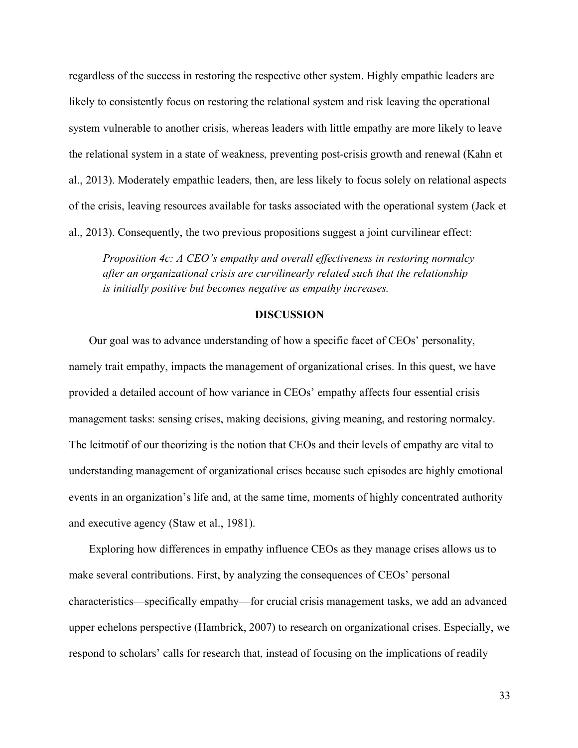regardless of the success in restoring the respective other system. Highly empathic leaders are likely to consistently focus on restoring the relational system and risk leaving the operational system vulnerable to another crisis, whereas leaders with little empathy are more likely to leave the relational system in a state of weakness, preventing post-crisis growth and renewal (Kahn et al., 2013). Moderately empathic leaders, then, are less likely to focus solely on relational aspects of the crisis, leaving resources available for tasks associated with the operational system (Jack et al., 2013). Consequently, the two previous propositions suggest a joint curvilinear effect:

> *Proposition 4c: A CEO's empathy and overall effectiveness in restoring normalcy after an organizational crisis are curvilinearly related such that the relationship is initially positive but becomes negative as empathy increases.*

## DISCUSSION

Our goal was to advance understanding of how a specific facet of CEOs' personality, namely trait empathy, impacts the management of organizational crises. In this quest, we have provided a detailed account of how variance in CEOs' empathy affects four essential crisis management tasks: sensing crises, making decisions, giving meaning, and restoring normalcy. The leitmotif of our theorizing is the notion that CEOs and their levels of empathy are vital to understanding management of organizational crises because such episodes are highly emotional events in an organization's life and, at the same time, moments of highly concentrated authority and executive agency (Staw et al., 1981).

Exploring how differences in empathy influence CEOs as they manage crises allows us to make several contributions. First, by analyzing the consequences of CEOs' personal characteristics—specifically empathy—for crucial crisis management tasks, we add an advanced upper echelons perspective (Hambrick, 2007) to research on organizational crises. Especially, we respond to scholars' calls for research that, instead of focusing on the implications of readily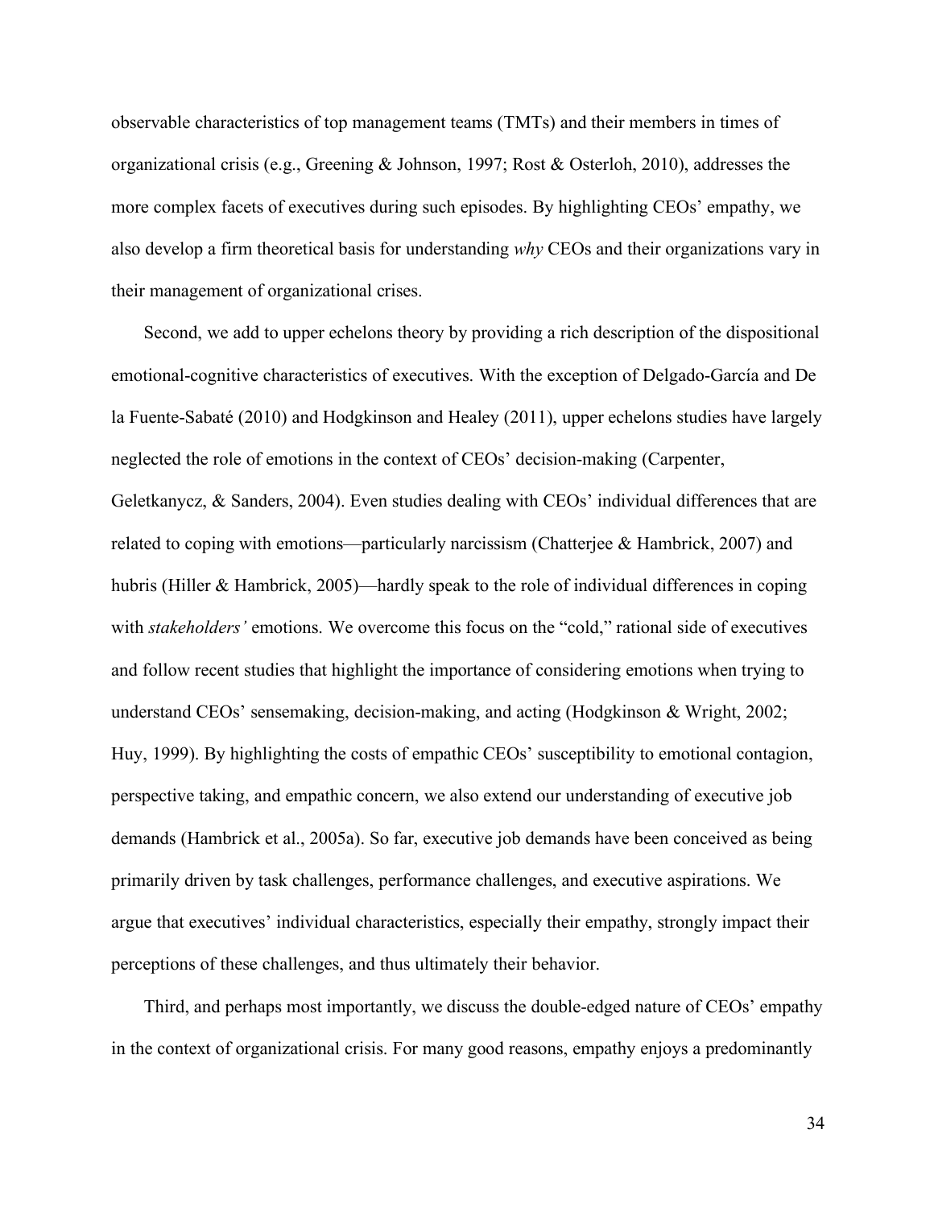observable characteristics of top management teams (TMTs) and their members in times of organizational crisis (e.g., Greening & Johnson, 1997; Rost & Osterloh, 2010), addresses the more complex facets of executives during such episodes. By highlighting CEOs' empathy, we also develop a firm theoretical basis for understanding *why* CEOs and their organizations vary in their management of organizational crises.

Second, we add to upper echelons theory by providing a rich description of the dispositional emotional-cognitive characteristics of executives. With the exception of Delgado-García and De la Fuente-Sabaté (2010) and Hodgkinson and Healey (2011), upper echelons studies have largely neglected the role of emotions in the context of CEOs' decision-making (Carpenter, Geletkanycz, & Sanders, 2004). Even studies dealing with CEOs' individual differences that are related to coping with emotions—particularly narcissism (Chatterjee & Hambrick, 2007) and hubris (Hiller & Hambrick, 2005)—hardly speak to the role of individual differences in coping with *stakeholders'* emotions. We overcome this focus on the "cold," rational side of executives and follow recent studies that highlight the importance of considering emotions when trying to understand CEOs' sensemaking, decision-making, and acting (Hodgkinson & Wright, 2002; Huy, 1999). By highlighting the costs of empathic CEOs' susceptibility to emotional contagion, perspective taking, and empathic concern, we also extend our understanding of executive job demands (Hambrick et al., 2005a). So far, executive job demands have been conceived as being primarily driven by task challenges, performance challenges, and executive aspirations. We argue that executives' individual characteristics, especially their empathy, strongly impact their perceptions of these challenges, and thus ultimately their behavior.

Third, and perhaps most importantly, we discuss the double-edged nature of CEOs' empathy in the context of organizational crisis. For many good reasons, empathy enjoys a predominantly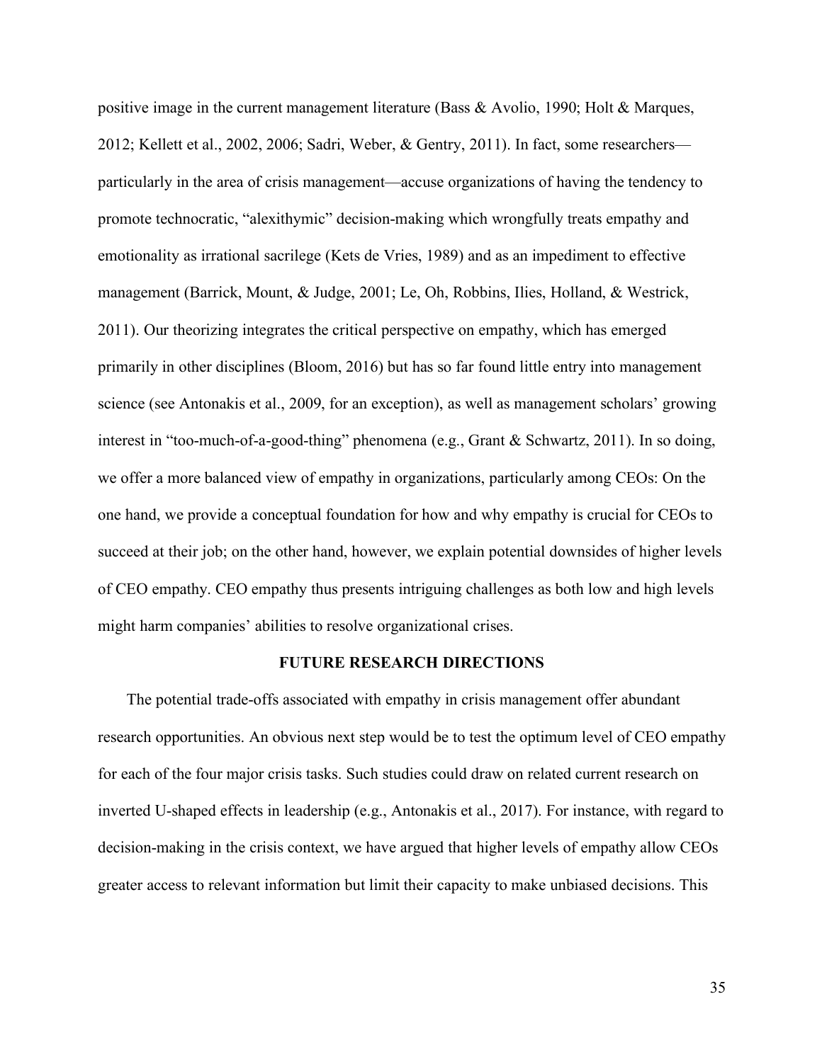positive image in the current management literature (Bass & Avolio, 1990; Holt & Marques, 2012; Kellett et al., 2002, 2006; Sadri, Weber, & Gentry, 2011). In fact, some researchers—particularly in the area of crisis management—accuse organizations of having the tendency to promote technocratic, "alexithymic" decision-making which wrongfully treats empathy and emotionality as irrational sacrilege (Kets de Vries, 1989) and as an impediment to effective management (Barrick, Mount, & Judge, 2001; Le, Oh, Robbins, Ilies, Holland, & Westrick, 2011). Our theorizing integrates the critical perspective on empathy, which has emerged primarily in other disciplines (Bloom, 2016) but has so far found little entry into management science (see Antonakis et al., 2009, for an exception), as well as management scholars' growing interest in "too-much-of-a-good-thing" phenomena (e.g., Grant & Schwartz, 2011). In so doing, we offer a more balanced view of empathy in organizations, particularly among CEOs: On the one hand, we provide a conceptual foundation for how and why empathy is crucial for CEOs to succeed at their job; on the other hand, however, we explain potential downsides of higher levels of CEO empathy. CEO empathy thus presents intriguing challenges as both low and high levels might harm companies' abilities to resolve organizational crises.

## FUTURE RESEARCH DIRECTIONS

The potential trade-offs associated with empathy in crisis management offer abundant research opportunities. An obvious next step would be to test the optimum level of CEO empathy for each of the four major crisis tasks. Such studies could draw on related current research on inverted U-shaped effects in leadership (e.g., Antonakis et al., 2017). For instance, with regard to decision-making in the crisis context, we have argued that higher levels of empathy allow CEOs greater access to relevant information but limit their capacity to make unbiased decisions. This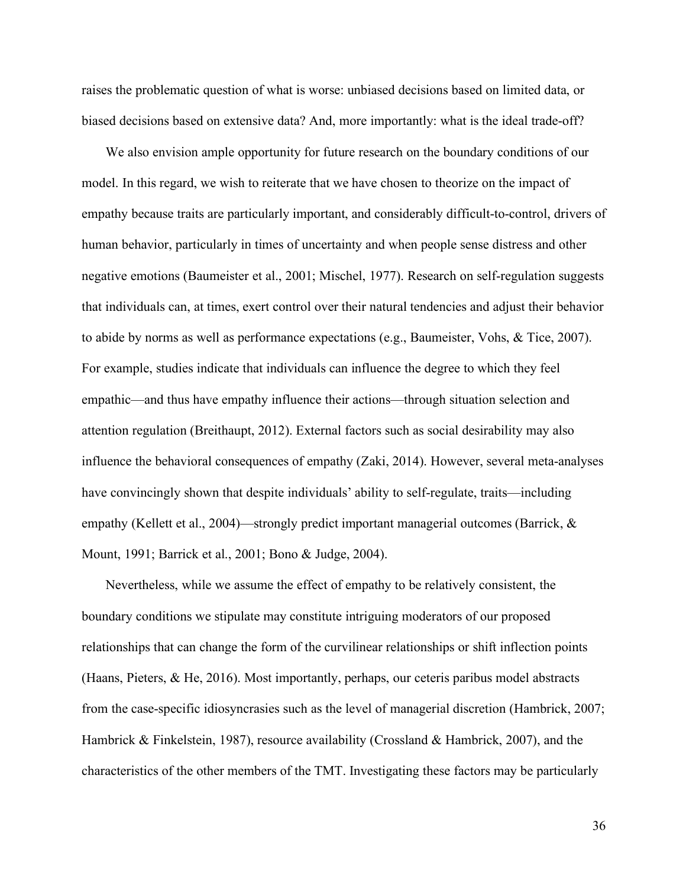raises the problematic question of what is worse: unbiased decisions based on limited data, or biased decisions based on extensive data? And, more importantly: what is the ideal trade-off?

We also envision ample opportunity for future research on the boundary conditions of our model. In this regard, we wish to reiterate that we have chosen to theorize on the impact of empathy because traits are particularly important, and considerably difficult-to-control, drivers of human behavior, particularly in times of uncertainty and when people sense distress and other negative emotions (Baumeister et al., 2001; Mischel, 1977). Research on self-regulation suggests that individuals can, at times, exert control over their natural tendencies and adjust their behavior to abide by norms as well as performance expectations (e.g., Baumeister, Vohs, & Tice, 2007). For example, studies indicate that individuals can influence the degree to which they feel empathic—and thus have empathy influence their actions—through situation selection and attention regulation (Breithaupt, 2012). External factors such as social desirability may also influence the behavioral consequences of empathy (Zaki, 2014). However, several meta-analyses have convincingly shown that despite individuals' ability to self-regulate, traits—including empathy (Kellett et al., 2004)—strongly predict important managerial outcomes (Barrick, & Mount, 1991; Barrick et al., 2001; Bono & Judge, 2004).

Nevertheless, while we assume the effect of empathy to be relatively consistent, the boundary conditions we stipulate may constitute intriguing moderators of our proposed relationships that can change the form of the curvilinear relationships or shift inflection points (Haans, Pieters, & He, 2016). Most importantly, perhaps, our ceteris paribus model abstracts from the case-specific idiosyncrasies such as the level of managerial discretion (Hambrick, 2007; Hambrick & Finkelstein, 1987), resource availability (Crossland & Hambrick, 2007), and the characteristics of the other members of the TMT. Investigating these factors may be particularly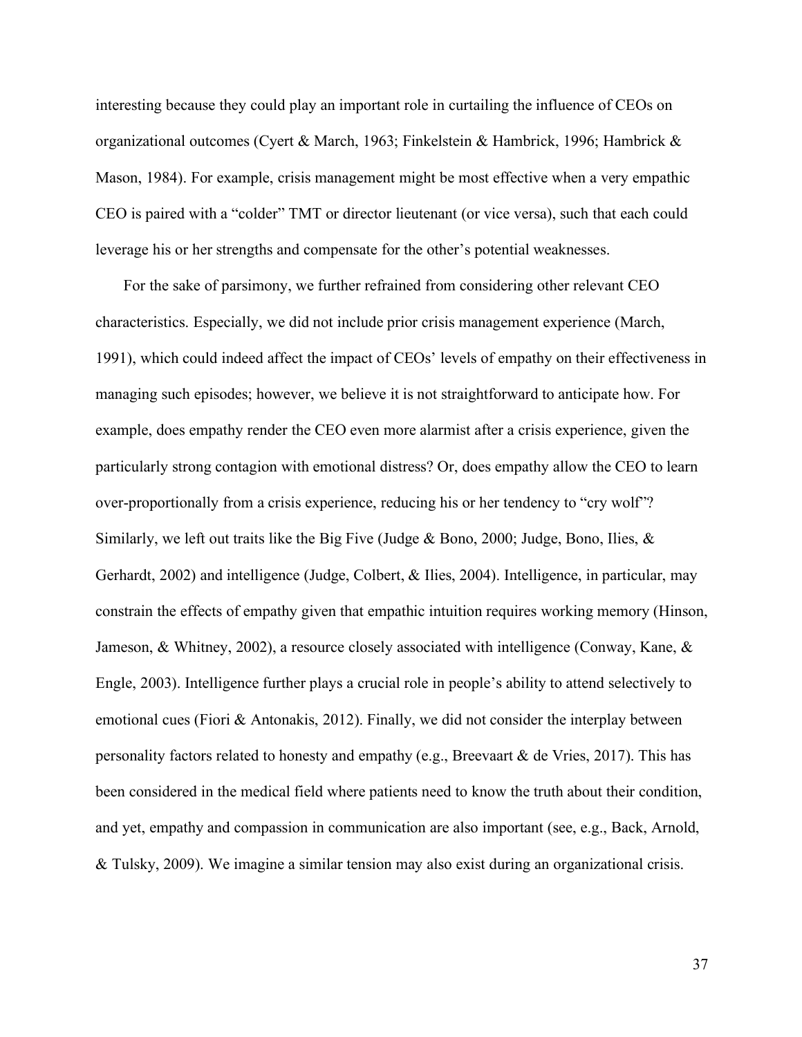interesting because they could play an important role in curtailing the influence of CEOs on organizational outcomes (Cyert & March, 1963; Finkelstein & Hambrick, 1996; Hambrick & Mason, 1984). For example, crisis management might be most effective when a very empathic CEO is paired with a "colder" TMT or director lieutenant (or vice versa), such that each could leverage his or her strengths and compensate for the other's potential weaknesses.

For the sake of parsimony, we further refrained from considering other relevant CEO characteristics. Especially, we did not include prior crisis management experience (March, 1991), which could indeed affect the impact of CEOs' levels of empathy on their effectiveness in managing such episodes; however, we believe it is not straightforward to anticipate how. For example, does empathy render the CEO even more alarmist after a crisis experience, given the particularly strong contagion with emotional distress? Or, does empathy allow the CEO to learn over-proportionally from a crisis experience, reducing his or her tendency to "cry wolf"? Similarly, we left out traits like the Big Five (Judge & Bono, 2000; Judge, Bono, Ilies, & Gerhardt, 2002) and intelligence (Judge, Colbert, & Ilies, 2004). Intelligence, in particular, may constrain the effects of empathy given that empathic intuition requires working memory (Hinson, Jameson, & Whitney, 2002), a resource closely associated with intelligence (Conway, Kane, & Engle, 2003). Intelligence further plays a crucial role in people's ability to attend selectively to emotional cues (Fiori & Antonakis, 2012). Finally, we did not consider the interplay between personality factors related to honesty and empathy (e.g., Breevaart & de Vries, 2017). This has been considered in the medical field where patients need to know the truth about their condition, and yet, empathy and compassion in communication are also important (see, e.g., Back, Arnold, & Tulsky, 2009). We imagine a similar tension may also exist during an organizational crisis.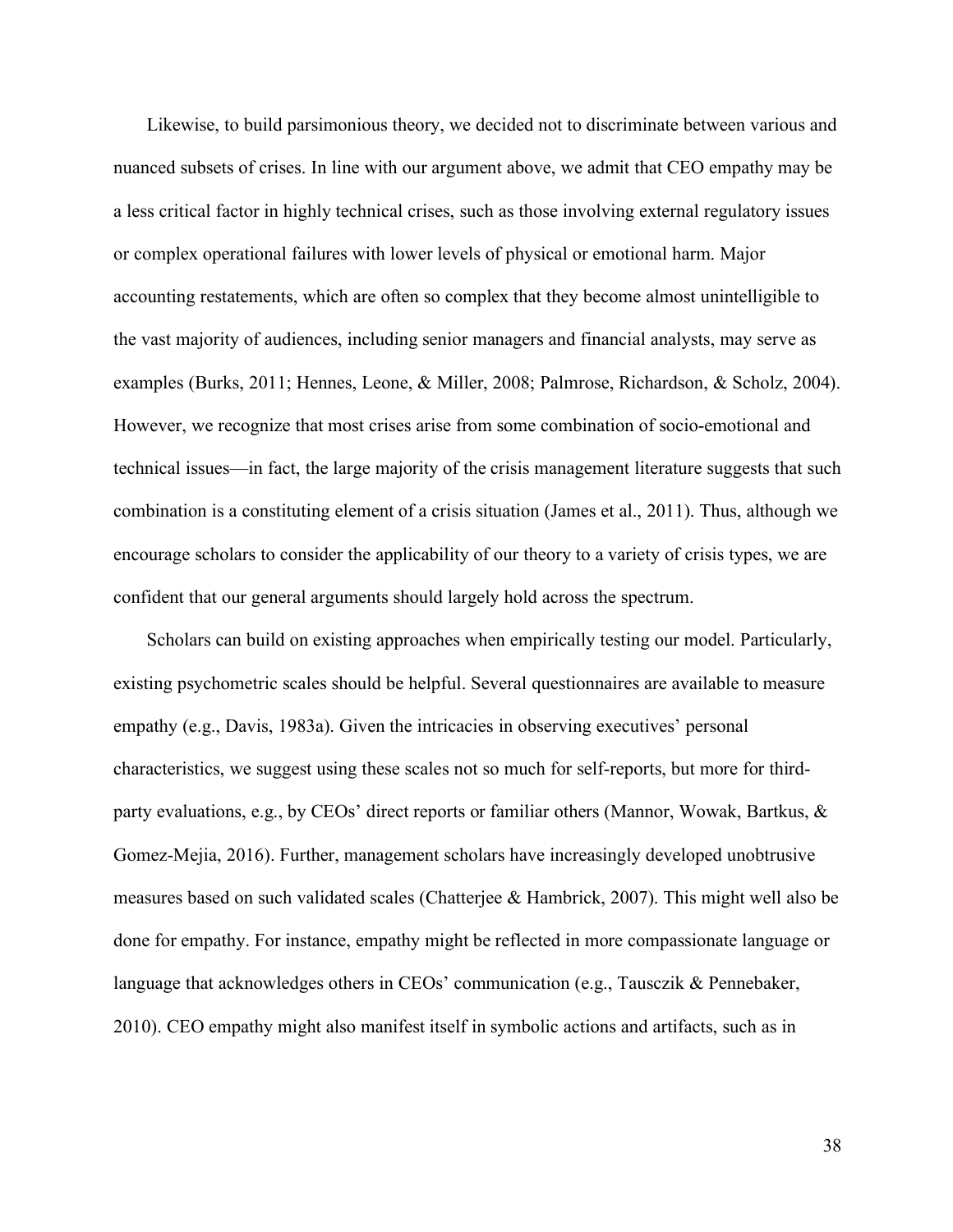Likewise, to build parsimonious theory, we decided not to discriminate between various and nuanced subsets of crises. In line with our argument above, we admit that CEO empathy may be a less critical factor in highly technical crises, such as those involving external regulatory issues or complex operational failures with lower levels of physical or emotional harm. Major accounting restatements, which are often so complex that they become almost unintelligible to the vast majority of audiences, including senior managers and financial analysts, may serve as examples (Burks, 2011; Hennes, Leone, & Miller, 2008; Palmrose, Richardson, & Scholz, 2004). However, we recognize that most crises arise from some combination of socio-emotional and technical issues—in fact, the large majority of the crisis management literature suggests that such combination is a constituting element of a crisis situation (James et al., 2011). Thus, although we encourage scholars to consider the applicability of our theory to a variety of crisis types, we are confident that our general arguments should largely hold across the spectrum.

Scholars can build on existing approaches when empirically testing our model. Particularly, existing psychometric scales should be helpful. Several questionnaires are available to measure empathy (e.g., Davis, 1983a). Given the intricacies in observing executives' personal characteristics, we suggest using these scales not so much for self-reports, but more for third-party evaluations, e.g., by CEOs' direct reports or familiar others (Mannor, Wowak, Bartkus, & Gomez-Mejia, 2016). Further, management scholars have increasingly developed unobtrusive measures based on such validated scales (Chatterjee & Hambrick, 2007). This might well also be done for empathy. For instance, empathy might be reflected in more compassionate language or language that acknowledges others in CEOs' communication (e.g., Tausczik & Pennebaker, 2010). CEO empathy might also manifest itself in symbolic actions and artifacts, such as in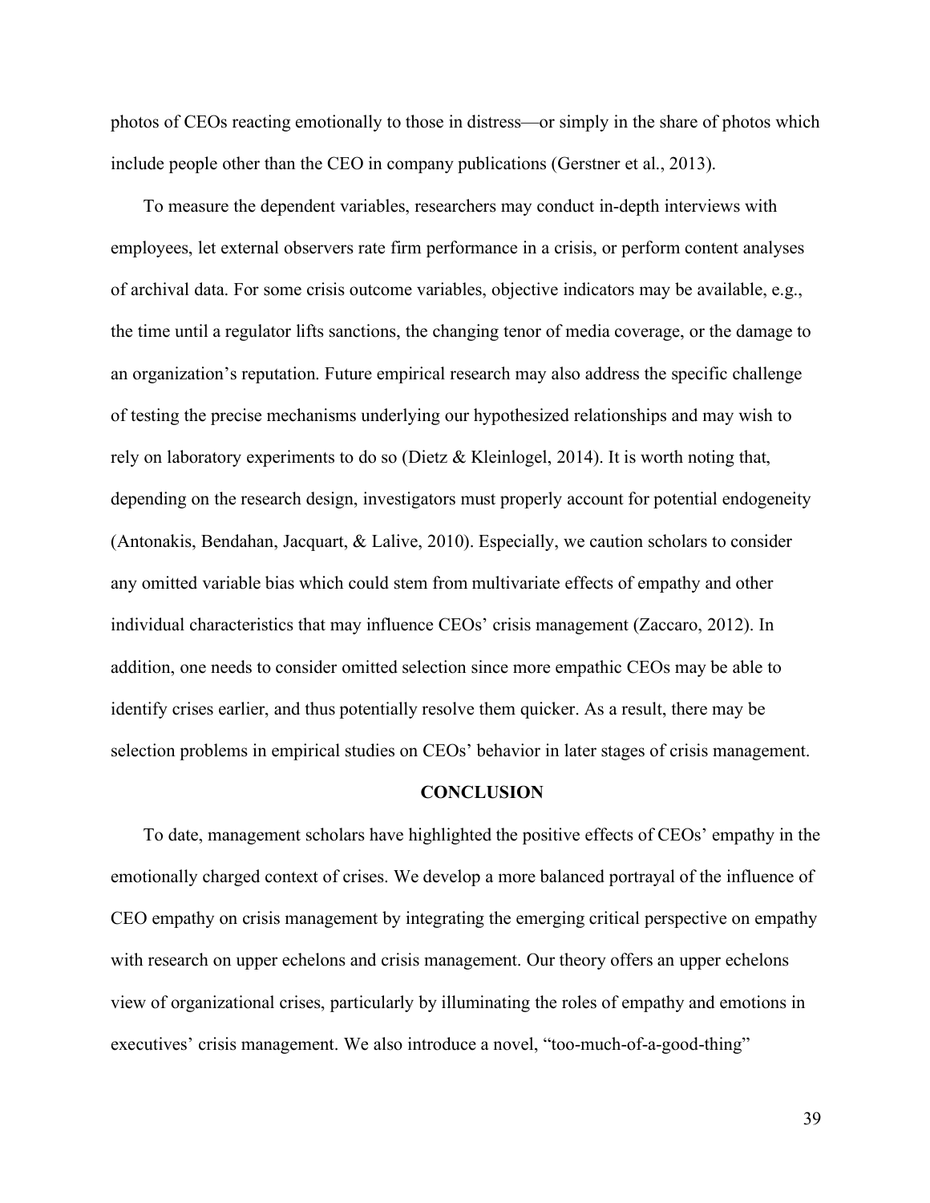photos of CEOs reacting emotionally to those in distress—or simply in the share of photos which include people other than the CEO in company publications (Gerstner et al., 2013).

To measure the dependent variables, researchers may conduct in-depth interviews with employees, let external observers rate firm performance in a crisis, or perform content analyses of archival data. For some crisis outcome variables, objective indicators may be available, e.g., the time until a regulator lifts sanctions, the changing tenor of media coverage, or the damage to an organization's reputation. Future empirical research may also address the specific challenge of testing the precise mechanisms underlying our hypothesized relationships and may wish to rely on laboratory experiments to do so (Dietz & Kleinlogel, 2014). It is worth noting that, depending on the research design, investigators must properly account for potential endogeneity (Antonakis, Bendahan, Jacquart, & Lalive, 2010). Especially, we caution scholars to consider any omitted variable bias which could stem from multivariate effects of empathy and other individual characteristics that may influence CEOs' crisis management (Zaccaro, 2012). In addition, one needs to consider omitted selection since more empathic CEOs may be able to identify crises earlier, and thus potentially resolve them quicker. As a result, there may be selection problems in empirical studies on CEOs' behavior in later stages of crisis management.

## CONCLUSION

To date, management scholars have highlighted the positive effects of CEOs' empathy in the emotionally charged context of crises. We develop a more balanced portrayal of the influence of CEO empathy on crisis management by integrating the emerging critical perspective on empathy with research on upper echelons and crisis management. Our theory offers an upper echelons view of organizational crises, particularly by illuminating the roles of empathy and emotions in executives' crisis management. We also introduce a novel, "too-much-of-a-good-thing"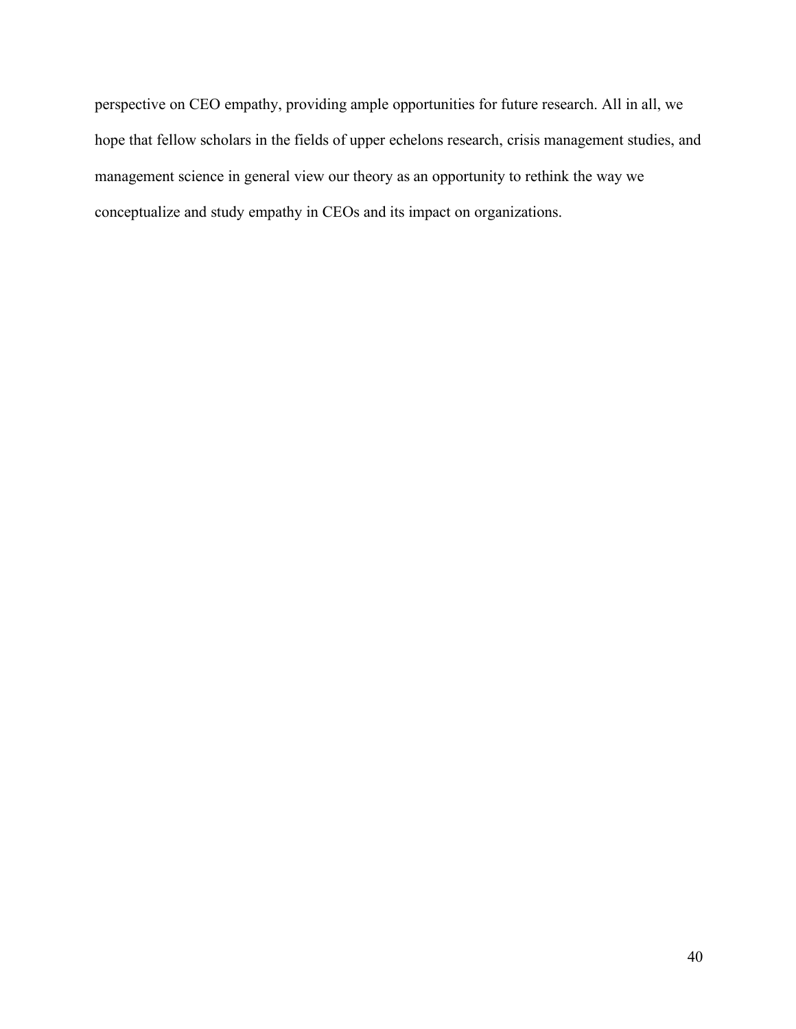perspective on CEO empathy, providing ample opportunities for future research. All in all, we hope that fellow scholars in the fields of upper echelons research, crisis management studies, and management science in general view our theory as an opportunity to rethink the way we conceptualize and study empathy in CEOs and its impact on organizations.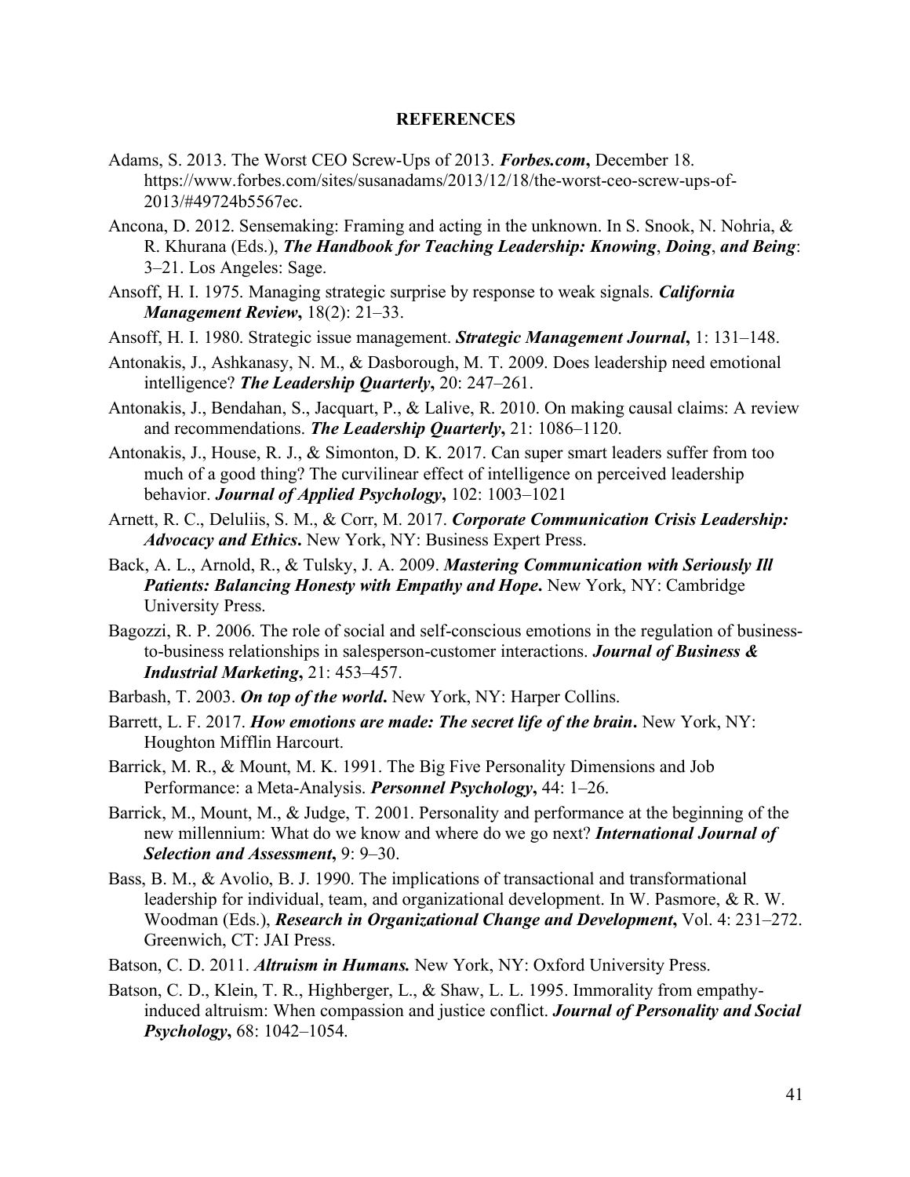# REFERENCES

Adams, S. 2013. The Worst CEO Screw-Ups of 2013. ***Forbes.com*****,** December 18. https://www.forbes.com/sites/susanadams/2013/12/18/the-worst-ceo-screw-ups-of-2013/#49724b5567ec.

Ancona, D. 2012. Sensemaking: Framing and acting in the unknown. In S. Snook, N. Nohria, & R. Khurana (Eds.), ***The Handbook for Teaching Leadership: Knowing*****,** ***Doing*****,** ***and Being***: 3–21. Los Angeles: Sage.

Ansoff, H. I. 1975. Managing strategic surprise by response to weak signals. ***California Management Review*****,** 18(2): 21–33.

Ansoff, H. I. 1980. Strategic issue management. ***Strategic Management Journal*****,** 1: 131–148.

Antonakis, J., Ashkanasy, N. M., & Dasborough, M. T. 2009. Does leadership need emotional intelligence? ***The Leadership Quarterly*****,** 20: 247–261.

Antonakis, J., Bendahan, S., Jacquart, P., & Lalive, R. 2010. On making causal claims: A review and recommendations. ***The Leadership Quarterly*****,** 21: 1086–1120.

Antonakis, J., House, R. J., & Simonton, D. K. 2017. Can super smart leaders suffer from too much of a good thing? The curvilinear effect of intelligence on perceived leadership behavior. ***Journal of Applied Psychology*****,** 102: 1003–1021

Arnett, R. C., Deluliis, S. M., & Corr, M. 2017. ***Corporate Communication Crisis Leadership: Advocacy and Ethics*****.** New York, NY: Business Expert Press.

Back, A. L., Arnold, R., & Tulsky, J. A. 2009. ***Mastering Communication with Seriously Ill Patients: Balancing Honesty with Empathy and Hope*****.** New York, NY: Cambridge University Press.

Bagozzi, R. P. 2006. The role of social and self-conscious emotions in the regulation of business-to-business relationships in salesperson-customer interactions. ***Journal of Business & Industrial Marketing*****,** 21: 453–457.

Barbash, T. 2003. ***On top of the world*****.** New York, NY: Harper Collins.

Barrett, L. F. 2017. ***How emotions are made: The secret life of the brain*****.** New York, NY: Houghton Mifflin Harcourt.

Barrick, M. R., & Mount, M. K. 1991. The Big Five Personality Dimensions and Job Performance: a Meta-Analysis. ***Personnel Psychology*****,** 44: 1–26.

Barrick, M., Mount, M., & Judge, T. 2001. Personality and performance at the beginning of the new millennium: What do we know and where do we go next? ***International Journal of Selection and Assessment*****,** 9: 9–30.

Bass, B. M., & Avolio, B. J. 1990. The implications of transactional and transformational leadership for individual, team, and organizational development. In W. Pasmore, & R. W. Woodman (Eds.), ***Research in Organizational Change and Development*****,** Vol. 4: 231–272. Greenwich, CT: JAI Press.

Batson, C. D. 2011. ***Altruism in Humans.*** New York, NY: Oxford University Press.

Batson, C. D., Klein, T. R., Highberger, L., & Shaw, L. L. 1995. Immorality from empathy-induced altruism: When compassion and justice conflict. ***Journal of Personality and Social Psychology*****,** 68: 1042–1054.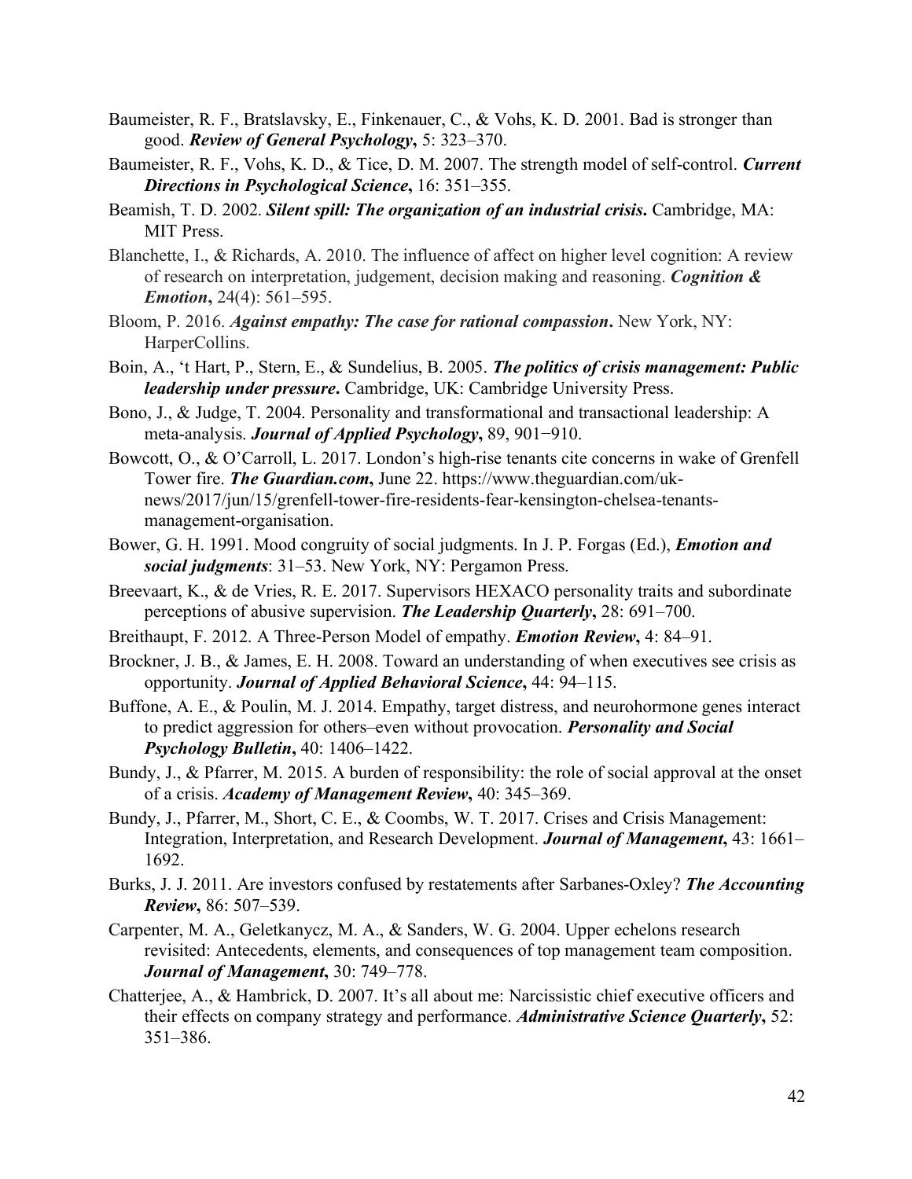Baumeister, R. F., Bratslavsky, E., Finkenauer, C., & Vohs, K. D. 2001. Bad is stronger than good. ***Review of General Psychology*****,** 5: 323–370.

Baumeister, R. F., Vohs, K. D., & Tice, D. M. 2007. The strength model of self-control. ***Current Directions in Psychological Science*****,** 16: 351–355.

Beamish, T. D. 2002. ***Silent spill: The organization of an industrial crisis*****.** Cambridge, MA: MIT Press.

Blanchette, I., & Richards, A. 2010. The influence of affect on higher level cognition: A review of research on interpretation, judgement, decision making and reasoning. ***Cognition & Emotion*****,** 24(4): 561–595.

Bloom, P. 2016. ***Against empathy: The case for rational compassion*****.** New York, NY: HarperCollins.

Boin, A., 't Hart, P., Stern, E., & Sundelius, B. 2005. ***The politics of crisis management: Public leadership under pressure*****.** Cambridge, UK: Cambridge University Press.

Bono, J., & Judge, T. 2004. Personality and transformational and transactional leadership: A meta-analysis. ***Journal of Applied Psychology*****,** 89, 901−910.

Bowcott, O., & O'Carroll, L. 2017. London's high-rise tenants cite concerns in wake of Grenfell Tower fire. ***The Guardian.com*****,** June 22. https://www.theguardian.com/uk-news/2017/jun/15/grenfell-tower-fire-residents-fear-kensington-chelsea-tenants-management-organisation.

Bower, G. H. 1991. Mood congruity of social judgments. In J. P. Forgas (Ed.), ***Emotion and social judgments***: 31–53. New York, NY: Pergamon Press.

Breevaart, K., & de Vries, R. E. 2017. Supervisors HEXACO personality traits and subordinate perceptions of abusive supervision. ***The Leadership Quarterly*****,** 28: 691–700.

Breithaupt, F. 2012. A Three-Person Model of empathy. ***Emotion Review*****,** 4: 84–91.

Brockner, J. B., & James, E. H. 2008. Toward an understanding of when executives see crisis as opportunity. ***Journal of Applied Behavioral Science*****,** 44: 94–115.

Buffone, A. E., & Poulin, M. J. 2014. Empathy, target distress, and neurohormone genes interact to predict aggression for others–even without provocation. ***Personality and Social Psychology Bulletin*****,** 40: 1406–1422.

Bundy, J., & Pfarrer, M. 2015. A burden of responsibility: the role of social approval at the onset of a crisis. ***Academy of Management Review*****,** 40: 345–369.

Bundy, J., Pfarrer, M., Short, C. E., & Coombs, W. T. 2017. Crises and Crisis Management: Integration, Interpretation, and Research Development. ***Journal of Management*****,** 43: 1661–1692.

Burks, J. J. 2011. Are investors confused by restatements after Sarbanes-Oxley? ***The Accounting Review*****,** 86: 507–539.

Carpenter, M. A., Geletkanycz, M. A., & Sanders, W. G. 2004. Upper echelons research revisited: Antecedents, elements, and consequences of top management team composition. ***Journal of Management*****,** 30: 749–778.

Chatterjee, A., & Hambrick, D. 2007. It's all about me: Narcissistic chief executive officers and their effects on company strategy and performance. ***Administrative Science Quarterly*****,** 52: 351–386.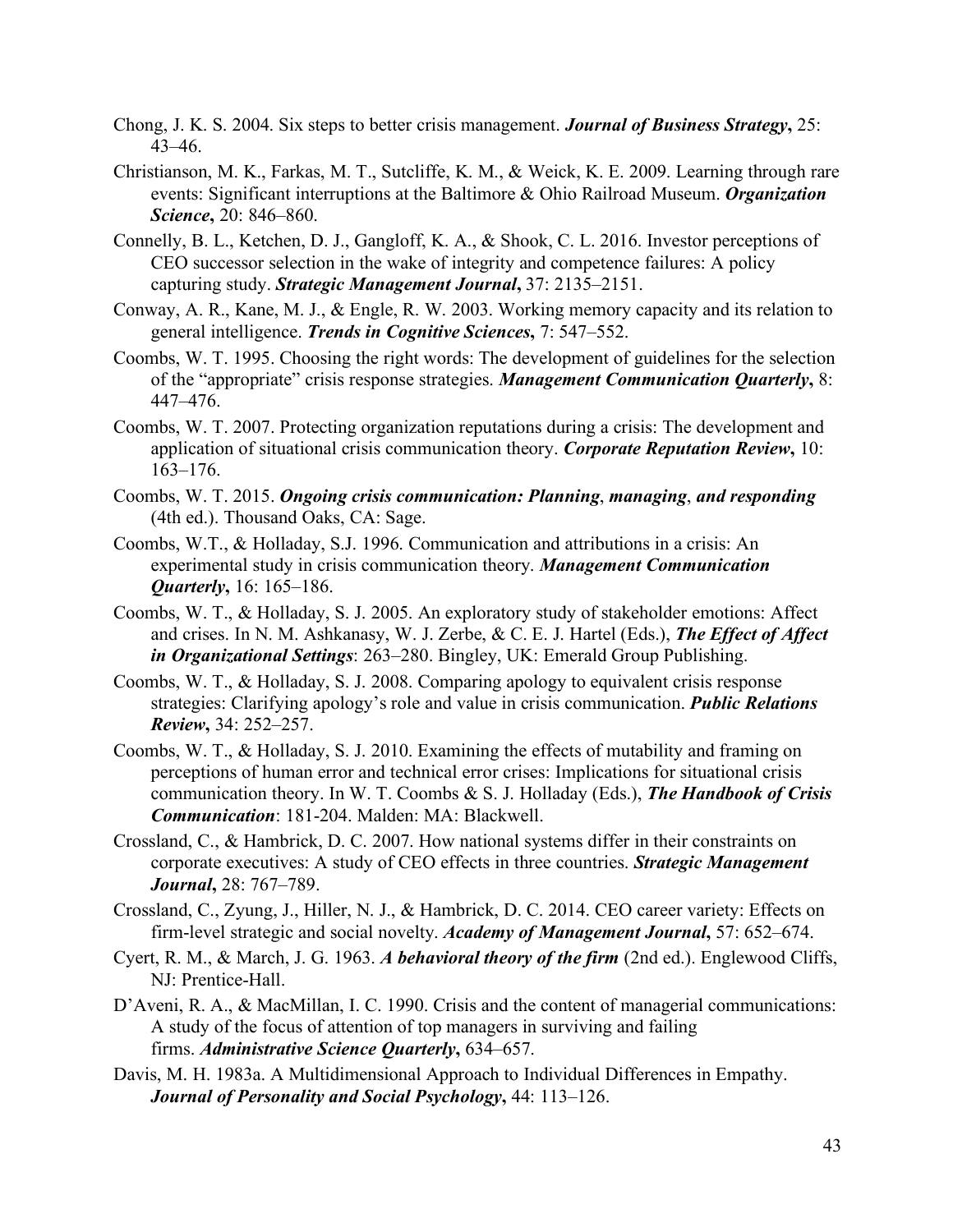Chong, J. K. S. 2004. Six steps to better crisis management. ***Journal of Business Strategy***, 25: 43–46.

Christianson, M. K., Farkas, M. T., Sutcliffe, K. M., & Weick, K. E. 2009. Learning through rare events: Significant interruptions at the Baltimore & Ohio Railroad Museum. ***Organization Science***, 20: 846–860.

Connelly, B. L., Ketchen, D. J., Gangloff, K. A., & Shook, C. L. 2016. Investor perceptions of CEO successor selection in the wake of integrity and competence failures: A policy capturing study. ***Strategic Management Journal***, 37: 2135–2151.

Conway, A. R., Kane, M. J., & Engle, R. W. 2003. Working memory capacity and its relation to general intelligence. ***Trends in Cognitive Sciences***, 7: 547–552.

Coombs, W. T. 1995. Choosing the right words: The development of guidelines for the selection of the "appropriate" crisis response strategies. ***Management Communication Quarterly***, 8: 447–476.

Coombs, W. T. 2007. Protecting organization reputations during a crisis: The development and application of situational crisis communication theory. ***Corporate Reputation Review***, 10: 163–176.

Coombs, W. T. 2015. ***Ongoing crisis communication: Planning, managing, and responding*** (4th ed.). Thousand Oaks, CA: Sage.

Coombs, W.T., & Holladay, S.J. 1996. Communication and attributions in a crisis: An experimental study in crisis communication theory. ***Management Communication Quarterly***, 16: 165–186.

Coombs, W. T., & Holladay, S. J. 2005. An exploratory study of stakeholder emotions: Affect and crises. In N. M. Ashkanasy, W. J. Zerbe, & C. E. J. Hartel (Eds.), ***The Effect of Affect in Organizational Settings***: 263–280. Bingley, UK: Emerald Group Publishing.

Coombs, W. T., & Holladay, S. J. 2008. Comparing apology to equivalent crisis response strategies: Clarifying apology's role and value in crisis communication. ***Public Relations Review***, 34: 252–257.

Coombs, W. T., & Holladay, S. J. 2010. Examining the effects of mutability and framing on perceptions of human error and technical error crises: Implications for situational crisis communication theory. In W. T. Coombs & S. J. Holladay (Eds.), ***The Handbook of Crisis Communication***: 181-204. Malden: MA: Blackwell.

Crossland, C., & Hambrick, D. C. 2007. How national systems differ in their constraints on corporate executives: A study of CEO effects in three countries. ***Strategic Management Journal***, 28: 767–789.

Crossland, C., Zyung, J., Hiller, N. J., & Hambrick, D. C. 2014. CEO career variety: Effects on firm-level strategic and social novelty. ***Academy of Management Journal***, 57: 652–674.

Cyert, R. M., & March, J. G. 1963. ***A behavioral theory of the firm*** (2nd ed.). Englewood Cliffs, NJ: Prentice-Hall.

D'Aveni, R. A., & MacMillan, I. C. 1990. Crisis and the content of managerial communications: A study of the focus of attention of top managers in surviving and failing firms. ***Administrative Science Quarterly***, 634–657.

Davis, M. H. 1983a. A Multidimensional Approach to Individual Differences in Empathy. ***Journal of Personality and Social Psychology***, 44: 113–126.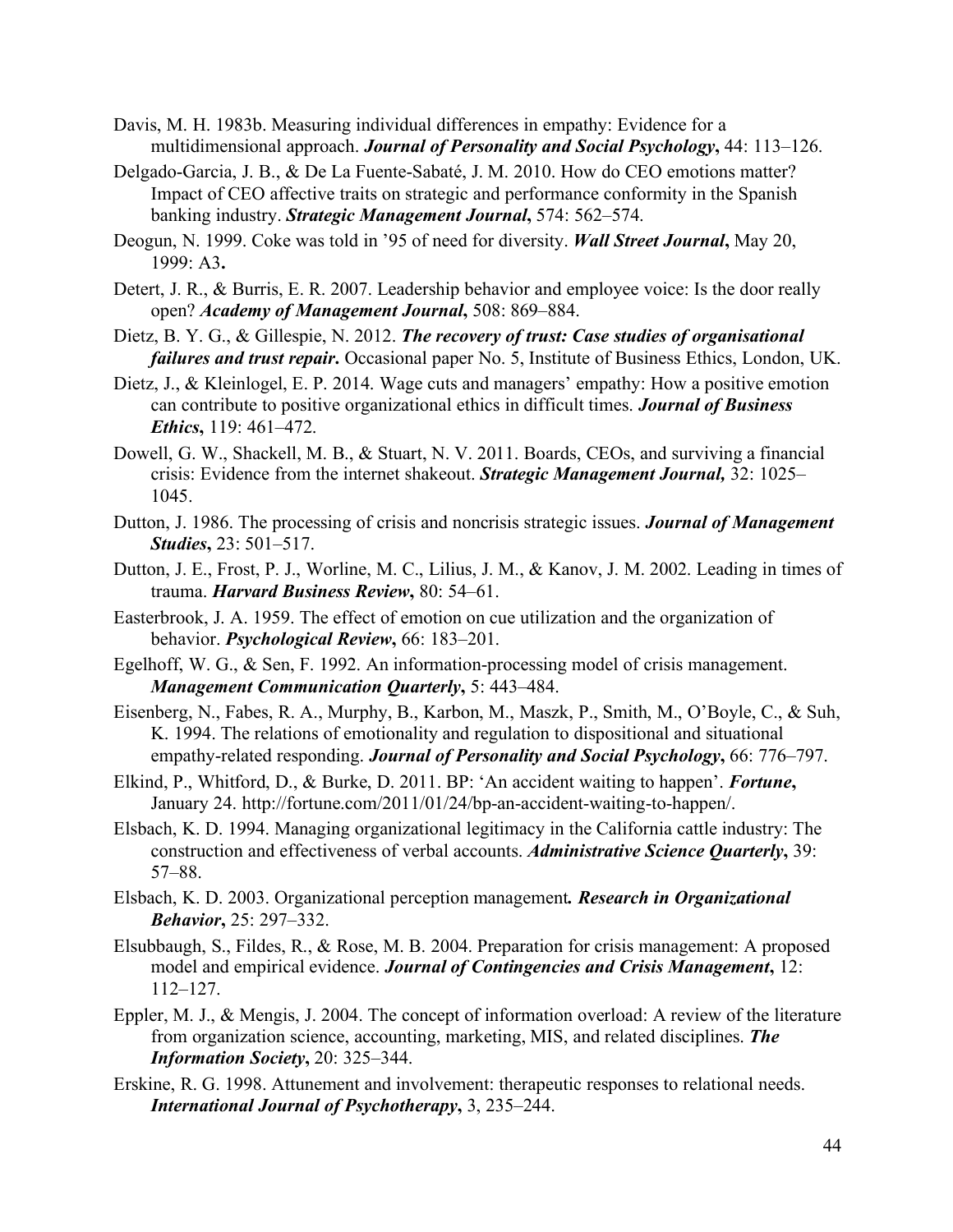Davis, M. H. 1983b. Measuring individual differences in empathy: Evidence for a multidimensional approach. ***Journal of Personality and Social Psychology*****,** 44: 113–126.

Delgado-Garcia, J. B., & De La Fuente-Sabaté, J. M. 2010. How do CEO emotions matter? Impact of CEO affective traits on strategic and performance conformity in the Spanish banking industry. ***Strategic Management Journal*****,** 574: 562–574.

Deogun, N. 1999. Coke was told in '95 of need for diversity. ***Wall Street Journal*****,** May 20, 1999: A3**.**

Detert, J. R., & Burris, E. R. 2007. Leadership behavior and employee voice: Is the door really open? ***Academy of Management Journal*****,** 508: 869–884.

Dietz, B. Y. G., & Gillespie, N. 2012. ***The recovery of trust: Case studies of organisational failures and trust repair*****.** Occasional paper No. 5, Institute of Business Ethics, London, UK.

Dietz, J., & Kleinlogel, E. P. 2014. Wage cuts and managers' empathy: How a positive emotion can contribute to positive organizational ethics in difficult times. ***Journal of Business Ethics*****,** 119: 461–472.

Dowell, G. W., Shackell, M. B., & Stuart, N. V. 2011. Boards, CEOs, and surviving a financial crisis: Evidence from the internet shakeout. ***Strategic Management Journal,*** 32: 1025–1045.

Dutton, J. 1986. The processing of crisis and noncrisis strategic issues. ***Journal of Management Studies*****,** 23: 501–517.

Dutton, J. E., Frost, P. J., Worline, M. C., Lilius, J. M., & Kanov, J. M. 2002. Leading in times of trauma. ***Harvard Business Review*****,** 80: 54–61.

Easterbrook, J. A. 1959. The effect of emotion on cue utilization and the organization of behavior. ***Psychological Review*****,** 66: 183–201.

Egelhoff, W. G., & Sen, F. 1992. An information-processing model of crisis management. ***Management Communication Quarterly*****,** 5: 443–484.

Eisenberg, N., Fabes, R. A., Murphy, B., Karbon, M., Maszk, P., Smith, M., O'Boyle, C., & Suh, K. 1994. The relations of emotionality and regulation to dispositional and situational empathy-related responding. ***Journal of Personality and Social Psychology*****,** 66: 776–797.

Elkind, P., Whitford, D., & Burke, D. 2011. BP: 'An accident waiting to happen'. ***Fortune*****,** January 24. http://fortune.com/2011/01/24/bp-an-accident-waiting-to-happen/.

Elsbach, K. D. 1994. Managing organizational legitimacy in the California cattle industry: The construction and effectiveness of verbal accounts. ***Administrative Science Quarterly*****,** 39: 57–88.

Elsbach, K. D. 2003. Organizational perception management***.*** ***Research in Organizational Behavior*****,** 25: 297–332.

Elsubbaugh, S., Fildes, R., & Rose, M. B. 2004. Preparation for crisis management: A proposed model and empirical evidence. ***Journal of Contingencies and Crisis Management*****,** 12: 112–127.

Eppler, M. J., & Mengis, J. 2004. The concept of information overload: A review of the literature from organization science, accounting, marketing, MIS, and related disciplines. ***The Information Society*****,** 20: 325–344.

Erskine, R. G. 1998. Attunement and involvement: therapeutic responses to relational needs. ***International Journal of Psychotherapy*****,** 3, 235–244.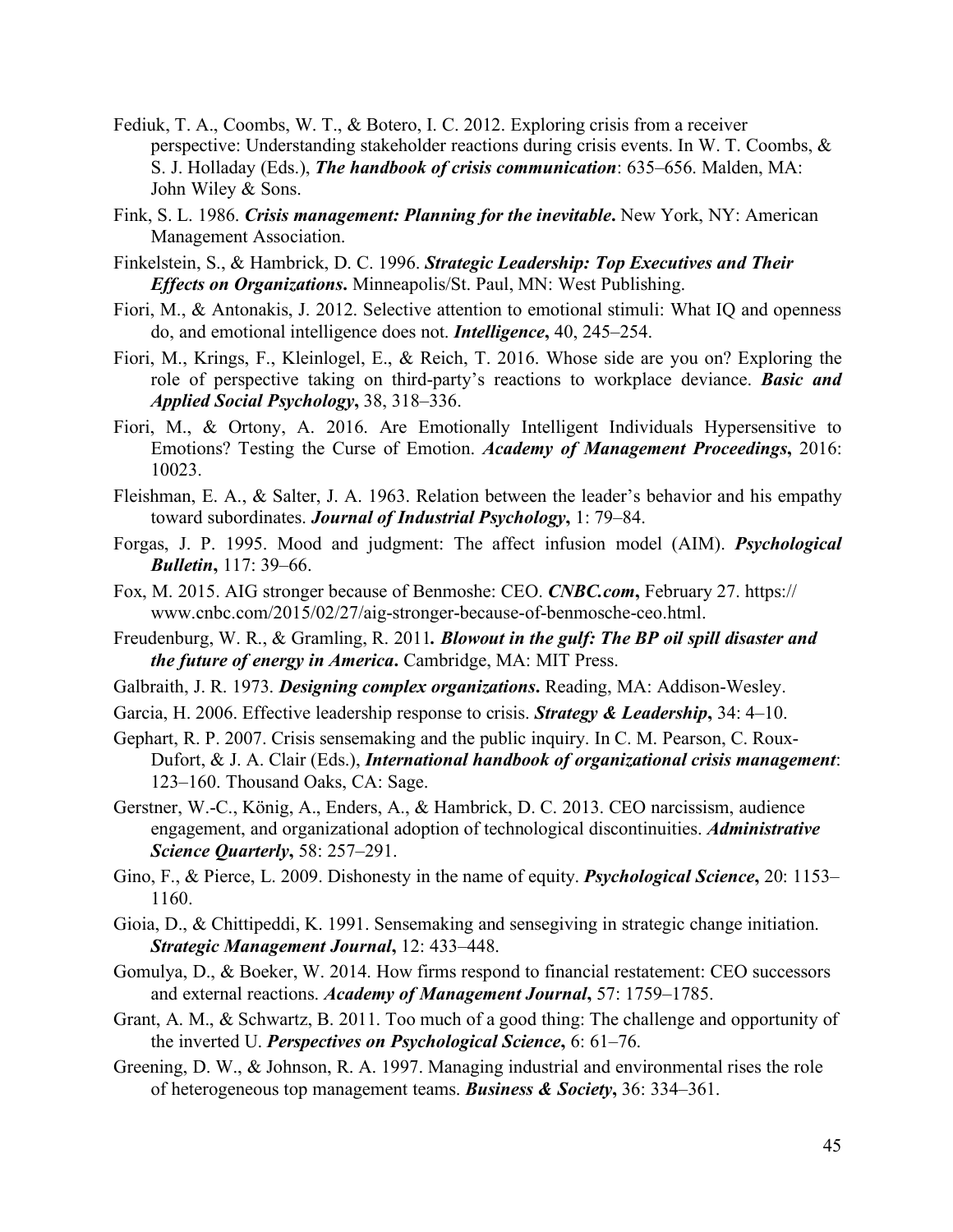Fediuk, T. A., Coombs, W. T., & Botero, I. C. 2012. Exploring crisis from a receiver perspective: Understanding stakeholder reactions during crisis events. In W. T. Coombs, & S. J. Holladay (Eds.), ***The handbook of crisis communication***: 635–656. Malden, MA: John Wiley & Sons.

Fink, S. L. 1986. ***Crisis management: Planning for the inevitable*.** New York, NY: American Management Association.

Finkelstein, S., & Hambrick, D. C. 1996. ***Strategic Leadership: Top Executives and Their Effects on Organizations*.** Minneapolis/St. Paul, MN: West Publishing.

Fiori, M., & Antonakis, J. 2012. Selective attention to emotional stimuli: What IQ and openness do, and emotional intelligence does not. ***Intelligence*,** 40, 245–254.

Fiori, M., Krings, F., Kleinlogel, E., & Reich, T. 2016. Whose side are you on? Exploring the role of perspective taking on third-party's reactions to workplace deviance. ***Basic and Applied Social Psychology*,** 38, 318–336.

Fiori, M., & Ortony, A. 2016. Are Emotionally Intelligent Individuals Hypersensitive to Emotions? Testing the Curse of Emotion. ***Academy of Management Proceedings*,** 2016: 10023.

Fleishman, E. A., & Salter, J. A. 1963. Relation between the leader's behavior and his empathy toward subordinates. ***Journal of Industrial Psychology*,** 1: 79–84.

Forgas, J. P. 1995. Mood and judgment: The affect infusion model (AIM). ***Psychological Bulletin*,** 117: 39–66.

Fox, M. 2015. AIG stronger because of Benmoshe: CEO. ***CNBC.com*,** February 27. https://www.cnbc.com/2015/02/27/aig-stronger-because-of-benmosche-ceo.html.

Freudenburg, W. R., & Gramling, R. 2011***.*** ***Blowout in the gulf: The BP oil spill disaster and the future of energy in America*.** Cambridge, MA: MIT Press.

Galbraith, J. R. 1973. ***Designing complex organizations*.** Reading, MA: Addison-Wesley.

Garcia, H. 2006. Effective leadership response to crisis. ***Strategy & Leadership*,** 34: 4–10.

Gephart, R. P. 2007. Crisis sensemaking and the public inquiry. In C. M. Pearson, C. Roux-Dufort, & J. A. Clair (Eds.), ***International handbook of organizational crisis management***: 123–160. Thousand Oaks, CA: Sage.

Gerstner, W.-C., König, A., Enders, A., & Hambrick, D. C. 2013. CEO narcissism, audience engagement, and organizational adoption of technological discontinuities. ***Administrative Science Quarterly*,** 58: 257–291.

Gino, F., & Pierce, L. 2009. Dishonesty in the name of equity. ***Psychological Science*,** 20: 1153–1160.

Gioia, D., & Chittipeddi, K. 1991. Sensemaking and sensegiving in strategic change initiation. ***Strategic Management Journal*,** 12: 433–448.

Gomulya, D., & Boeker, W. 2014. How firms respond to financial restatement: CEO successors and external reactions. ***Academy of Management Journal*,** 57: 1759–1785.

Grant, A. M., & Schwartz, B. 2011. Too much of a good thing: The challenge and opportunity of the inverted U. ***Perspectives on Psychological Science*,** 6: 61–76.

Greening, D. W., & Johnson, R. A. 1997. Managing industrial and environmental rises the role of heterogeneous top management teams. ***Business & Society*,** 36: 334–361.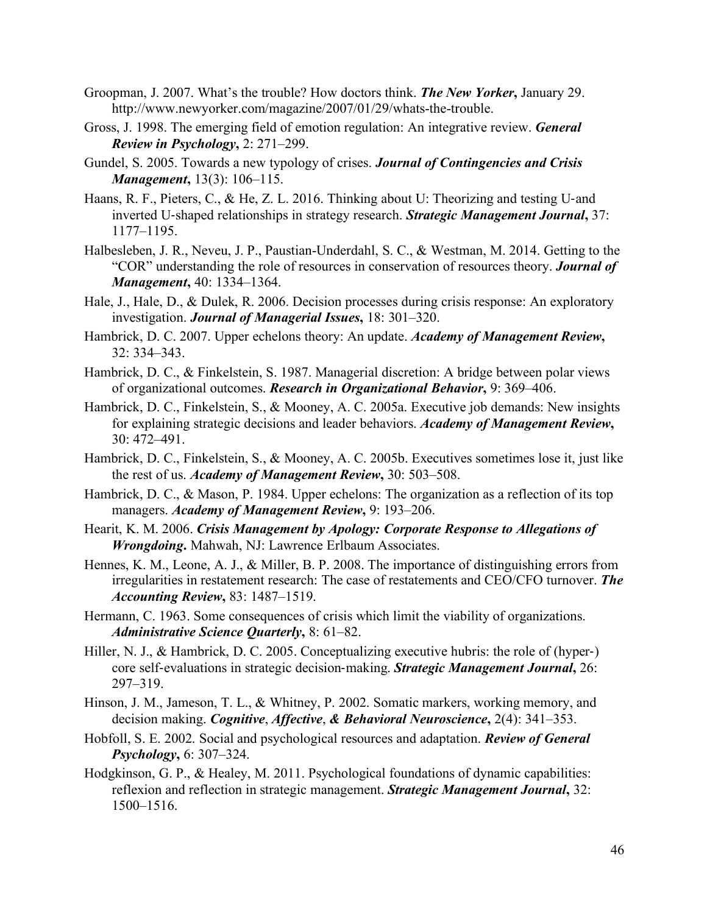Groopman, J. 2007. What's the trouble? How doctors think. ***The New Yorker***, January 29. http://www.newyorker.com/magazine/2007/01/29/whats-the-trouble.

Gross, J. 1998. The emerging field of emotion regulation: An integrative review. ***General Review in Psychology***, 2: 271–299.

Gundel, S. 2005. Towards a new typology of crises. ***Journal of Contingencies and Crisis Management***, 13(3): 106–115.

Haans, R. F., Pieters, C., & He, Z. L. 2016. Thinking about U: Theorizing and testing U-and inverted U-shaped relationships in strategy research. ***Strategic Management Journal***, 37: 1177–1195.

Halbesleben, J. R., Neveu, J. P., Paustian-Underdahl, S. C., & Westman, M. 2014. Getting to the "COR" understanding the role of resources in conservation of resources theory. ***Journal of Management***, 40: 1334–1364.

Hale, J., Hale, D., & Dulek, R. 2006. Decision processes during crisis response: An exploratory investigation. ***Journal of Managerial Issues***, 18: 301–320.

Hambrick, D. C. 2007. Upper echelons theory: An update. ***Academy of Management Review***, 32: 334–343.

Hambrick, D. C., & Finkelstein, S. 1987. Managerial discretion: A bridge between polar views of organizational outcomes. ***Research in Organizational Behavior***, 9: 369–406.

Hambrick, D. C., Finkelstein, S., & Mooney, A. C. 2005a. Executive job demands: New insights for explaining strategic decisions and leader behaviors. ***Academy of Management Review***, 30: 472–491.

Hambrick, D. C., Finkelstein, S., & Mooney, A. C. 2005b. Executives sometimes lose it, just like the rest of us. ***Academy of Management Review***, 30: 503–508.

Hambrick, D. C., & Mason, P. 1984. Upper echelons: The organization as a reflection of its top managers. ***Academy of Management Review***, 9: 193–206.

Hearit, K. M. 2006. ***Crisis Management by Apology: Corporate Response to Allegations of Wrongdoing***. Mahwah, NJ: Lawrence Erlbaum Associates.

Hennes, K. M., Leone, A. J., & Miller, B. P. 2008. The importance of distinguishing errors from irregularities in restatement research: The case of restatements and CEO/CFO turnover. ***The Accounting Review***, 83: 1487–1519.

Hermann, C. 1963. Some consequences of crisis which limit the viability of organizations. ***Administrative Science Quarterly***, 8: 61–82.

Hiller, N. J., & Hambrick, D. C. 2005. Conceptualizing executive hubris: the role of (hyper-) core self-evaluations in strategic decision-making. ***Strategic Management Journal***, 26: 297–319.

Hinson, J. M., Jameson, T. L., & Whitney, P. 2002. Somatic markers, working memory, and decision making. ***Cognitive***, ***Affective***, ***& Behavioral Neuroscience***, 2(4): 341–353.

Hobfoll, S. E. 2002. Social and psychological resources and adaptation. ***Review of General Psychology***, 6: 307–324.

Hodgkinson, G. P., & Healey, M. 2011. Psychological foundations of dynamic capabilities: reflexion and reflection in strategic management. ***Strategic Management Journal***, 32: 1500–1516.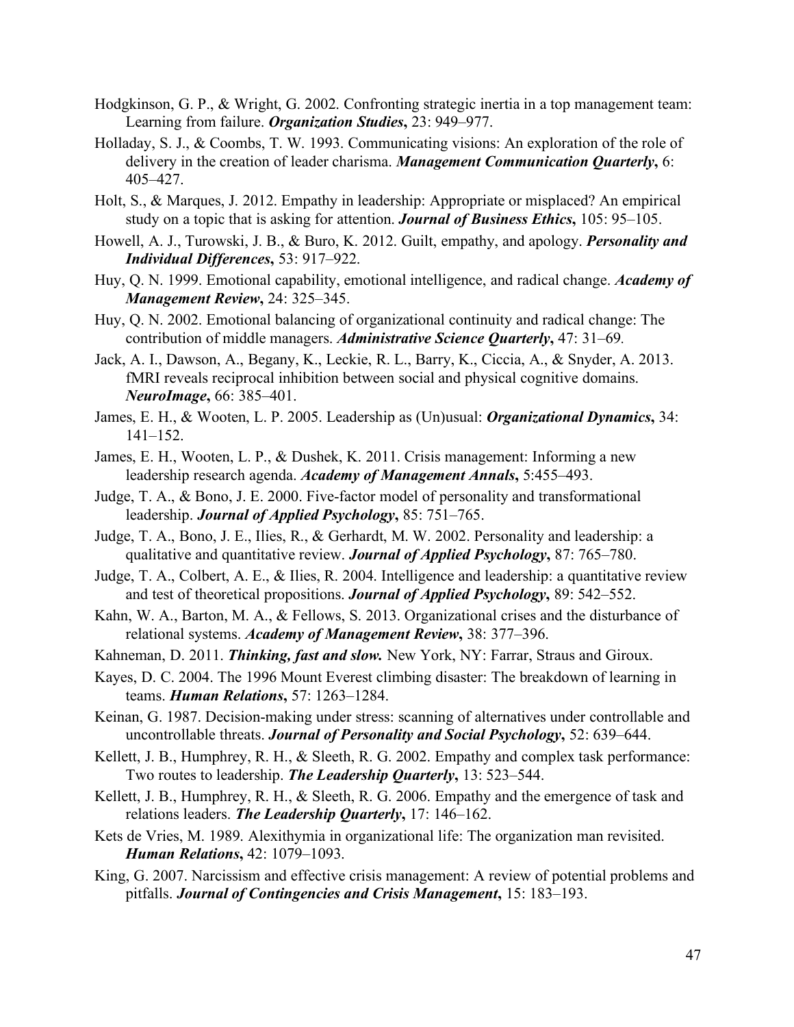Hodgkinson, G. P., & Wright, G. 2002. Confronting strategic inertia in a top management team: Learning from failure. ***Organization Studies***, 23: 949–977.

Holladay, S. J., & Coombs, T. W. 1993. Communicating visions: An exploration of the role of delivery in the creation of leader charisma. ***Management Communication Quarterly***, 6: 405–427.

Holt, S., & Marques, J. 2012. Empathy in leadership: Appropriate or misplaced? An empirical study on a topic that is asking for attention. ***Journal of Business Ethics***, 105: 95–105.

Howell, A. J., Turowski, J. B., & Buro, K. 2012. Guilt, empathy, and apology. ***Personality and Individual Differences***, 53: 917–922.

Huy, Q. N. 1999. Emotional capability, emotional intelligence, and radical change. ***Academy of Management Review***, 24: 325–345.

Huy, Q. N. 2002. Emotional balancing of organizational continuity and radical change: The contribution of middle managers. ***Administrative Science Quarterly***, 47: 31–69.

Jack, A. I., Dawson, A., Begany, K., Leckie, R. L., Barry, K., Ciccia, A., & Snyder, A. 2013. fMRI reveals reciprocal inhibition between social and physical cognitive domains. ***NeuroImage***, 66: 385–401.

James, E. H., & Wooten, L. P. 2005. Leadership as (Un)usual: ***Organizational Dynamics***, 34: 141–152.

James, E. H., Wooten, L. P., & Dushek, K. 2011. Crisis management: Informing a new leadership research agenda. ***Academy of Management Annals***, 5:455–493.

Judge, T. A., & Bono, J. E. 2000. Five-factor model of personality and transformational leadership. ***Journal of Applied Psychology***, 85: 751–765.

Judge, T. A., Bono, J. E., Ilies, R., & Gerhardt, M. W. 2002. Personality and leadership: a qualitative and quantitative review. ***Journal of Applied Psychology***, 87: 765–780.

Judge, T. A., Colbert, A. E., & Ilies, R. 2004. Intelligence and leadership: a quantitative review and test of theoretical propositions. ***Journal of Applied Psychology***, 89: 542–552.

Kahn, W. A., Barton, M. A., & Fellows, S. 2013. Organizational crises and the disturbance of relational systems. ***Academy of Management Review***, 38: 377–396.

Kahneman, D. 2011. ***Thinking, fast and slow.*** New York, NY: Farrar, Straus and Giroux.

Kayes, D. C. 2004. The 1996 Mount Everest climbing disaster: The breakdown of learning in teams. ***Human Relations***, 57: 1263–1284.

Keinan, G. 1987. Decision-making under stress: scanning of alternatives under controllable and uncontrollable threats. ***Journal of Personality and Social Psychology***, 52: 639–644.

Kellett, J. B., Humphrey, R. H., & Sleeth, R. G. 2002. Empathy and complex task performance: Two routes to leadership. ***The Leadership Quarterly***, 13: 523–544.

Kellett, J. B., Humphrey, R. H., & Sleeth, R. G. 2006. Empathy and the emergence of task and relations leaders. ***The Leadership Quarterly***, 17: 146–162.

Kets de Vries, M. 1989. Alexithymia in organizational life: The organization man revisited. ***Human Relations***, 42: 1079–1093.

King, G. 2007. Narcissism and effective crisis management: A review of potential problems and pitfalls. ***Journal of Contingencies and Crisis Management***, 15: 183–193.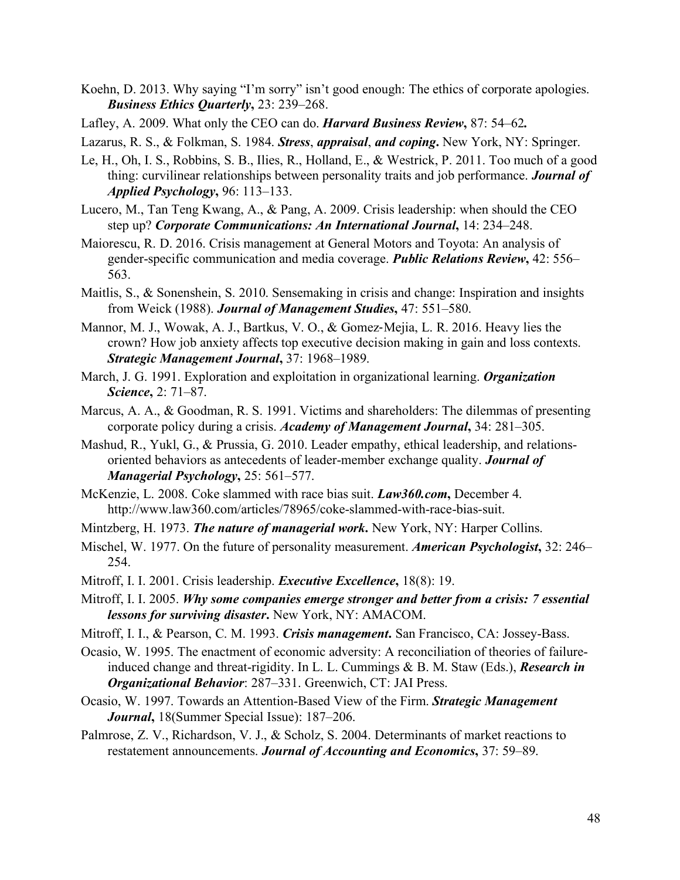Koehn, D. 2013. Why saying "I'm sorry" isn't good enough: The ethics of corporate apologies. ***Business Ethics Quarterly*****,** 23: 239–268.

Lafley, A. 2009. What only the CEO can do. ***Harvard Business Review*****,** 87: 54–62**.**

Lazarus, R. S., & Folkman, S. 1984. ***Stress*****,** ***appraisal*****,** ***and coping*****.** New York, NY: Springer.

Le, H., Oh, I. S., Robbins, S. B., Ilies, R., Holland, E., & Westrick, P. 2011. Too much of a good thing: curvilinear relationships between personality traits and job performance. ***Journal of Applied Psychology*****,** 96: 113–133.

Lucero, M., Tan Teng Kwang, A., & Pang, A. 2009. Crisis leadership: when should the CEO step up? ***Corporate Communications: An International Journal*****,** 14: 234–248.

Maiorescu, R. D. 2016. Crisis management at General Motors and Toyota: An analysis of gender-specific communication and media coverage. ***Public Relations Review*****,** 42: 556–563.

Maitlis, S., & Sonenshein, S. 2010. Sensemaking in crisis and change: Inspiration and insights from Weick (1988). ***Journal of Management Studies*****,** 47: 551–580.

Mannor, M. J., Wowak, A. J., Bartkus, V. O., & Gomez-Mejia, L. R. 2016. Heavy lies the crown? How job anxiety affects top executive decision making in gain and loss contexts. ***Strategic Management Journal*****,** 37: 1968–1989.

March, J. G. 1991. Exploration and exploitation in organizational learning. ***Organization Science*****,** 2: 71–87.

Marcus, A. A., & Goodman, R. S. 1991. Victims and shareholders: The dilemmas of presenting corporate policy during a crisis. ***Academy of Management Journal*****,** 34: 281–305.

Mashud, R., Yukl, G., & Prussia, G. 2010. Leader empathy, ethical leadership, and relations-oriented behaviors as antecedents of leader-member exchange quality. ***Journal of Managerial Psychology*****,** 25: 561–577.

McKenzie, L. 2008. Coke slammed with race bias suit. ***Law360.com*****,** December 4. http://www.law360.com/articles/78965/coke-slammed-with-race-bias-suit.

Mintzberg, H. 1973. ***The nature of managerial work*****.** New York, NY: Harper Collins.

Mischel, W. 1977. On the future of personality measurement. ***American Psychologist*****,** 32: 246–254.

Mitroff, I. I. 2001. Crisis leadership. ***Executive Excellence*****,** 18(8): 19.

Mitroff, I. I. 2005. ***Why some companies emerge stronger and better from a crisis: 7 essential lessons for surviving disaster*****.** New York, NY: AMACOM.

Mitroff, I. I., & Pearson, C. M. 1993. ***Crisis management*****.** San Francisco, CA: Jossey-Bass.

Ocasio, W. 1995. The enactment of economic adversity: A reconciliation of theories of failure-induced change and threat-rigidity. In L. L. Cummings & B. M. Staw (Eds.), ***Research in Organizational Behavior***: 287–331. Greenwich, CT: JAI Press.

Ocasio, W. 1997. Towards an Attention-Based View of the Firm. ***Strategic Management Journal*****,** 18(Summer Special Issue): 187–206.

Palmrose, Z. V., Richardson, V. J., & Scholz, S. 2004. Determinants of market reactions to restatement announcements. ***Journal of Accounting and Economics*****,** 37: 59–89.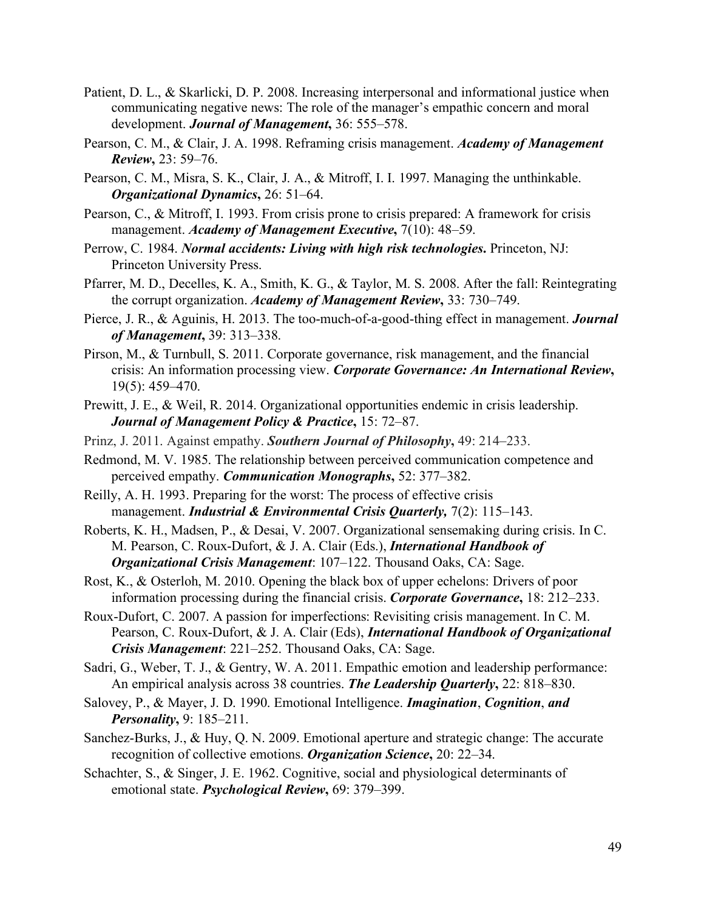Patient, D. L., & Skarlicki, D. P. 2008. Increasing interpersonal and informational justice when communicating negative news: The role of the manager's empathic concern and moral development. ***Journal of Management***, 36: 555–578.

Pearson, C. M., & Clair, J. A. 1998. Reframing crisis management. ***Academy of Management Review***, 23: 59–76.

Pearson, C. M., Misra, S. K., Clair, J. A., & Mitroff, I. I. 1997. Managing the unthinkable. ***Organizational Dynamics***, 26: 51–64.

Pearson, C., & Mitroff, I. 1993. From crisis prone to crisis prepared: A framework for crisis management. ***Academy of Management Executive***, 7(10): 48–59.

Perrow, C. 1984. ***Normal accidents: Living with high risk technologies*****.** Princeton, NJ: Princeton University Press.

Pfarrer, M. D., Decelles, K. A., Smith, K. G., & Taylor, M. S. 2008. After the fall: Reintegrating the corrupt organization. ***Academy of Management Review***, 33: 730–749.

Pierce, J. R., & Aguinis, H. 2013. The too-much-of-a-good-thing effect in management. ***Journal of Management***, 39: 313–338.

Pirson, M., & Turnbull, S. 2011. Corporate governance, risk management, and the financial crisis: An information processing view. ***Corporate Governance: An International Review***, 19(5): 459–470.

Prewitt, J. E., & Weil, R. 2014. Organizational opportunities endemic in crisis leadership. ***Journal of Management Policy & Practice***, 15: 72–87.

Prinz, J. 2011. Against empathy. ***Southern Journal of Philosophy***, 49: 214–233.

Redmond, M. V. 1985. The relationship between perceived communication competence and perceived empathy. ***Communication Monographs***, 52: 377–382.

Reilly, A. H. 1993. Preparing for the worst: The process of effective crisis management. ***Industrial & Environmental Crisis Quarterly,*** 7(2): 115–143.

Roberts, K. H., Madsen, P., & Desai, V. 2007. Organizational sensemaking during crisis. In C. M. Pearson, C. Roux-Dufort, & J. A. Clair (Eds.), ***International Handbook of Organizational Crisis Management***: 107–122. Thousand Oaks, CA: Sage.

Rost, K., & Osterloh, M. 2010. Opening the black box of upper echelons: Drivers of poor information processing during the financial crisis. ***Corporate Governance***, 18: 212–233.

Roux-Dufort, C. 2007. A passion for imperfections: Revisiting crisis management. In C. M. Pearson, C. Roux-Dufort, & J. A. Clair (Eds), ***International Handbook of Organizational Crisis Management***: 221–252. Thousand Oaks, CA: Sage.

Sadri, G., Weber, T. J., & Gentry, W. A. 2011. Empathic emotion and leadership performance: An empirical analysis across 38 countries. ***The Leadership Quarterly***, 22: 818–830.

Salovey, P., & Mayer, J. D. 1990. Emotional Intelligence. ***Imagination***, ***Cognition***, ***and Personality***, 9: 185–211.

Sanchez-Burks, J., & Huy, Q. N. 2009. Emotional aperture and strategic change: The accurate recognition of collective emotions. ***Organization Science***, 20: 22–34.

Schachter, S., & Singer, J. E. 1962. Cognitive, social and physiological determinants of emotional state. ***Psychological Review***, 69: 379–399.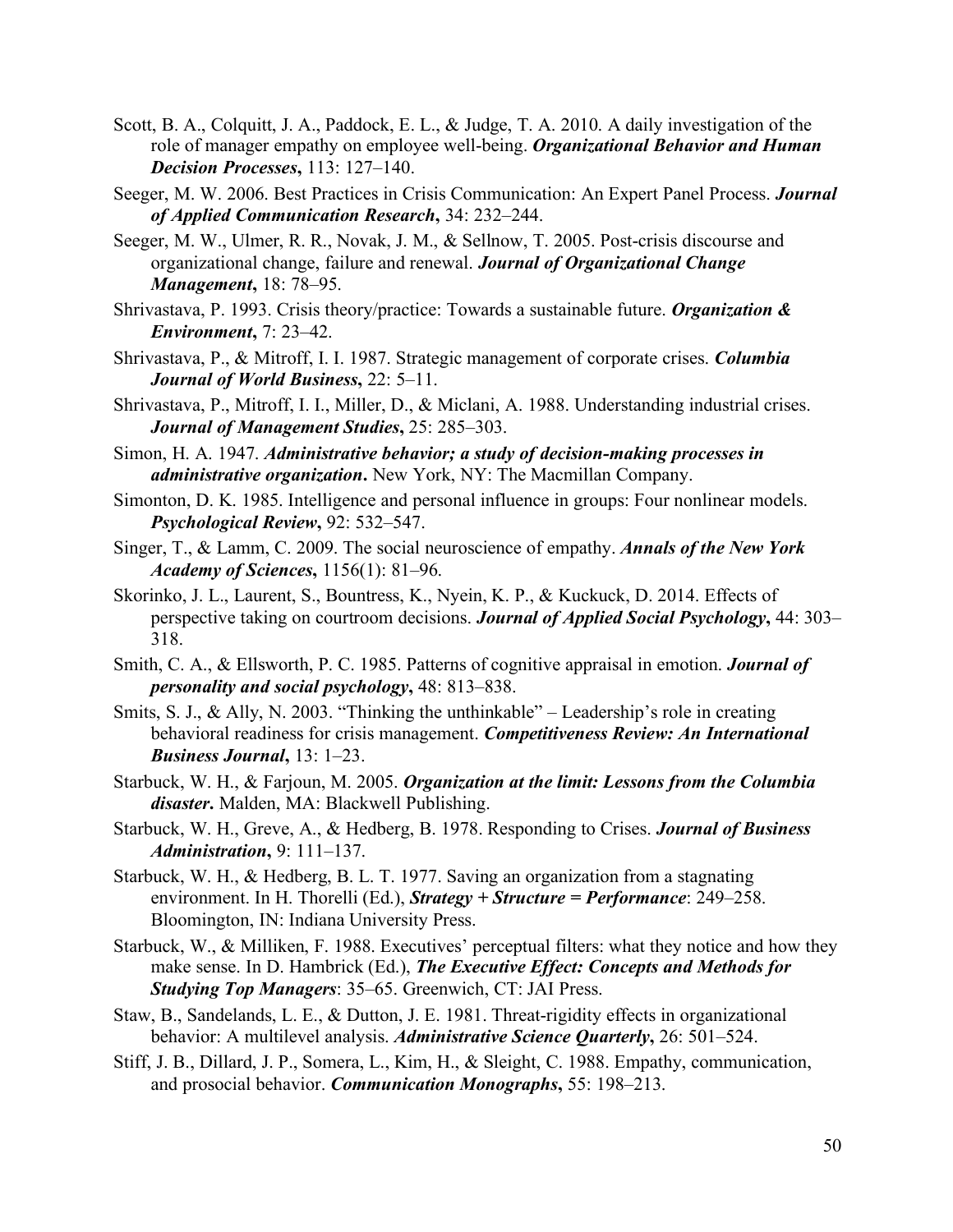Scott, B. A., Colquitt, J. A., Paddock, E. L., & Judge, T. A. 2010. A daily investigation of the role of manager empathy on employee well-being. ***Organizational Behavior and Human Decision Processes*****,** 113: 127–140.

Seeger, M. W. 2006. Best Practices in Crisis Communication: An Expert Panel Process. ***Journal of Applied Communication Research*****,** 34: 232–244.

Seeger, M. W., Ulmer, R. R., Novak, J. M., & Sellnow, T. 2005. Post-crisis discourse and organizational change, failure and renewal. ***Journal of Organizational Change Management*****,** 18: 78–95.

Shrivastava, P. 1993. Crisis theory/practice: Towards a sustainable future. ***Organization & Environment*****,** 7: 23–42.

Shrivastava, P., & Mitroff, I. I. 1987. Strategic management of corporate crises. ***Columbia Journal of World Business*****,** 22: 5–11.

Shrivastava, P., Mitroff, I. I., Miller, D., & Miclani, A. 1988. Understanding industrial crises. ***Journal of Management Studies*****,** 25: 285–303.

Simon, H. A. 1947. ***Administrative behavior; a study of decision-making processes in administrative organization*****.** New York, NY: The Macmillan Company.

Simonton, D. K. 1985. Intelligence and personal influence in groups: Four nonlinear models. ***Psychological Review*****,** 92: 532–547.

Singer, T., & Lamm, C. 2009. The social neuroscience of empathy. ***Annals of the New York Academy of Sciences*****,** 1156(1): 81–96.

Skorinko, J. L., Laurent, S., Bountress, K., Nyein, K. P., & Kuckuck, D. 2014. Effects of perspective taking on courtroom decisions. ***Journal of Applied Social Psychology*****,** 44: 303–318.

Smith, C. A., & Ellsworth, P. C. 1985. Patterns of cognitive appraisal in emotion. ***Journal of personality and social psychology*****,** 48: 813–838.

Smits, S. J., & Ally, N. 2003. "Thinking the unthinkable" – Leadership's role in creating behavioral readiness for crisis management. ***Competitiveness Review: An International Business Journal*****,** 13: 1–23.

Starbuck, W. H., & Farjoun, M. 2005. ***Organization at the limit: Lessons from the Columbia disaster*****.** Malden, MA: Blackwell Publishing.

Starbuck, W. H., Greve, A., & Hedberg, B. 1978. Responding to Crises. ***Journal of Business Administration*****,** 9: 111–137.

Starbuck, W. H., & Hedberg, B. L. T. 1977. Saving an organization from a stagnating environment. In H. Thorelli (Ed.), ***Strategy + Structure = Performance***: 249–258. Bloomington, IN: Indiana University Press.

Starbuck, W., & Milliken, F. 1988. Executives' perceptual filters: what they notice and how they make sense. In D. Hambrick (Ed.), ***The Executive Effect: Concepts and Methods for Studying Top Managers***: 35–65. Greenwich, CT: JAI Press.

Staw, B., Sandelands, L. E., & Dutton, J. E. 1981. Threat-rigidity effects in organizational behavior: A multilevel analysis. ***Administrative Science Quarterly*****,** 26: 501–524.

Stiff, J. B., Dillard, J. P., Somera, L., Kim, H., & Sleight, C. 1988. Empathy, communication, and prosocial behavior. ***Communication Monographs*****,** 55: 198–213.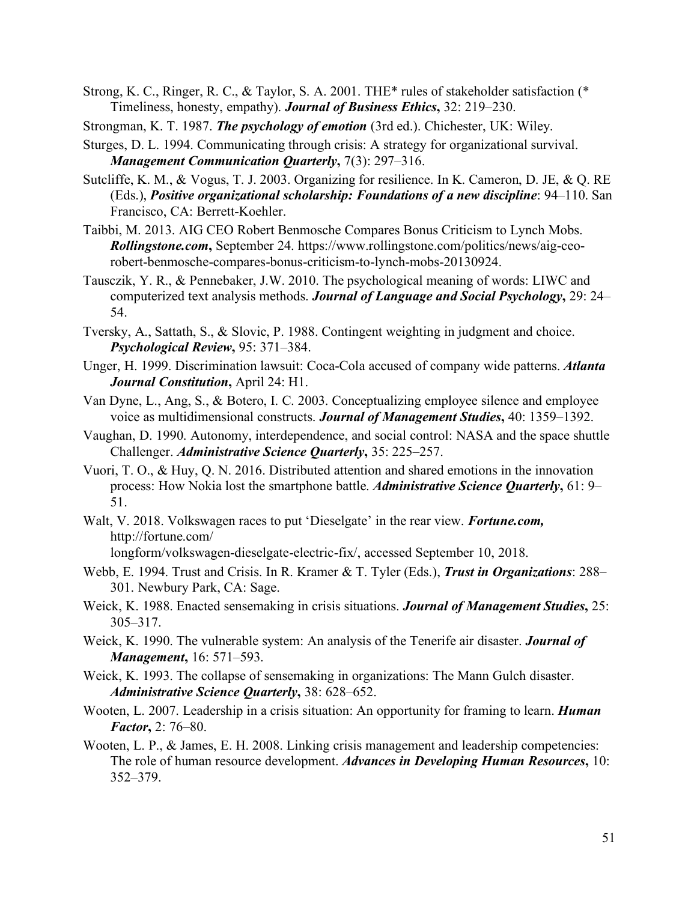Strong, K. C., Ringer, R. C., & Taylor, S. A. 2001. THE* rules of stakeholder satisfaction (* Timeliness, honesty, empathy). ***Journal of Business Ethics*****,** 32: 219–230.

Strongman, K. T. 1987. ***The psychology of emotion*** (3rd ed.). Chichester, UK: Wiley.

Sturges, D. L. 1994. Communicating through crisis: A strategy for organizational survival. ***Management Communication Quarterly*****,** 7(3): 297–316.

Sutcliffe, K. M., & Vogus, T. J. 2003. Organizing for resilience. In K. Cameron, D. JE, & Q. RE (Eds.), ***Positive organizational scholarship: Foundations of a new discipline***: 94–110. San Francisco, CA: Berrett-Koehler.

Taibbi, M. 2013. AIG CEO Robert Benmosche Compares Bonus Criticism to Lynch Mobs. ***Rollingstone.com*****,** September 24. https://www.rollingstone.com/politics/news/aig-ceo-robert-benmosche-compares-bonus-criticism-to-lynch-mobs-20130924.

Tausczik, Y. R., & Pennebaker, J.W. 2010. The psychological meaning of words: LIWC and computerized text analysis methods. ***Journal of Language and Social Psychology*****,** 29: 24–54.

Tversky, A., Sattath, S., & Slovic, P. 1988. Contingent weighting in judgment and choice. ***Psychological Review*****,** 95: 371–384.

Unger, H. 1999. Discrimination lawsuit: Coca-Cola accused of company wide patterns. ***Atlanta Journal Constitution*****,** April 24: H1.

Van Dyne, L., Ang, S., & Botero, I. C. 2003. Conceptualizing employee silence and employee voice as multidimensional constructs. ***Journal of Management Studies*****,** 40: 1359–1392.

Vaughan, D. 1990. Autonomy, interdependence, and social control: NASA and the space shuttle Challenger. ***Administrative Science Quarterly*****,** 35: 225–257.

Vuori, T. O., & Huy, Q. N. 2016. Distributed attention and shared emotions in the innovation process: How Nokia lost the smartphone battle. ***Administrative Science Quarterly*****,** 61: 9–51.

Walt, V. 2018. Volkswagen races to put 'Dieselgate' in the rear view. ***Fortune.com,*** http://fortune.com/longform/volkswagen-dieselgate-electric-fix/, accessed September 10, 2018.

Webb, E. 1994. Trust and Crisis. In R. Kramer & T. Tyler (Eds.), ***Trust in Organizations***: 288–301. Newbury Park, CA: Sage.

Weick, K. 1988. Enacted sensemaking in crisis situations. ***Journal of Management Studies*****,** 25: 305–317.

Weick, K. 1990. The vulnerable system: An analysis of the Tenerife air disaster. ***Journal of Management*****,** 16: 571–593.

Weick, K. 1993. The collapse of sensemaking in organizations: The Mann Gulch disaster. ***Administrative Science Quarterly*****,** 38: 628–652.

Wooten, L. 2007. Leadership in a crisis situation: An opportunity for framing to learn. ***Human Factor*****,** 2: 76–80.

Wooten, L. P., & James, E. H. 2008. Linking crisis management and leadership competencies: The role of human resource development. ***Advances in Developing Human Resources*****,** 10: 352–379.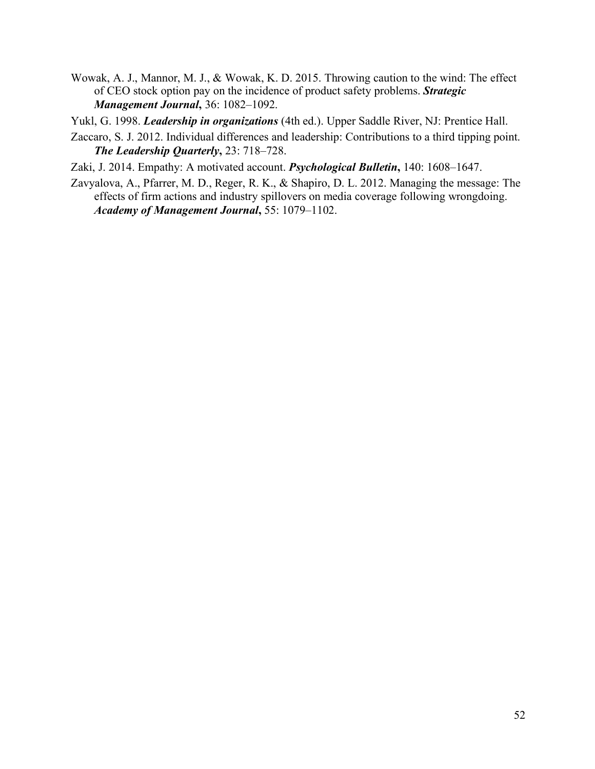Wowak, A. J., Mannor, M. J., & Wowak, K. D. 2015. Throwing caution to the wind: The effect of CEO stock option pay on the incidence of product safety problems. ***Strategic Management Journal*****,** 36: 1082–1092.

Yukl, G. 1998. ***Leadership in organizations*** (4th ed.). Upper Saddle River, NJ: Prentice Hall.

Zaccaro, S. J. 2012. Individual differences and leadership: Contributions to a third tipping point. ***The Leadership Quarterly*****,** 23: 718–728.

Zaki, J. 2014. Empathy: A motivated account. ***Psychological Bulletin*****,** 140: 1608–1647.

Zavyalova, A., Pfarrer, M. D., Reger, R. K., & Shapiro, D. L. 2012. Managing the message: The effects of firm actions and industry spillovers on media coverage following wrongdoing. ***Academy of Management Journal*****,** 55: 1079–1102.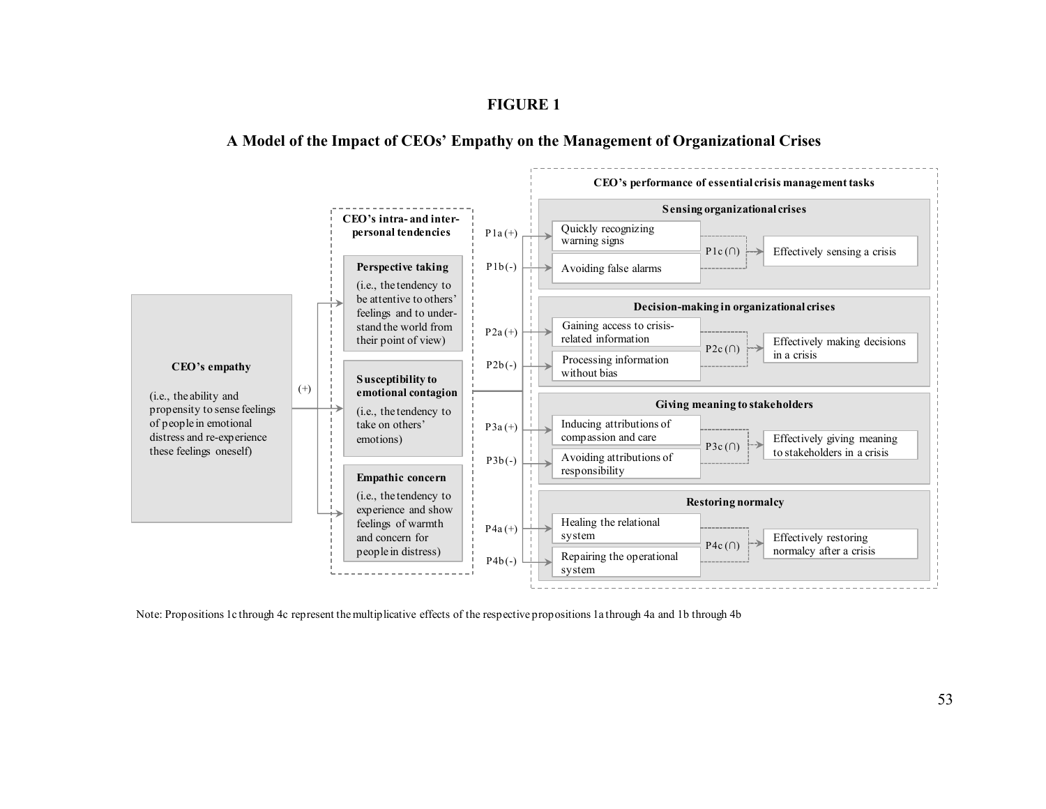**FIGURE 1**

**A Model of the Impact of CEOs' Empathy on the Management of Organizational Crises**

**CEO's empathy**

(i.e., the ability and propensity to sense feelings of people in emotional distress and re-experience these feelings oneself)

(+)

**CEO's intra- and inter-personal tendencies**

**Perspective taking**
(i.e., the tendency to be attentive to others' feelings and to understand the world from their point of view)

**Susceptibility to emotional contagion**
(i.e., the tendency to take on others' emotions)

**Empathic concern**
(i.e., the tendency to experience and show feelings of warmth and concern for people in distress)

**CEO's performance of essential crisis management tasks**

**Sensing organizational crises**
- P1a (+) → Quickly recognizing warning signs
- P1b (-) → Avoiding false alarms
- P1c (∩) → Effectively sensing a crisis

**Decision-making in organizational crises**
- P2a (+) → Gaining access to crisis-related information
- P2b (-) → Processing information without bias
- P2c (∩) → Effectively making decisions in a crisis

**Giving meaning to stakeholders**
- P3a (+) → Inducing attributions of compassion and care
- P3b (-) → Avoiding attributions of responsibility
- P3c (∩) → Effectively giving meaning to stakeholders in a crisis

**Restoring normalcy**
- P4a (+) → Healing the relational system
- P4b (-) → Repairing the operational system
- P4c (∩) → Effectively restoring normalcy after a crisis

Note: Propositions 1c through 4c represent the multiplicative effects of the respective propositions 1a through 4a and 1b through 4b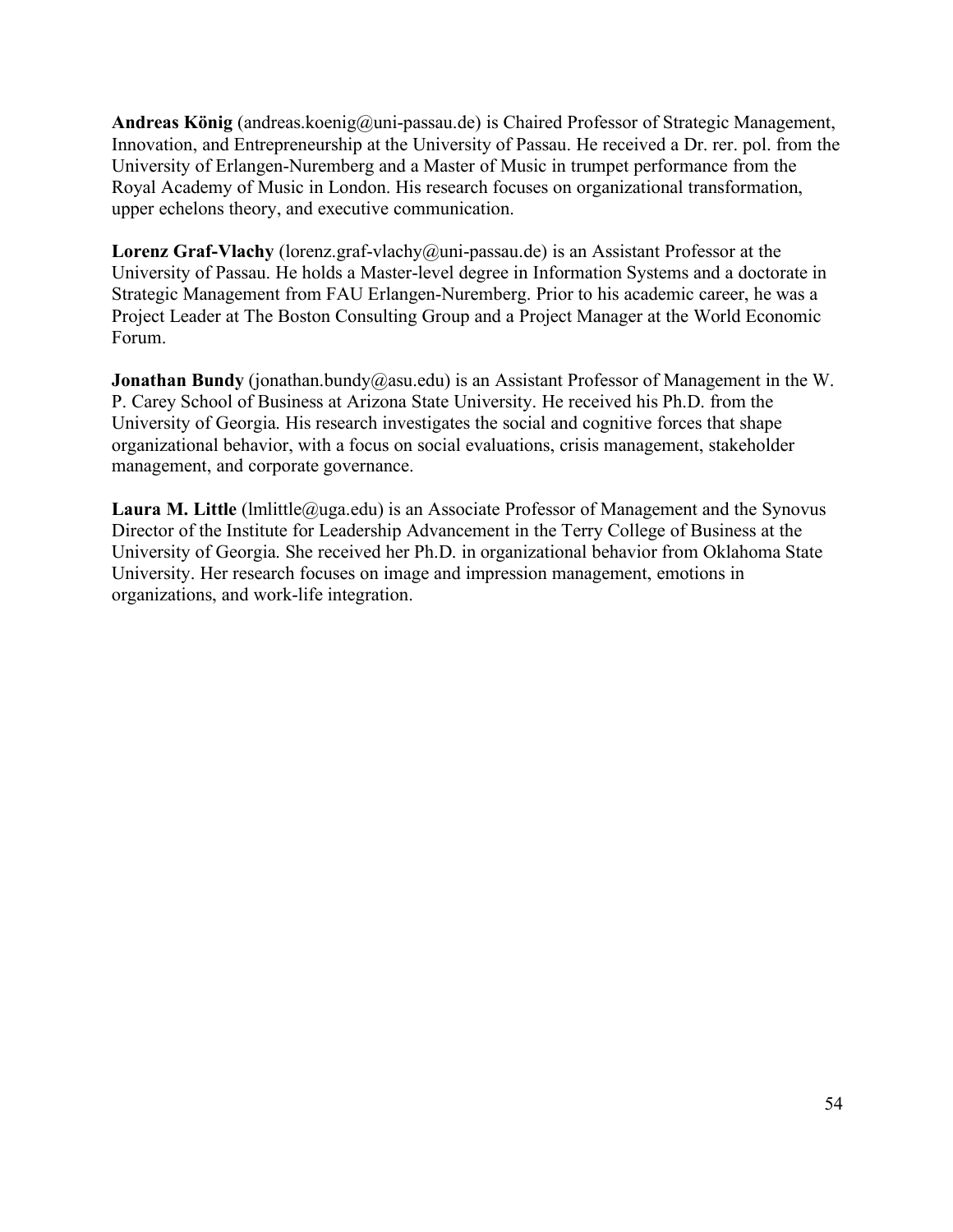**Andreas König** (andreas.koenig@uni-passau.de) is Chaired Professor of Strategic Management, Innovation, and Entrepreneurship at the University of Passau. He received a Dr. rer. pol. from the University of Erlangen-Nuremberg and a Master of Music in trumpet performance from the Royal Academy of Music in London. His research focuses on organizational transformation, upper echelons theory, and executive communication.

**Lorenz Graf-Vlachy** (lorenz.graf-vlachy@uni-passau.de) is an Assistant Professor at the University of Passau. He holds a Master-level degree in Information Systems and a doctorate in Strategic Management from FAU Erlangen-Nuremberg. Prior to his academic career, he was a Project Leader at The Boston Consulting Group and a Project Manager at the World Economic Forum.

**Jonathan Bundy** (jonathan.bundy@asu.edu) is an Assistant Professor of Management in the W. P. Carey School of Business at Arizona State University. He received his Ph.D. from the University of Georgia. His research investigates the social and cognitive forces that shape organizational behavior, with a focus on social evaluations, crisis management, stakeholder management, and corporate governance.

**Laura M. Little** (lmlittle@uga.edu) is an Associate Professor of Management and the Synovus Director of the Institute for Leadership Advancement in the Terry College of Business at the University of Georgia. She received her Ph.D. in organizational behavior from Oklahoma State University. Her research focuses on image and impression management, emotions in organizations, and work-life integration.